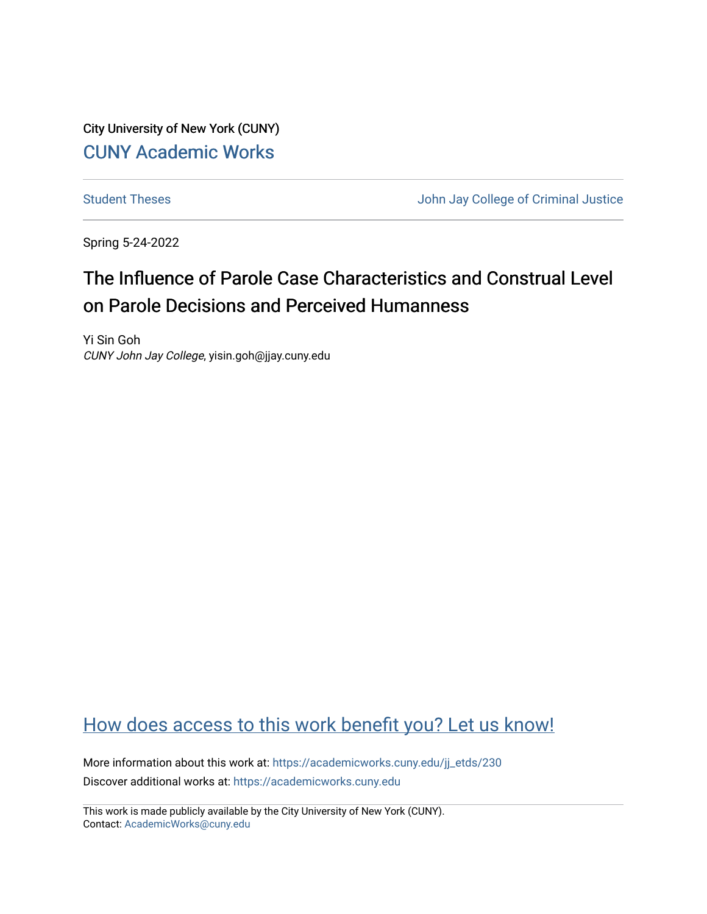City University of New York (CUNY)

CUNY Academic Works

Student Theses

John Jay College of Criminal Justice

Spring 5-24-2022

# The Influence of Parole Case Characteristics and Construal Level on Parole Decisions and Perceived Humanness

Yi Sin Goh
*CUNY John Jay College*, yisin.goh@jjay.cuny.edu

How does access to this work benefit you? Let us know!

More information about this work at: https://academicworks.cuny.edu/jj_etds/230

Discover additional works at: https://academicworks.cuny.edu

This work is made publicly available by the City University of New York (CUNY).
Contact: AcademicWorks@cuny.edu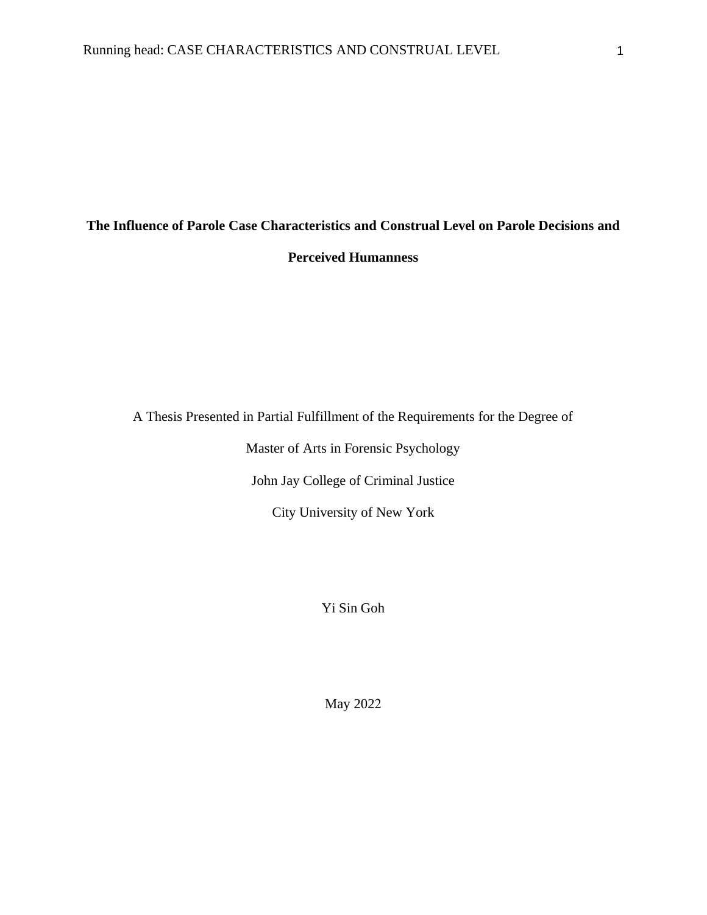# The Influence of Parole Case Characteristics and Construal Level on Parole Decisions and Perceived Humanness

A Thesis Presented in Partial Fulfillment of the Requirements for the Degree of

Master of Arts in Forensic Psychology

John Jay College of Criminal Justice

City University of New York

Yi Sin Goh

May 2022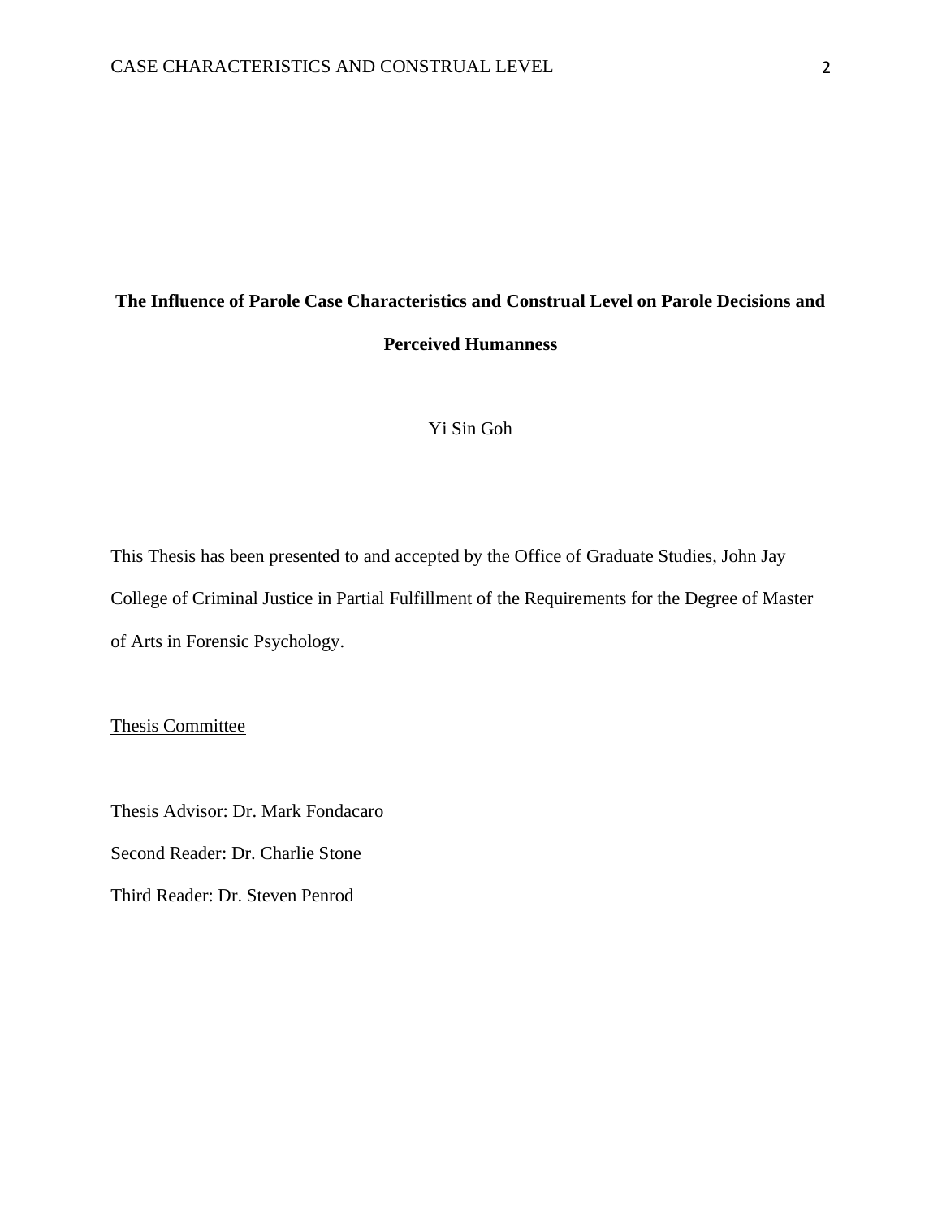**The Influence of Parole Case Characteristics and Construal Level on Parole Decisions and Perceived Humanness**

Yi Sin Goh

This Thesis has been presented to and accepted by the Office of Graduate Studies, John Jay College of Criminal Justice in Partial Fulfillment of the Requirements for the Degree of Master of Arts in Forensic Psychology.

Thesis Committee

Thesis Advisor: Dr. Mark Fondacaro

Second Reader: Dr. Charlie Stone

Third Reader: Dr. Steven Penrod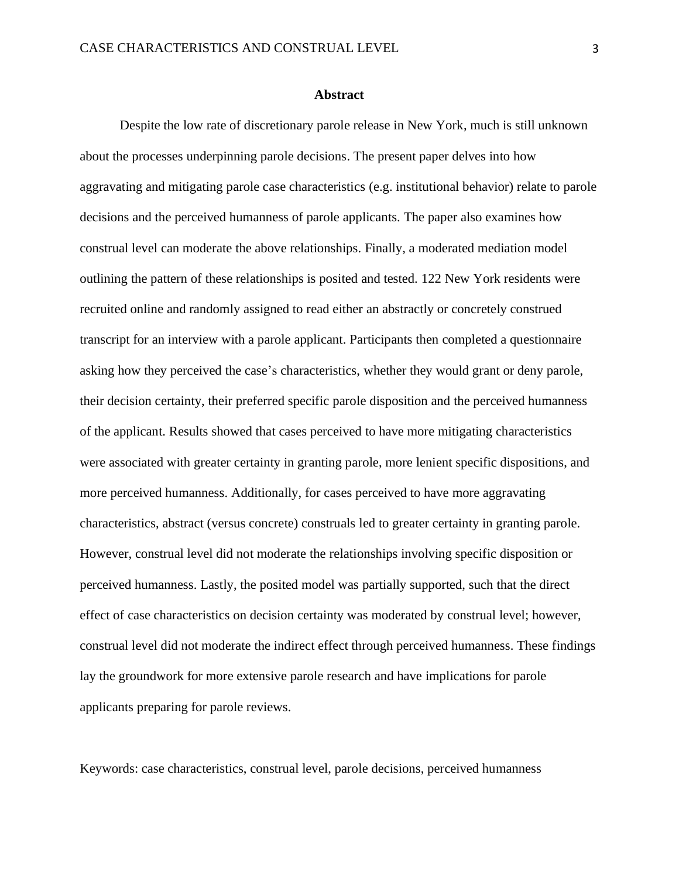## Abstract

Despite the low rate of discretionary parole release in New York, much is still unknown about the processes underpinning parole decisions. The present paper delves into how aggravating and mitigating parole case characteristics (e.g. institutional behavior) relate to parole decisions and the perceived humanness of parole applicants. The paper also examines how construal level can moderate the above relationships. Finally, a moderated mediation model outlining the pattern of these relationships is posited and tested. 122 New York residents were recruited online and randomly assigned to read either an abstractly or concretely construed transcript for an interview with a parole applicant. Participants then completed a questionnaire asking how they perceived the case's characteristics, whether they would grant or deny parole, their decision certainty, their preferred specific parole disposition and the perceived humanness of the applicant. Results showed that cases perceived to have more mitigating characteristics were associated with greater certainty in granting parole, more lenient specific dispositions, and more perceived humanness. Additionally, for cases perceived to have more aggravating characteristics, abstract (versus concrete) construals led to greater certainty in granting parole. However, construal level did not moderate the relationships involving specific disposition or perceived humanness. Lastly, the posited model was partially supported, such that the direct effect of case characteristics on decision certainty was moderated by construal level; however, construal level did not moderate the indirect effect through perceived humanness. These findings lay the groundwork for more extensive parole research and have implications for parole applicants preparing for parole reviews.

Keywords: case characteristics, construal level, parole decisions, perceived humanness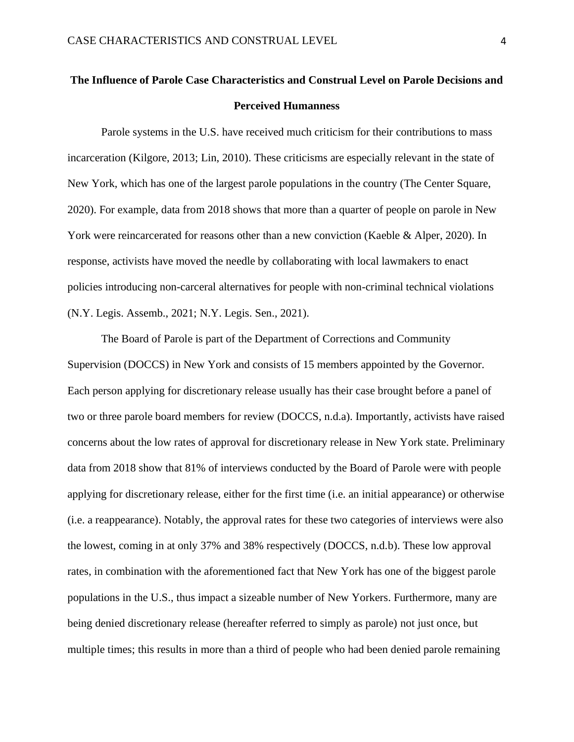# The Influence of Parole Case Characteristics and Construal Level on Parole Decisions and Perceived Humanness

Parole systems in the U.S. have received much criticism for their contributions to mass incarceration (Kilgore, 2013; Lin, 2010). These criticisms are especially relevant in the state of New York, which has one of the largest parole populations in the country (The Center Square, 2020). For example, data from 2018 shows that more than a quarter of people on parole in New York were reincarcerated for reasons other than a new conviction (Kaeble & Alper, 2020). In response, activists have moved the needle by collaborating with local lawmakers to enact policies introducing non-carceral alternatives for people with non-criminal technical violations (N.Y. Legis. Assemb., 2021; N.Y. Legis. Sen., 2021).

The Board of Parole is part of the Department of Corrections and Community Supervision (DOCCS) in New York and consists of 15 members appointed by the Governor. Each person applying for discretionary release usually has their case brought before a panel of two or three parole board members for review (DOCCS, n.d.a). Importantly, activists have raised concerns about the low rates of approval for discretionary release in New York state. Preliminary data from 2018 show that 81% of interviews conducted by the Board of Parole were with people applying for discretionary release, either for the first time (i.e. an initial appearance) or otherwise (i.e. a reappearance). Notably, the approval rates for these two categories of interviews were also the lowest, coming in at only 37% and 38% respectively (DOCCS, n.d.b). These low approval rates, in combination with the aforementioned fact that New York has one of the biggest parole populations in the U.S., thus impact a sizeable number of New Yorkers. Furthermore, many are being denied discretionary release (hereafter referred to simply as parole) not just once, but multiple times; this results in more than a third of people who had been denied parole remaining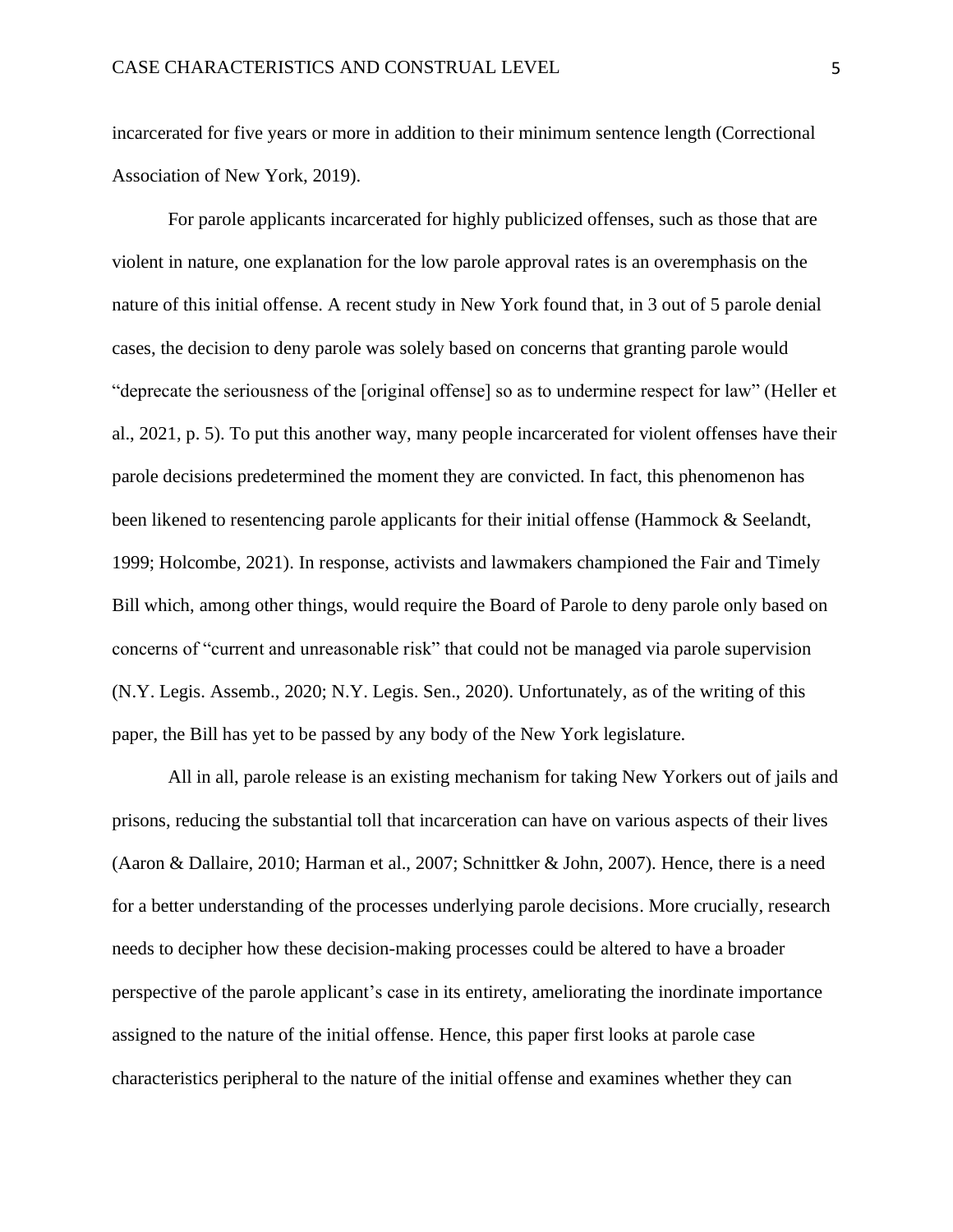incarcerated for five years or more in addition to their minimum sentence length (Correctional Association of New York, 2019).

For parole applicants incarcerated for highly publicized offenses, such as those that are violent in nature, one explanation for the low parole approval rates is an overemphasis on the nature of this initial offense. A recent study in New York found that, in 3 out of 5 parole denial cases, the decision to deny parole was solely based on concerns that granting parole would "deprecate the seriousness of the [original offense] so as to undermine respect for law" (Heller et al., 2021, p. 5). To put this another way, many people incarcerated for violent offenses have their parole decisions predetermined the moment they are convicted. In fact, this phenomenon has been likened to resentencing parole applicants for their initial offense (Hammock & Seelandt, 1999; Holcombe, 2021). In response, activists and lawmakers championed the Fair and Timely Bill which, among other things, would require the Board of Parole to deny parole only based on concerns of "current and unreasonable risk" that could not be managed via parole supervision (N.Y. Legis. Assemb., 2020; N.Y. Legis. Sen., 2020). Unfortunately, as of the writing of this paper, the Bill has yet to be passed by any body of the New York legislature.

All in all, parole release is an existing mechanism for taking New Yorkers out of jails and prisons, reducing the substantial toll that incarceration can have on various aspects of their lives (Aaron & Dallaire, 2010; Harman et al., 2007; Schnittker & John, 2007). Hence, there is a need for a better understanding of the processes underlying parole decisions. More crucially, research needs to decipher how these decision-making processes could be altered to have a broader perspective of the parole applicant's case in its entirety, ameliorating the inordinate importance assigned to the nature of the initial offense. Hence, this paper first looks at parole case characteristics peripheral to the nature of the initial offense and examines whether they can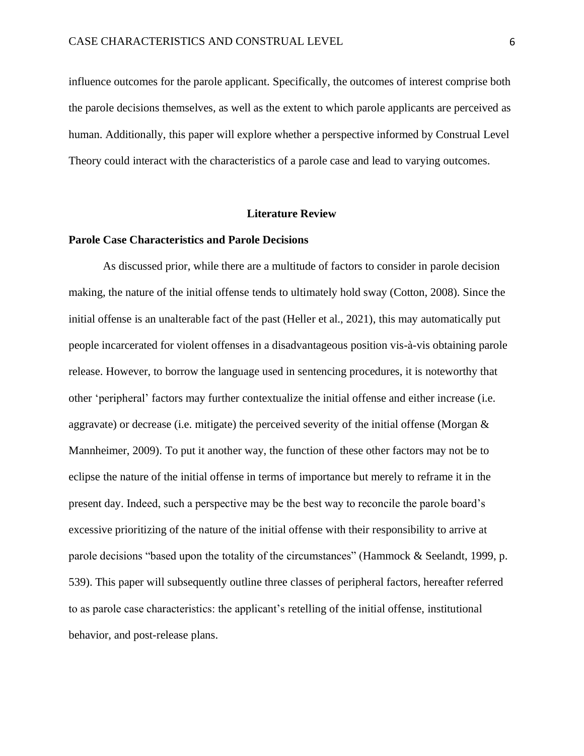influence outcomes for the parole applicant. Specifically, the outcomes of interest comprise both the parole decisions themselves, as well as the extent to which parole applicants are perceived as human. Additionally, this paper will explore whether a perspective informed by Construal Level Theory could interact with the characteristics of a parole case and lead to varying outcomes.

## Literature Review

### Parole Case Characteristics and Parole Decisions

As discussed prior, while there are a multitude of factors to consider in parole decision making, the nature of the initial offense tends to ultimately hold sway (Cotton, 2008). Since the initial offense is an unalterable fact of the past (Heller et al., 2021), this may automatically put people incarcerated for violent offenses in a disadvantageous position vis-à-vis obtaining parole release. However, to borrow the language used in sentencing procedures, it is noteworthy that other 'peripheral' factors may further contextualize the initial offense and either increase (i.e. aggravate) or decrease (i.e. mitigate) the perceived severity of the initial offense (Morgan & Mannheimer, 2009). To put it another way, the function of these other factors may not be to eclipse the nature of the initial offense in terms of importance but merely to reframe it in the present day. Indeed, such a perspective may be the best way to reconcile the parole board's excessive prioritizing of the nature of the initial offense with their responsibility to arrive at parole decisions "based upon the totality of the circumstances" (Hammock & Seelandt, 1999, p. 539). This paper will subsequently outline three classes of peripheral factors, hereafter referred to as parole case characteristics: the applicant's retelling of the initial offense, institutional behavior, and post-release plans.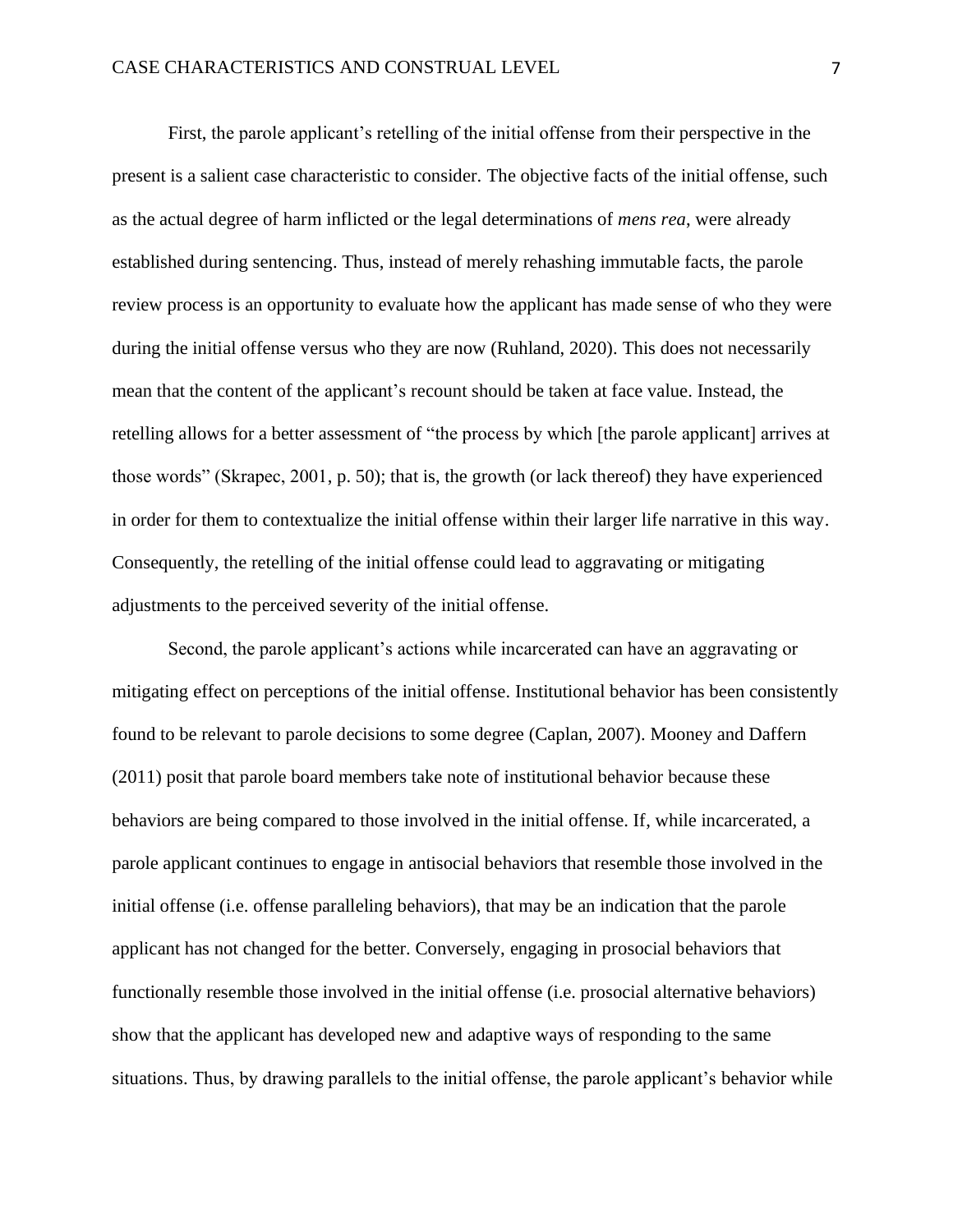First, the parole applicant's retelling of the initial offense from their perspective in the present is a salient case characteristic to consider. The objective facts of the initial offense, such as the actual degree of harm inflicted or the legal determinations of *mens rea*, were already established during sentencing. Thus, instead of merely rehashing immutable facts, the parole review process is an opportunity to evaluate how the applicant has made sense of who they were during the initial offense versus who they are now (Ruhland, 2020). This does not necessarily mean that the content of the applicant's recount should be taken at face value. Instead, the retelling allows for a better assessment of "the process by which [the parole applicant] arrives at those words" (Skrapec, 2001, p. 50); that is, the growth (or lack thereof) they have experienced in order for them to contextualize the initial offense within their larger life narrative in this way. Consequently, the retelling of the initial offense could lead to aggravating or mitigating adjustments to the perceived severity of the initial offense.

Second, the parole applicant's actions while incarcerated can have an aggravating or mitigating effect on perceptions of the initial offense. Institutional behavior has been consistently found to be relevant to parole decisions to some degree (Caplan, 2007). Mooney and Daffern (2011) posit that parole board members take note of institutional behavior because these behaviors are being compared to those involved in the initial offense. If, while incarcerated, a parole applicant continues to engage in antisocial behaviors that resemble those involved in the initial offense (i.e. offense paralleling behaviors), that may be an indication that the parole applicant has not changed for the better. Conversely, engaging in prosocial behaviors that functionally resemble those involved in the initial offense (i.e. prosocial alternative behaviors) show that the applicant has developed new and adaptive ways of responding to the same situations. Thus, by drawing parallels to the initial offense, the parole applicant's behavior while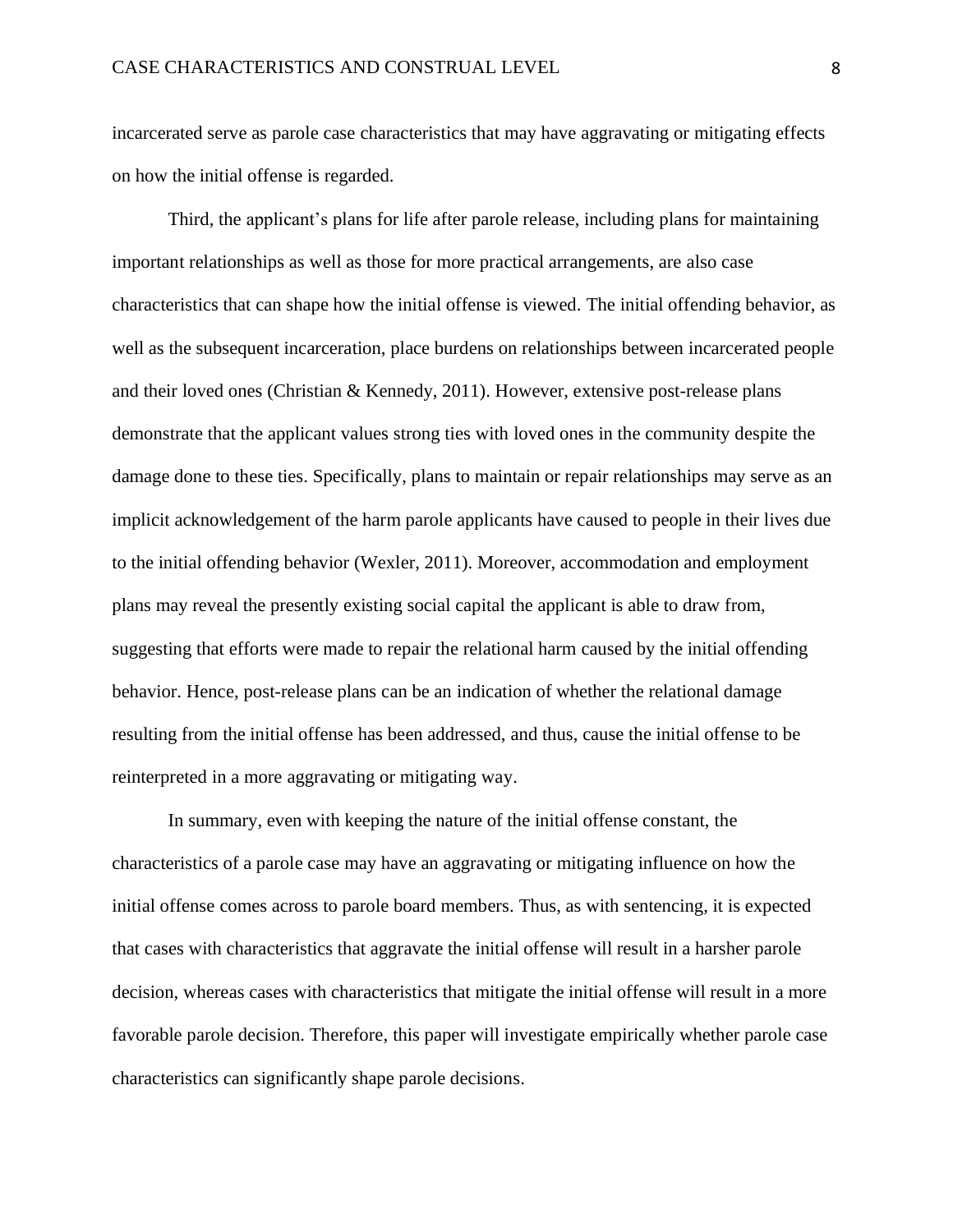incarcerated serve as parole case characteristics that may have aggravating or mitigating effects on how the initial offense is regarded.

Third, the applicant's plans for life after parole release, including plans for maintaining important relationships as well as those for more practical arrangements, are also case characteristics that can shape how the initial offense is viewed. The initial offending behavior, as well as the subsequent incarceration, place burdens on relationships between incarcerated people and their loved ones (Christian & Kennedy, 2011). However, extensive post-release plans demonstrate that the applicant values strong ties with loved ones in the community despite the damage done to these ties. Specifically, plans to maintain or repair relationships may serve as an implicit acknowledgement of the harm parole applicants have caused to people in their lives due to the initial offending behavior (Wexler, 2011). Moreover, accommodation and employment plans may reveal the presently existing social capital the applicant is able to draw from, suggesting that efforts were made to repair the relational harm caused by the initial offending behavior. Hence, post-release plans can be an indication of whether the relational damage resulting from the initial offense has been addressed, and thus, cause the initial offense to be reinterpreted in a more aggravating or mitigating way.

In summary, even with keeping the nature of the initial offense constant, the characteristics of a parole case may have an aggravating or mitigating influence on how the initial offense comes across to parole board members. Thus, as with sentencing, it is expected that cases with characteristics that aggravate the initial offense will result in a harsher parole decision, whereas cases with characteristics that mitigate the initial offense will result in a more favorable parole decision. Therefore, this paper will investigate empirically whether parole case characteristics can significantly shape parole decisions.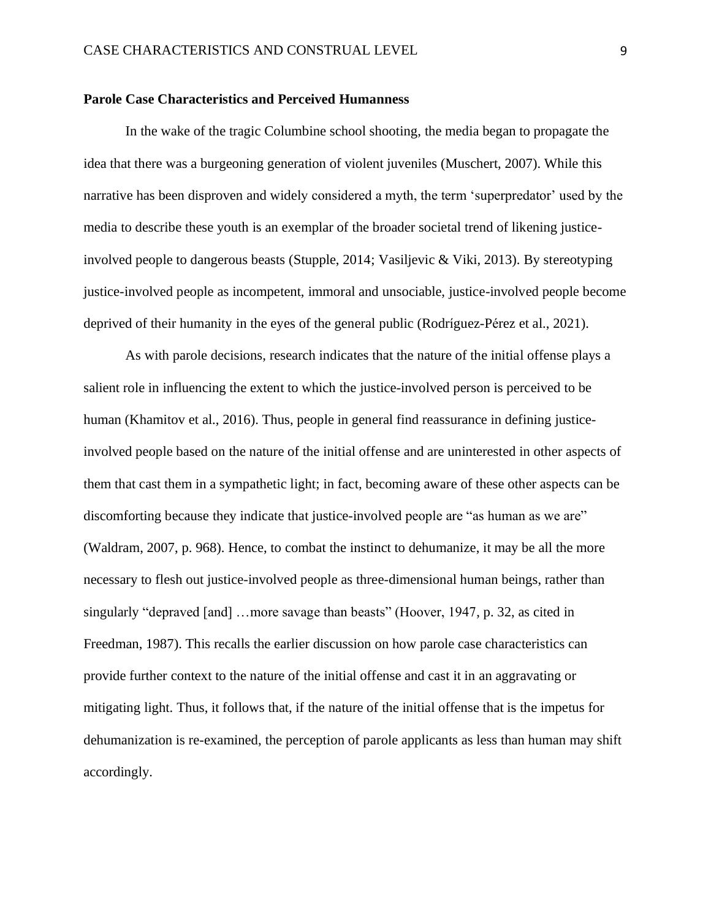**Parole Case Characteristics and Perceived Humanness**

In the wake of the tragic Columbine school shooting, the media began to propagate the idea that there was a burgeoning generation of violent juveniles (Muschert, 2007). While this narrative has been disproven and widely considered a myth, the term 'superpredator' used by the media to describe these youth is an exemplar of the broader societal trend of likening justice-involved people to dangerous beasts (Stupple, 2014; Vasiljevic & Viki, 2013). By stereotyping justice-involved people as incompetent, immoral and unsociable, justice-involved people become deprived of their humanity in the eyes of the general public (Rodríguez-Pérez et al., 2021).

As with parole decisions, research indicates that the nature of the initial offense plays a salient role in influencing the extent to which the justice-involved person is perceived to be human (Khamitov et al., 2016). Thus, people in general find reassurance in defining justice-involved people based on the nature of the initial offense and are uninterested in other aspects of them that cast them in a sympathetic light; in fact, becoming aware of these other aspects can be discomforting because they indicate that justice-involved people are "as human as we are" (Waldram, 2007, p. 968). Hence, to combat the instinct to dehumanize, it may be all the more necessary to flesh out justice-involved people as three-dimensional human beings, rather than singularly "depraved [and] …more savage than beasts" (Hoover, 1947, p. 32, as cited in Freedman, 1987). This recalls the earlier discussion on how parole case characteristics can provide further context to the nature of the initial offense and cast it in an aggravating or mitigating light. Thus, it follows that, if the nature of the initial offense that is the impetus for dehumanization is re-examined, the perception of parole applicants as less than human may shift accordingly.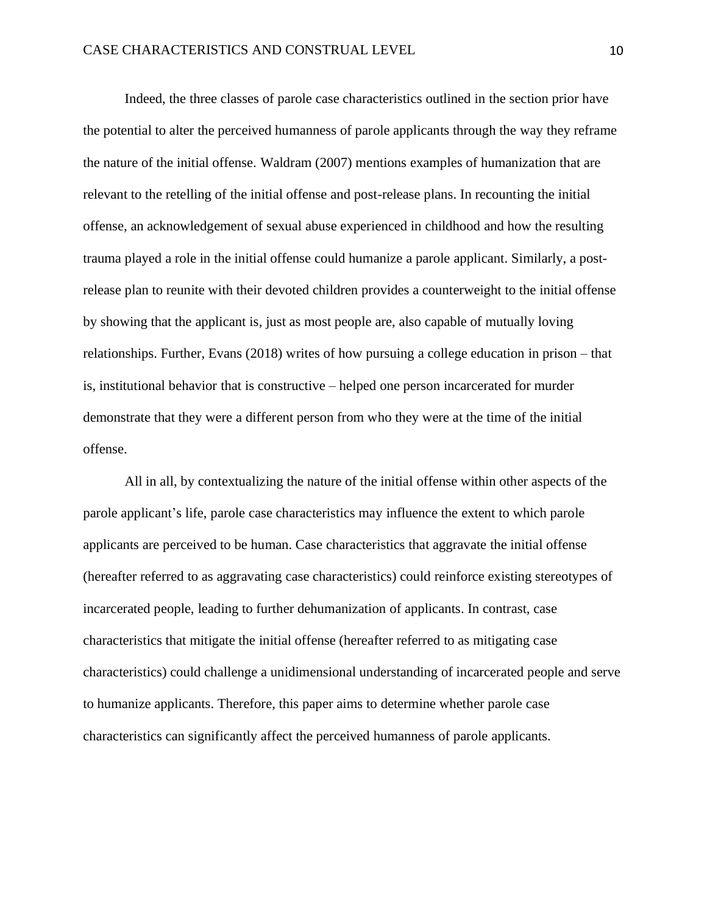Indeed, the three classes of parole case characteristics outlined in the section prior have the potential to alter the perceived humanness of parole applicants through the way they reframe the nature of the initial offense. Waldram (2007) mentions examples of humanization that are relevant to the retelling of the initial offense and post-release plans. In recounting the initial offense, an acknowledgement of sexual abuse experienced in childhood and how the resulting trauma played a role in the initial offense could humanize a parole applicant. Similarly, a post-release plan to reunite with their devoted children provides a counterweight to the initial offense by showing that the applicant is, just as most people are, also capable of mutually loving relationships. Further, Evans (2018) writes of how pursuing a college education in prison – that is, institutional behavior that is constructive – helped one person incarcerated for murder demonstrate that they were a different person from who they were at the time of the initial offense.

All in all, by contextualizing the nature of the initial offense within other aspects of the parole applicant's life, parole case characteristics may influence the extent to which parole applicants are perceived to be human. Case characteristics that aggravate the initial offense (hereafter referred to as aggravating case characteristics) could reinforce existing stereotypes of incarcerated people, leading to further dehumanization of applicants. In contrast, case characteristics that mitigate the initial offense (hereafter referred to as mitigating case characteristics) could challenge a unidimensional understanding of incarcerated people and serve to humanize applicants. Therefore, this paper aims to determine whether parole case characteristics can significantly affect the perceived humanness of parole applicants.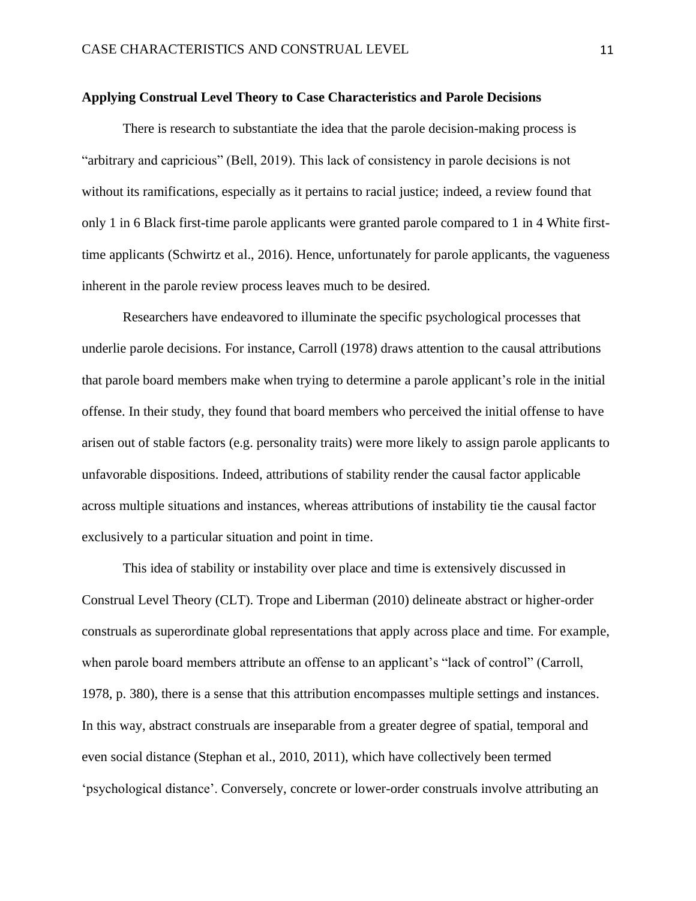**Applying Construal Level Theory to Case Characteristics and Parole Decisions**

There is research to substantiate the idea that the parole decision-making process is "arbitrary and capricious" (Bell, 2019). This lack of consistency in parole decisions is not without its ramifications, especially as it pertains to racial justice; indeed, a review found that only 1 in 6 Black first-time parole applicants were granted parole compared to 1 in 4 White first-time applicants (Schwirtz et al., 2016). Hence, unfortunately for parole applicants, the vagueness inherent in the parole review process leaves much to be desired.

Researchers have endeavored to illuminate the specific psychological processes that underlie parole decisions. For instance, Carroll (1978) draws attention to the causal attributions that parole board members make when trying to determine a parole applicant's role in the initial offense. In their study, they found that board members who perceived the initial offense to have arisen out of stable factors (e.g. personality traits) were more likely to assign parole applicants to unfavorable dispositions. Indeed, attributions of stability render the causal factor applicable across multiple situations and instances, whereas attributions of instability tie the causal factor exclusively to a particular situation and point in time.

This idea of stability or instability over place and time is extensively discussed in Construal Level Theory (CLT). Trope and Liberman (2010) delineate abstract or higher-order construals as superordinate global representations that apply across place and time. For example, when parole board members attribute an offense to an applicant's "lack of control" (Carroll, 1978, p. 380), there is a sense that this attribution encompasses multiple settings and instances. In this way, abstract construals are inseparable from a greater degree of spatial, temporal and even social distance (Stephan et al., 2010, 2011), which have collectively been termed 'psychological distance'. Conversely, concrete or lower-order construals involve attributing an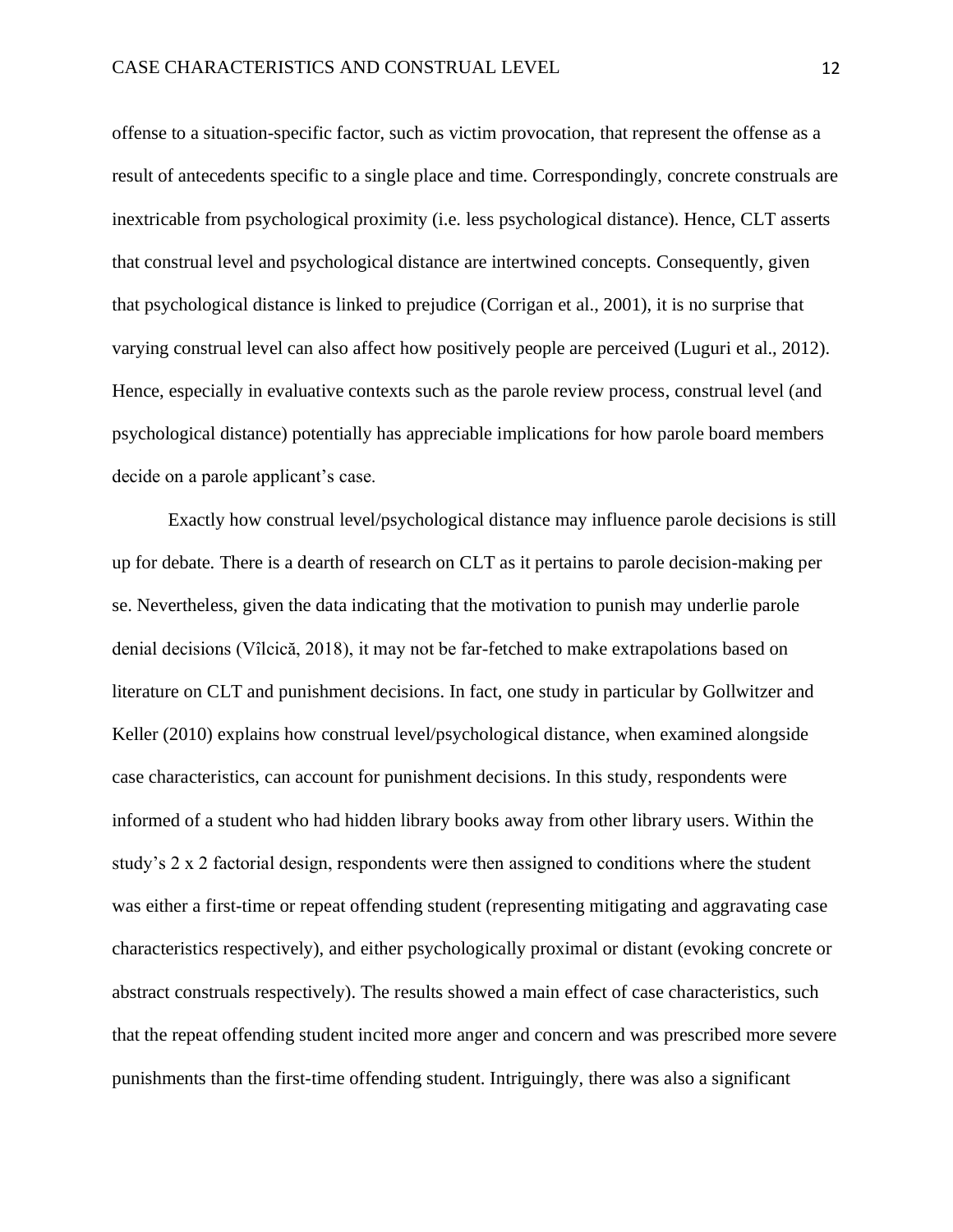offense to a situation-specific factor, such as victim provocation, that represent the offense as a result of antecedents specific to a single place and time. Correspondingly, concrete construals are inextricable from psychological proximity (i.e. less psychological distance). Hence, CLT asserts that construal level and psychological distance are intertwined concepts. Consequently, given that psychological distance is linked to prejudice (Corrigan et al., 2001), it is no surprise that varying construal level can also affect how positively people are perceived (Luguri et al., 2012). Hence, especially in evaluative contexts such as the parole review process, construal level (and psychological distance) potentially has appreciable implications for how parole board members decide on a parole applicant's case.

Exactly how construal level/psychological distance may influence parole decisions is still up for debate. There is a dearth of research on CLT as it pertains to parole decision-making per se. Nevertheless, given the data indicating that the motivation to punish may underlie parole denial decisions (Vîlcică, 2018), it may not be far-fetched to make extrapolations based on literature on CLT and punishment decisions. In fact, one study in particular by Gollwitzer and Keller (2010) explains how construal level/psychological distance, when examined alongside case characteristics, can account for punishment decisions. In this study, respondents were informed of a student who had hidden library books away from other library users. Within the study's 2 x 2 factorial design, respondents were then assigned to conditions where the student was either a first-time or repeat offending student (representing mitigating and aggravating case characteristics respectively), and either psychologically proximal or distant (evoking concrete or abstract construals respectively). The results showed a main effect of case characteristics, such that the repeat offending student incited more anger and concern and was prescribed more severe punishments than the first-time offending student. Intriguingly, there was also a significant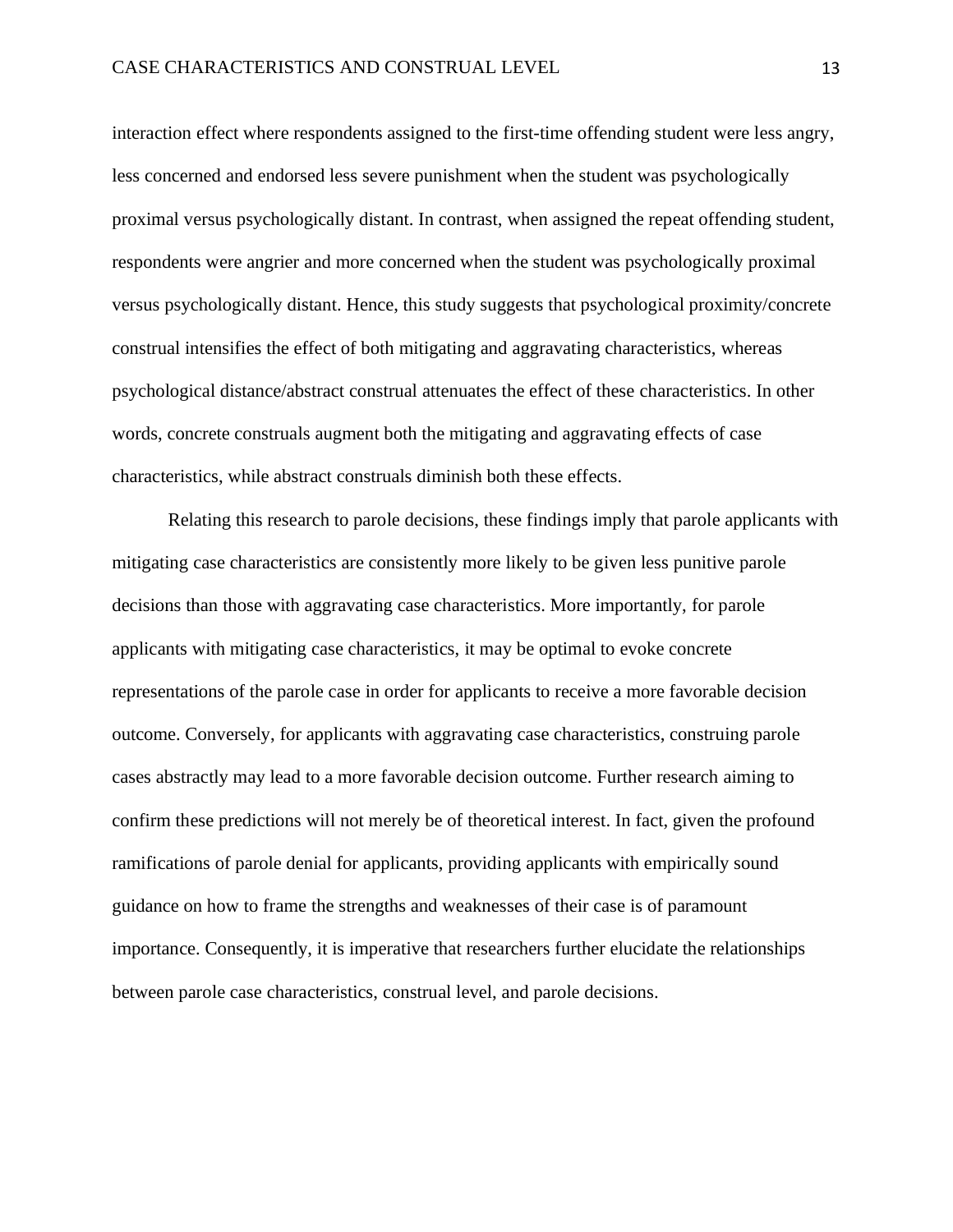interaction effect where respondents assigned to the first-time offending student were less angry, less concerned and endorsed less severe punishment when the student was psychologically proximal versus psychologically distant. In contrast, when assigned the repeat offending student, respondents were angrier and more concerned when the student was psychologically proximal versus psychologically distant. Hence, this study suggests that psychological proximity/concrete construal intensifies the effect of both mitigating and aggravating characteristics, whereas psychological distance/abstract construal attenuates the effect of these characteristics. In other words, concrete construals augment both the mitigating and aggravating effects of case characteristics, while abstract construals diminish both these effects.

Relating this research to parole decisions, these findings imply that parole applicants with mitigating case characteristics are consistently more likely to be given less punitive parole decisions than those with aggravating case characteristics. More importantly, for parole applicants with mitigating case characteristics, it may be optimal to evoke concrete representations of the parole case in order for applicants to receive a more favorable decision outcome. Conversely, for applicants with aggravating case characteristics, construing parole cases abstractly may lead to a more favorable decision outcome. Further research aiming to confirm these predictions will not merely be of theoretical interest. In fact, given the profound ramifications of parole denial for applicants, providing applicants with empirically sound guidance on how to frame the strengths and weaknesses of their case is of paramount importance. Consequently, it is imperative that researchers further elucidate the relationships between parole case characteristics, construal level, and parole decisions.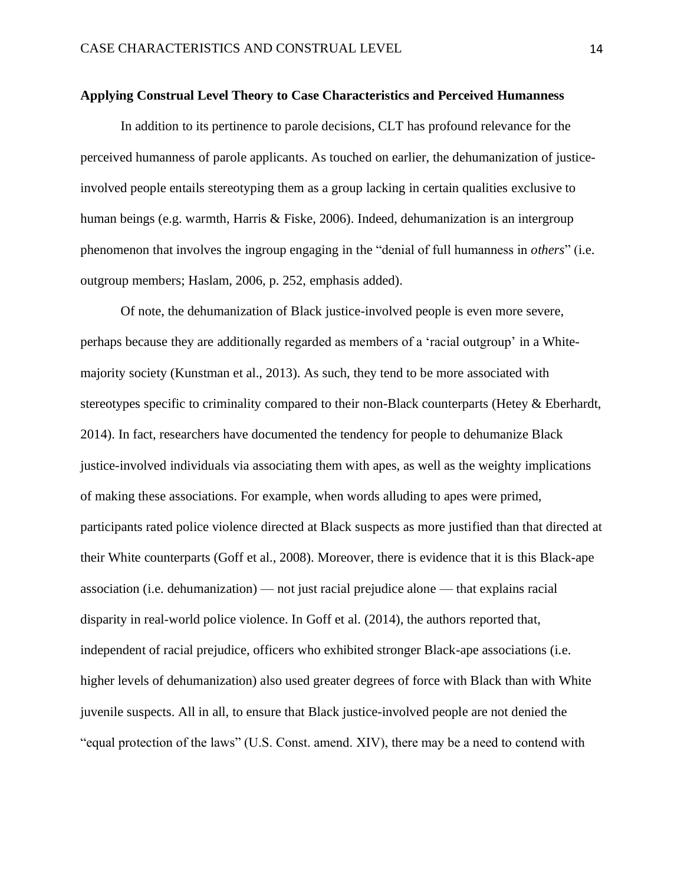**Applying Construal Level Theory to Case Characteristics and Perceived Humanness**

In addition to its pertinence to parole decisions, CLT has profound relevance for the perceived humanness of parole applicants. As touched on earlier, the dehumanization of justice-involved people entails stereotyping them as a group lacking in certain qualities exclusive to human beings (e.g. warmth, Harris & Fiske, 2006). Indeed, dehumanization is an intergroup phenomenon that involves the ingroup engaging in the "denial of full humanness in *others*" (i.e. outgroup members; Haslam, 2006, p. 252, emphasis added).

Of note, the dehumanization of Black justice-involved people is even more severe, perhaps because they are additionally regarded as members of a 'racial outgroup' in a White-majority society (Kunstman et al., 2013). As such, they tend to be more associated with stereotypes specific to criminality compared to their non-Black counterparts (Hetey & Eberhardt, 2014). In fact, researchers have documented the tendency for people to dehumanize Black justice-involved individuals via associating them with apes, as well as the weighty implications of making these associations. For example, when words alluding to apes were primed, participants rated police violence directed at Black suspects as more justified than that directed at their White counterparts (Goff et al., 2008). Moreover, there is evidence that it is this Black-ape association (i.e. dehumanization) — not just racial prejudice alone — that explains racial disparity in real-world police violence. In Goff et al. (2014), the authors reported that, independent of racial prejudice, officers who exhibited stronger Black-ape associations (i.e. higher levels of dehumanization) also used greater degrees of force with Black than with White juvenile suspects. All in all, to ensure that Black justice-involved people are not denied the "equal protection of the laws" (U.S. Const. amend. XIV), there may be a need to contend with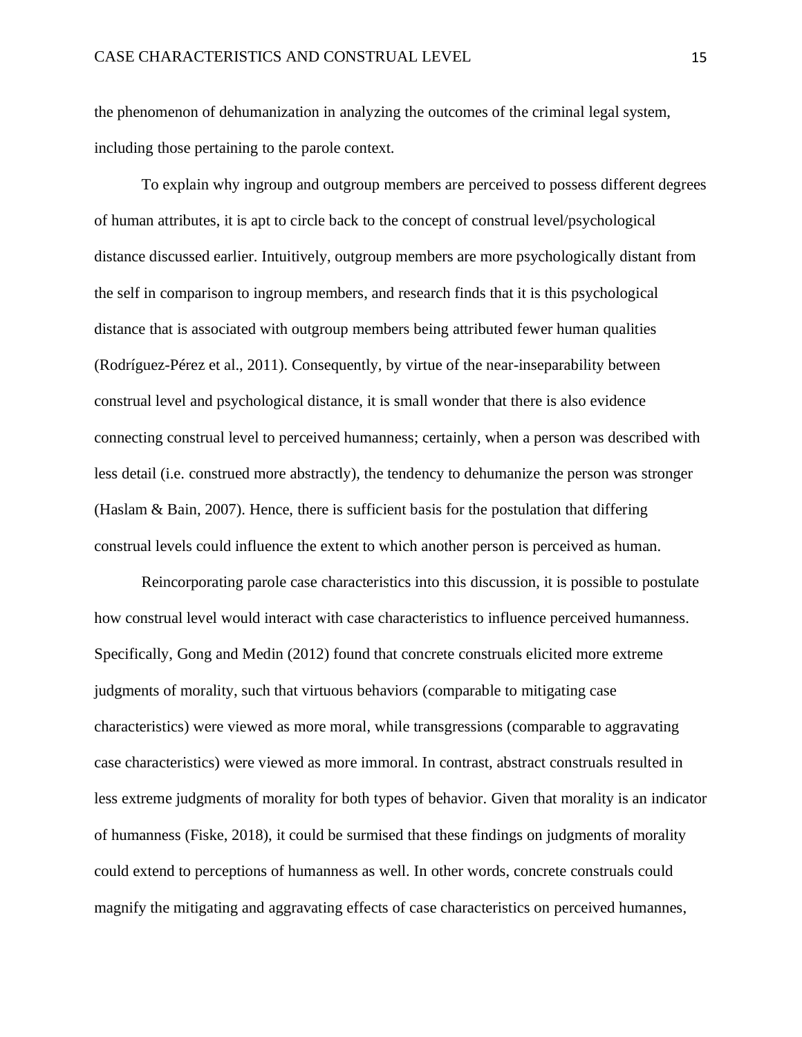the phenomenon of dehumanization in analyzing the outcomes of the criminal legal system, including those pertaining to the parole context.

To explain why ingroup and outgroup members are perceived to possess different degrees of human attributes, it is apt to circle back to the concept of construal level/psychological distance discussed earlier. Intuitively, outgroup members are more psychologically distant from the self in comparison to ingroup members, and research finds that it is this psychological distance that is associated with outgroup members being attributed fewer human qualities (Rodríguez-Pérez et al., 2011). Consequently, by virtue of the near-inseparability between construal level and psychological distance, it is small wonder that there is also evidence connecting construal level to perceived humanness; certainly, when a person was described with less detail (i.e. construed more abstractly), the tendency to dehumanize the person was stronger (Haslam & Bain, 2007). Hence, there is sufficient basis for the postulation that differing construal levels could influence the extent to which another person is perceived as human.

Reincorporating parole case characteristics into this discussion, it is possible to postulate how construal level would interact with case characteristics to influence perceived humanness. Specifically, Gong and Medin (2012) found that concrete construals elicited more extreme judgments of morality, such that virtuous behaviors (comparable to mitigating case characteristics) were viewed as more moral, while transgressions (comparable to aggravating case characteristics) were viewed as more immoral. In contrast, abstract construals resulted in less extreme judgments of morality for both types of behavior. Given that morality is an indicator of humanness (Fiske, 2018), it could be surmised that these findings on judgments of morality could extend to perceptions of humanness as well. In other words, concrete construals could magnify the mitigating and aggravating effects of case characteristics on perceived humannes,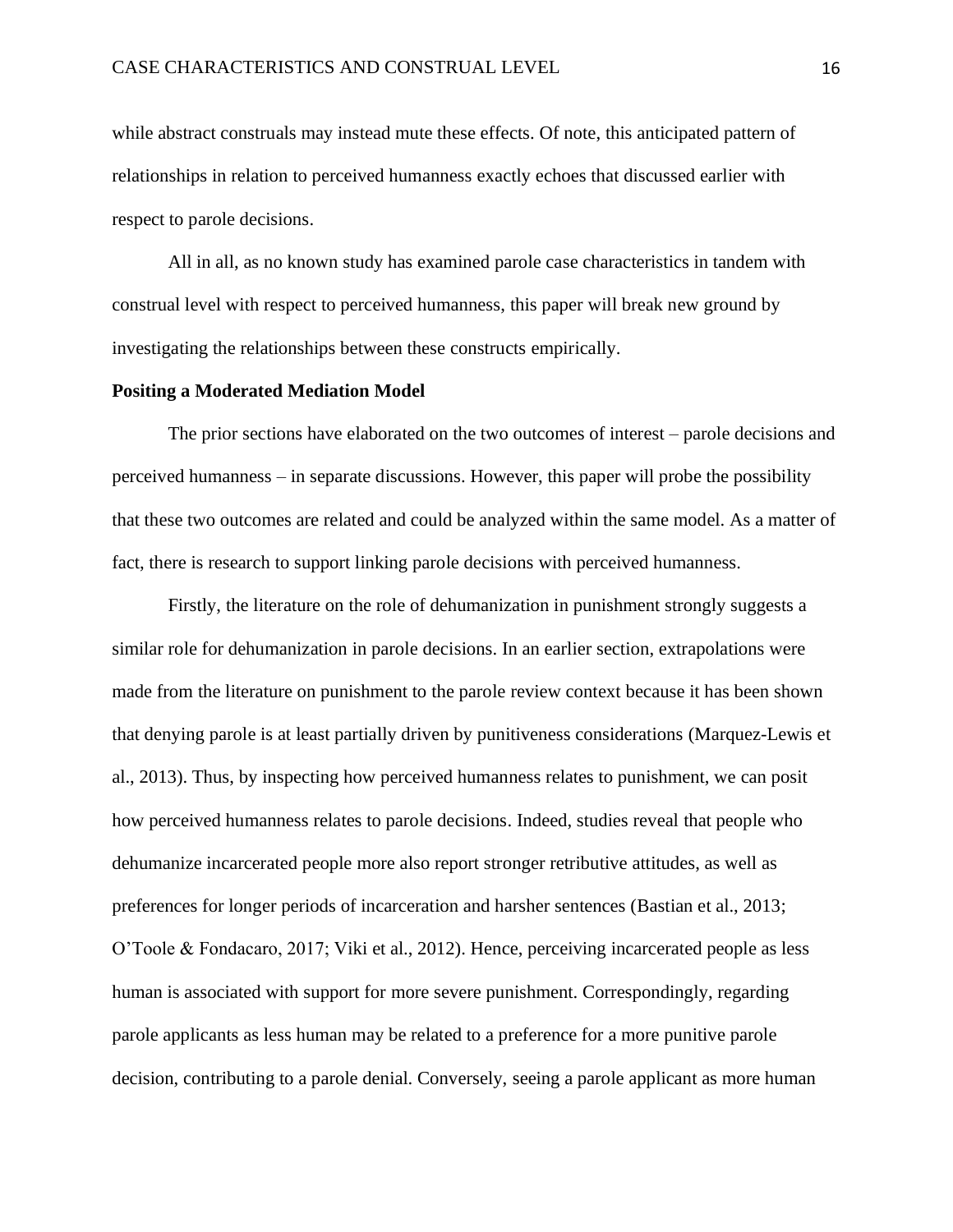while abstract construals may instead mute these effects. Of note, this anticipated pattern of relationships in relation to perceived humanness exactly echoes that discussed earlier with respect to parole decisions.

All in all, as no known study has examined parole case characteristics in tandem with construal level with respect to perceived humanness, this paper will break new ground by investigating the relationships between these constructs empirically.

**Positing a Moderated Mediation Model**

The prior sections have elaborated on the two outcomes of interest – parole decisions and perceived humanness – in separate discussions. However, this paper will probe the possibility that these two outcomes are related and could be analyzed within the same model. As a matter of fact, there is research to support linking parole decisions with perceived humanness.

Firstly, the literature on the role of dehumanization in punishment strongly suggests a similar role for dehumanization in parole decisions. In an earlier section, extrapolations were made from the literature on punishment to the parole review context because it has been shown that denying parole is at least partially driven by punitiveness considerations (Marquez-Lewis et al., 2013). Thus, by inspecting how perceived humanness relates to punishment, we can posit how perceived humanness relates to parole decisions. Indeed, studies reveal that people who dehumanize incarcerated people more also report stronger retributive attitudes, as well as preferences for longer periods of incarceration and harsher sentences (Bastian et al., 2013; O'Toole & Fondacaro, 2017; Viki et al., 2012). Hence, perceiving incarcerated people as less human is associated with support for more severe punishment. Correspondingly, regarding parole applicants as less human may be related to a preference for a more punitive parole decision, contributing to a parole denial. Conversely, seeing a parole applicant as more human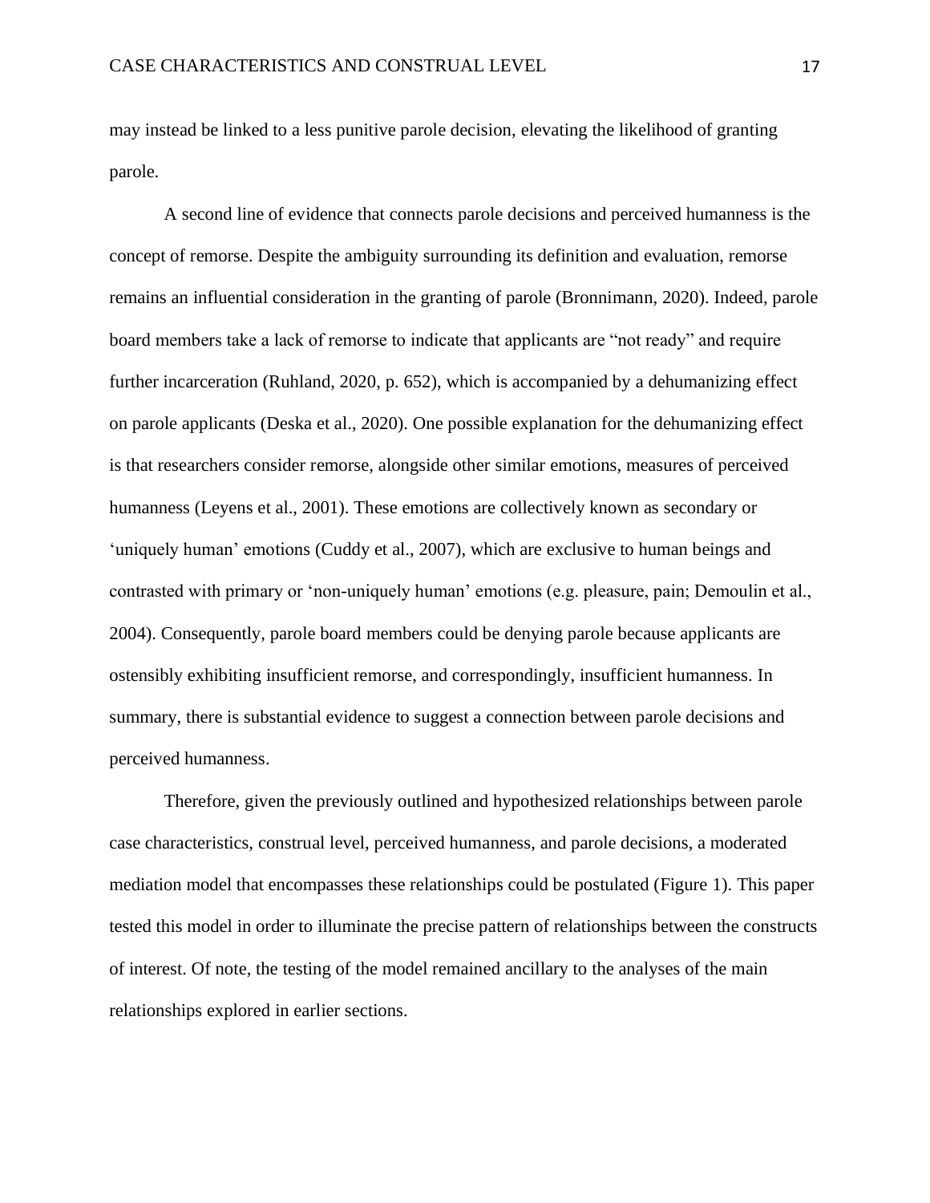may instead be linked to a less punitive parole decision, elevating the likelihood of granting parole.

A second line of evidence that connects parole decisions and perceived humanness is the concept of remorse. Despite the ambiguity surrounding its definition and evaluation, remorse remains an influential consideration in the granting of parole (Bronnimann, 2020). Indeed, parole board members take a lack of remorse to indicate that applicants are "not ready" and require further incarceration (Ruhland, 2020, p. 652), which is accompanied by a dehumanizing effect on parole applicants (Deska et al., 2020). One possible explanation for the dehumanizing effect is that researchers consider remorse, alongside other similar emotions, measures of perceived humanness (Leyens et al., 2001). These emotions are collectively known as secondary or 'uniquely human' emotions (Cuddy et al., 2007), which are exclusive to human beings and contrasted with primary or 'non-uniquely human' emotions (e.g. pleasure, pain; Demoulin et al., 2004). Consequently, parole board members could be denying parole because applicants are ostensibly exhibiting insufficient remorse, and correspondingly, insufficient humanness. In summary, there is substantial evidence to suggest a connection between parole decisions and perceived humanness.

Therefore, given the previously outlined and hypothesized relationships between parole case characteristics, construal level, perceived humanness, and parole decisions, a moderated mediation model that encompasses these relationships could be postulated (Figure 1). This paper tested this model in order to illuminate the precise pattern of relationships between the constructs of interest. Of note, the testing of the model remained ancillary to the analyses of the main relationships explored in earlier sections.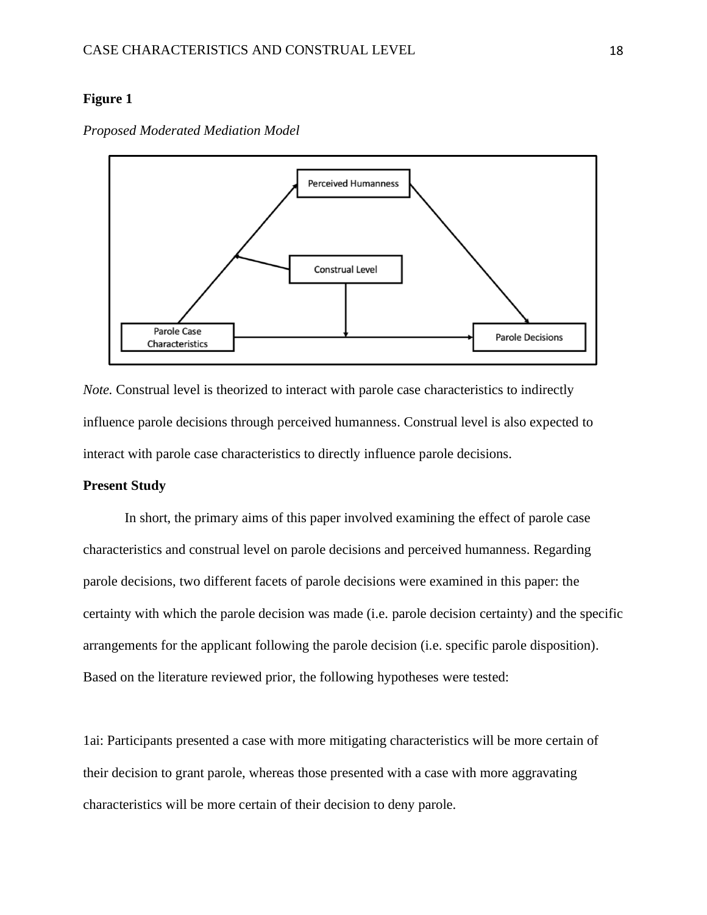**Figure 1**

*Proposed Moderated Mediation Model*

*Note.* Construal level is theorized to interact with parole case characteristics to indirectly influence parole decisions through perceived humanness. Construal level is also expected to interact with parole case characteristics to directly influence parole decisions.

**Present Study**

In short, the primary aims of this paper involved examining the effect of parole case characteristics and construal level on parole decisions and perceived humanness. Regarding parole decisions, two different facets of parole decisions were examined in this paper: the certainty with which the parole decision was made (i.e. parole decision certainty) and the specific arrangements for the applicant following the parole decision (i.e. specific parole disposition). Based on the literature reviewed prior, the following hypotheses were tested:

1ai: Participants presented a case with more mitigating characteristics will be more certain of their decision to grant parole, whereas those presented with a case with more aggravating characteristics will be more certain of their decision to deny parole.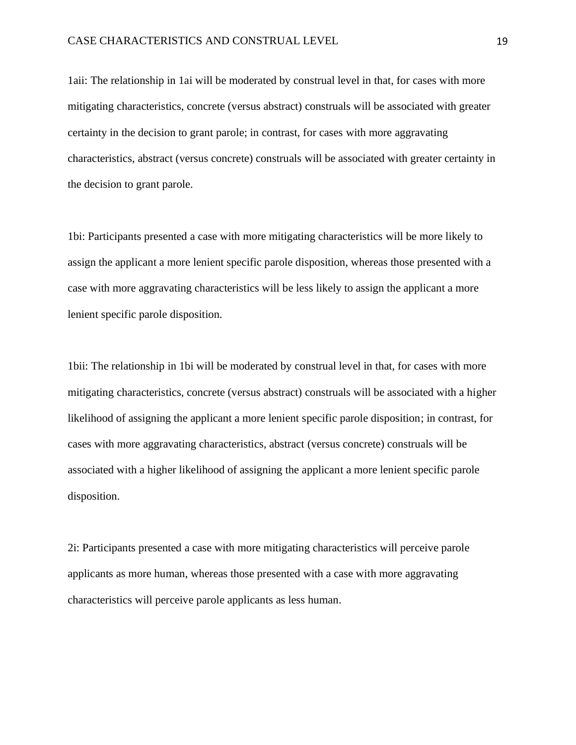1aii: The relationship in 1ai will be moderated by construal level in that, for cases with more mitigating characteristics, concrete (versus abstract) construals will be associated with greater certainty in the decision to grant parole; in contrast, for cases with more aggravating characteristics, abstract (versus concrete) construals will be associated with greater certainty in the decision to grant parole.

1bi: Participants presented a case with more mitigating characteristics will be more likely to assign the applicant a more lenient specific parole disposition, whereas those presented with a case with more aggravating characteristics will be less likely to assign the applicant a more lenient specific parole disposition.

1bii: The relationship in 1bi will be moderated by construal level in that, for cases with more mitigating characteristics, concrete (versus abstract) construals will be associated with a higher likelihood of assigning the applicant a more lenient specific parole disposition; in contrast, for cases with more aggravating characteristics, abstract (versus concrete) construals will be associated with a higher likelihood of assigning the applicant a more lenient specific parole disposition.

2i: Participants presented a case with more mitigating characteristics will perceive parole applicants as more human, whereas those presented with a case with more aggravating characteristics will perceive parole applicants as less human.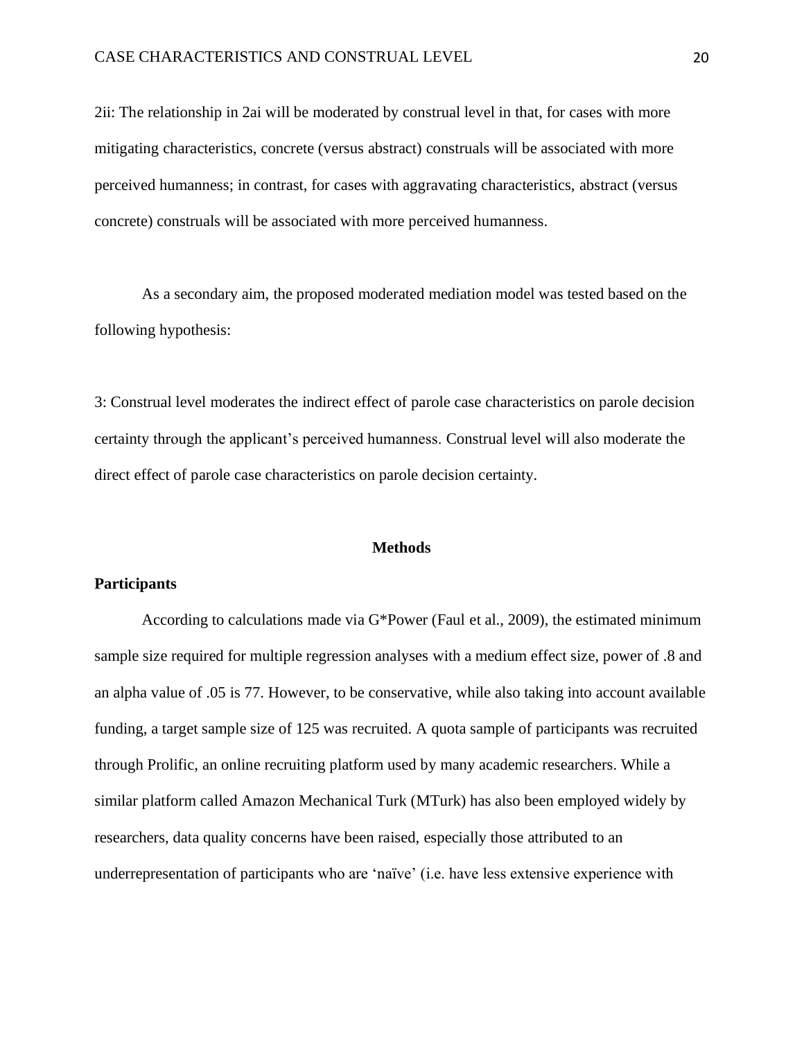2ii: The relationship in 2ai will be moderated by construal level in that, for cases with more mitigating characteristics, concrete (versus abstract) construals will be associated with more perceived humanness; in contrast, for cases with aggravating characteristics, abstract (versus concrete) construals will be associated with more perceived humanness.

As a secondary aim, the proposed moderated mediation model was tested based on the following hypothesis:

3: Construal level moderates the indirect effect of parole case characteristics on parole decision certainty through the applicant's perceived humanness. Construal level will also moderate the direct effect of parole case characteristics on parole decision certainty.

## Methods

### Participants

According to calculations made via G*Power (Faul et al., 2009), the estimated minimum sample size required for multiple regression analyses with a medium effect size, power of .8 and an alpha value of .05 is 77. However, to be conservative, while also taking into account available funding, a target sample size of 125 was recruited. A quota sample of participants was recruited through Prolific, an online recruiting platform used by many academic researchers. While a similar platform called Amazon Mechanical Turk (MTurk) has also been employed widely by researchers, data quality concerns have been raised, especially those attributed to an underrepresentation of participants who are 'naïve' (i.e. have less extensive experience with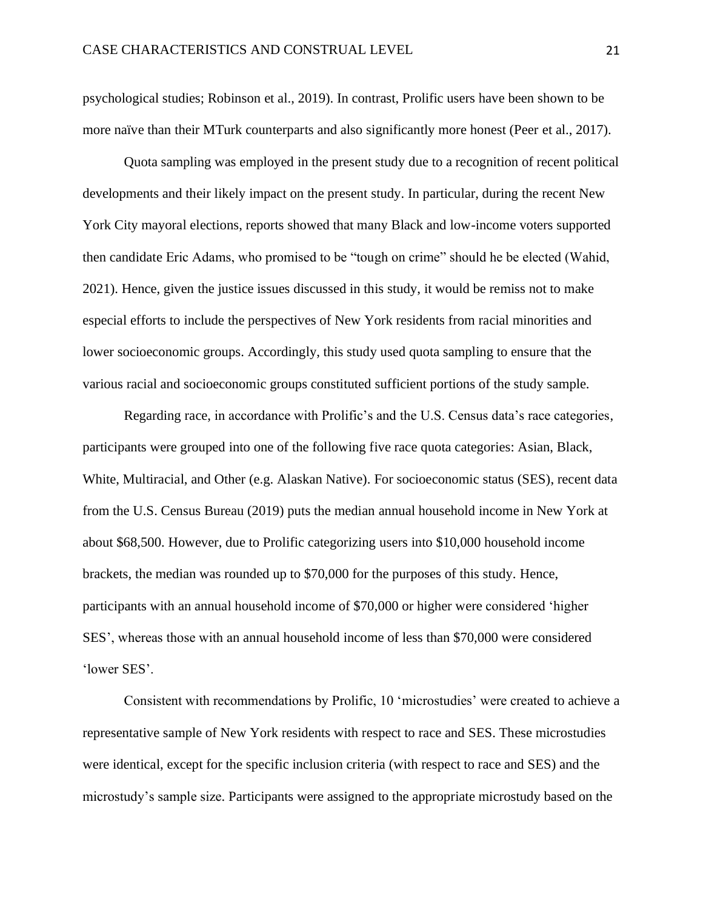psychological studies; Robinson et al., 2019). In contrast, Prolific users have been shown to be more naïve than their MTurk counterparts and also significantly more honest (Peer et al., 2017).

Quota sampling was employed in the present study due to a recognition of recent political developments and their likely impact on the present study. In particular, during the recent New York City mayoral elections, reports showed that many Black and low-income voters supported then candidate Eric Adams, who promised to be "tough on crime" should he be elected (Wahid, 2021). Hence, given the justice issues discussed in this study, it would be remiss not to make especial efforts to include the perspectives of New York residents from racial minorities and lower socioeconomic groups. Accordingly, this study used quota sampling to ensure that the various racial and socioeconomic groups constituted sufficient portions of the study sample.

Regarding race, in accordance with Prolific's and the U.S. Census data's race categories, participants were grouped into one of the following five race quota categories: Asian, Black, White, Multiracial, and Other (e.g. Alaskan Native). For socioeconomic status (SES), recent data from the U.S. Census Bureau (2019) puts the median annual household income in New York at about $68,500. However, due to Prolific categorizing users into $10,000 household income brackets, the median was rounded up to $70,000 for the purposes of this study. Hence, participants with an annual household income of $70,000 or higher were considered 'higher SES', whereas those with an annual household income of less than $70,000 were considered 'lower SES'.

Consistent with recommendations by Prolific, 10 'microstudies' were created to achieve a representative sample of New York residents with respect to race and SES. These microstudies were identical, except for the specific inclusion criteria (with respect to race and SES) and the microstudy's sample size. Participants were assigned to the appropriate microstudy based on the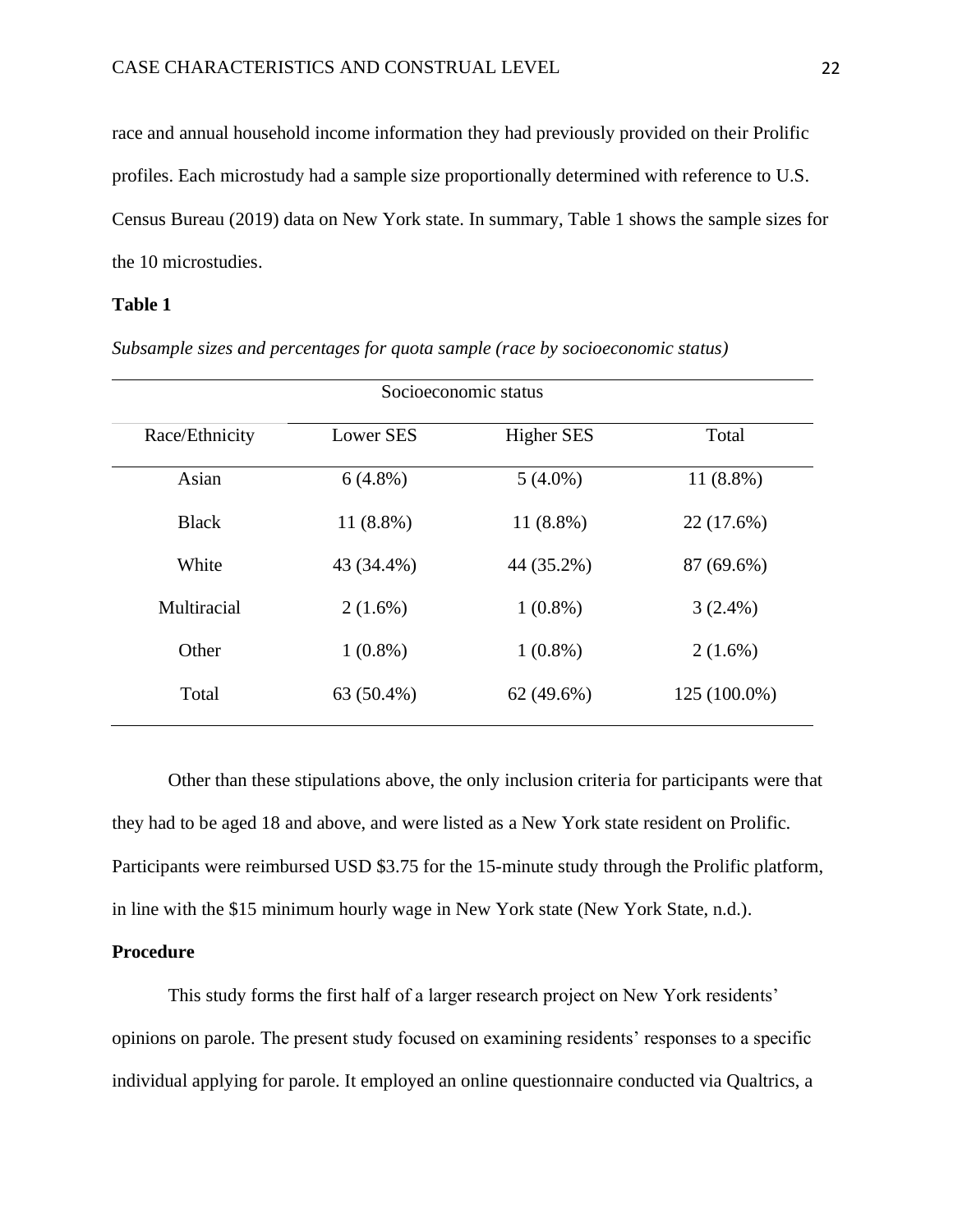race and annual household income information they had previously provided on their Prolific profiles. Each microstudy had a sample size proportionally determined with reference to U.S. Census Bureau (2019) data on New York state. In summary, Table 1 shows the sample sizes for the 10 microstudies.

**Table 1**

*Subsample sizes and percentages for quota sample (race by socioeconomic status)*

| | Socioeconomic status | | |
|---|---|---|---|
| Race/Ethnicity | Lower SES | Higher SES | Total |
| Asian | 6 (4.8%) | 5 (4.0%) | 11 (8.8%) |
| Black | 11 (8.8%) | 11 (8.8%) | 22 (17.6%) |
| White | 43 (34.4%) | 44 (35.2%) | 87 (69.6%) |
| Multiracial | 2 (1.6%) | 1 (0.8%) | 3 (2.4%) |
| Other | 1 (0.8%) | 1 (0.8%) | 2 (1.6%) |
| Total | 63 (50.4%) | 62 (49.6%) | 125 (100.0%) |

Other than these stipulations above, the only inclusion criteria for participants were that they had to be aged 18 and above, and were listed as a New York state resident on Prolific. Participants were reimbursed USD $3.75 for the 15-minute study through the Prolific platform, in line with the $15 minimum hourly wage in New York state (New York State, n.d.).

**Procedure**

This study forms the first half of a larger research project on New York residents' opinions on parole. The present study focused on examining residents' responses to a specific individual applying for parole. It employed an online questionnaire conducted via Qualtrics, a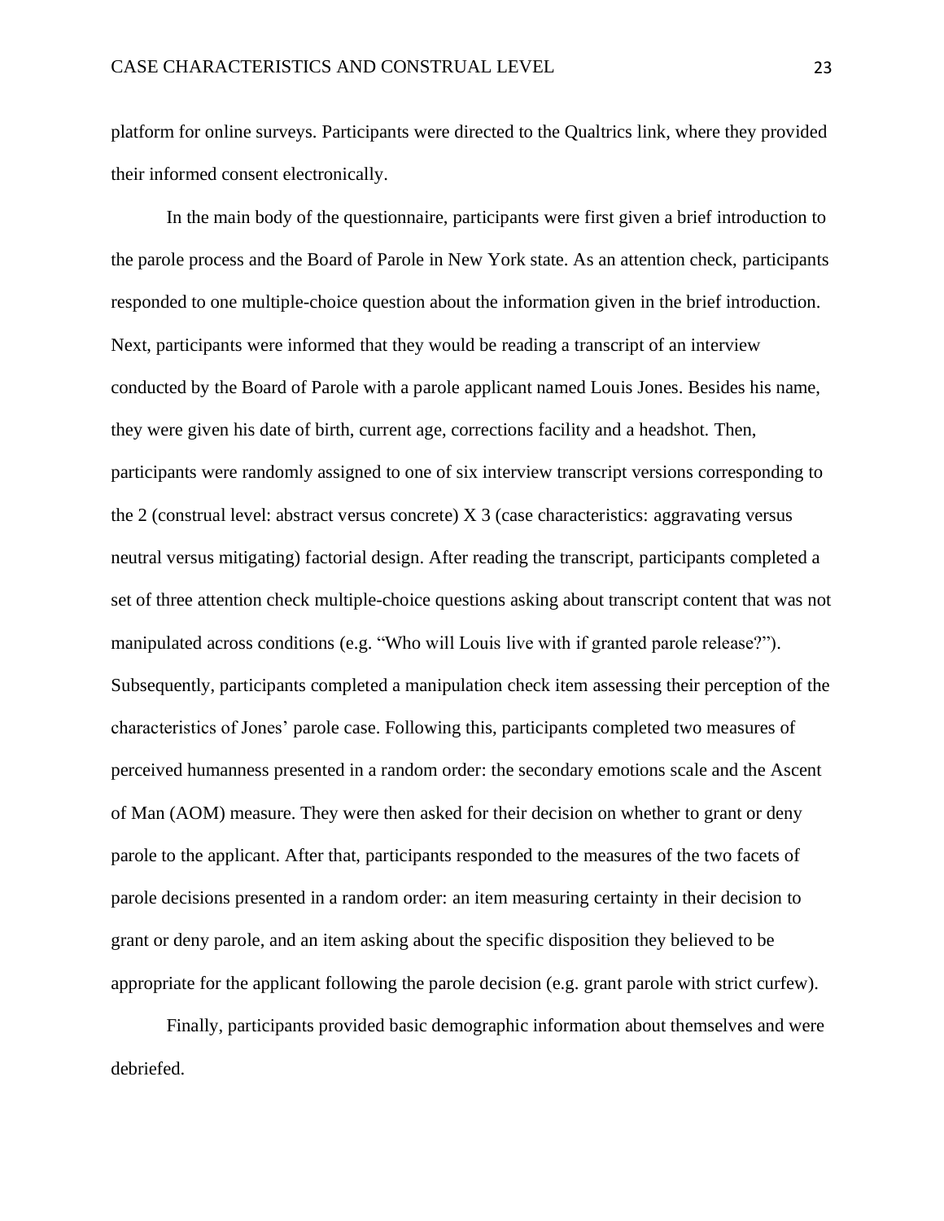platform for online surveys. Participants were directed to the Qualtrics link, where they provided their informed consent electronically.

In the main body of the questionnaire, participants were first given a brief introduction to the parole process and the Board of Parole in New York state. As an attention check, participants responded to one multiple-choice question about the information given in the brief introduction. Next, participants were informed that they would be reading a transcript of an interview conducted by the Board of Parole with a parole applicant named Louis Jones. Besides his name, they were given his date of birth, current age, corrections facility and a headshot. Then, participants were randomly assigned to one of six interview transcript versions corresponding to the 2 (construal level: abstract versus concrete) X 3 (case characteristics: aggravating versus neutral versus mitigating) factorial design. After reading the transcript, participants completed a set of three attention check multiple-choice questions asking about transcript content that was not manipulated across conditions (e.g. "Who will Louis live with if granted parole release?"). Subsequently, participants completed a manipulation check item assessing their perception of the characteristics of Jones' parole case. Following this, participants completed two measures of perceived humanness presented in a random order: the secondary emotions scale and the Ascent of Man (AOM) measure. They were then asked for their decision on whether to grant or deny parole to the applicant. After that, participants responded to the measures of the two facets of parole decisions presented in a random order: an item measuring certainty in their decision to grant or deny parole, and an item asking about the specific disposition they believed to be appropriate for the applicant following the parole decision (e.g. grant parole with strict curfew).

Finally, participants provided basic demographic information about themselves and were debriefed.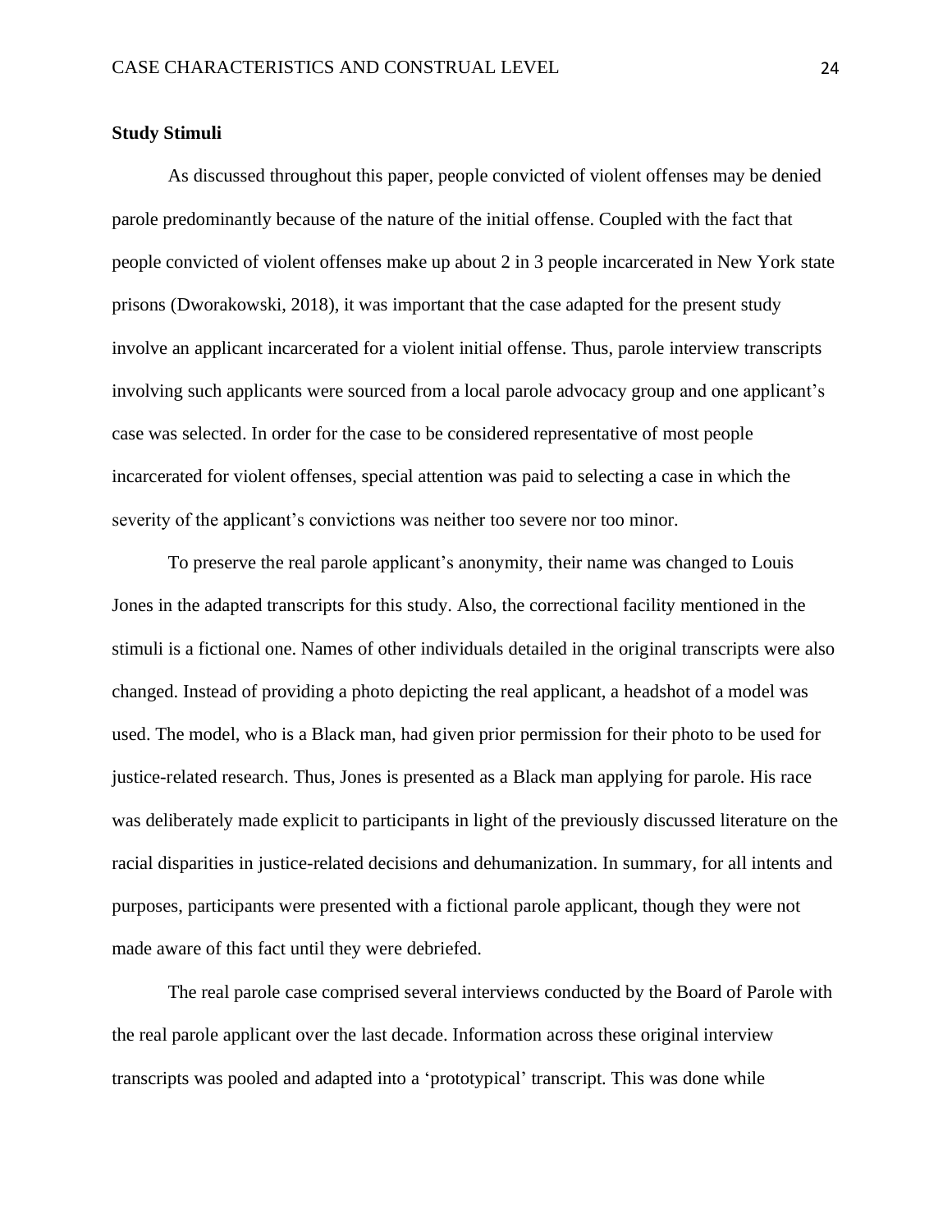**Study Stimuli**

As discussed throughout this paper, people convicted of violent offenses may be denied parole predominantly because of the nature of the initial offense. Coupled with the fact that people convicted of violent offenses make up about 2 in 3 people incarcerated in New York state prisons (Dworakowski, 2018), it was important that the case adapted for the present study involve an applicant incarcerated for a violent initial offense. Thus, parole interview transcripts involving such applicants were sourced from a local parole advocacy group and one applicant's case was selected. In order for the case to be considered representative of most people incarcerated for violent offenses, special attention was paid to selecting a case in which the severity of the applicant's convictions was neither too severe nor too minor.

To preserve the real parole applicant's anonymity, their name was changed to Louis Jones in the adapted transcripts for this study. Also, the correctional facility mentioned in the stimuli is a fictional one. Names of other individuals detailed in the original transcripts were also changed. Instead of providing a photo depicting the real applicant, a headshot of a model was used. The model, who is a Black man, had given prior permission for their photo to be used for justice-related research. Thus, Jones is presented as a Black man applying for parole. His race was deliberately made explicit to participants in light of the previously discussed literature on the racial disparities in justice-related decisions and dehumanization. In summary, for all intents and purposes, participants were presented with a fictional parole applicant, though they were not made aware of this fact until they were debriefed.

The real parole case comprised several interviews conducted by the Board of Parole with the real parole applicant over the last decade. Information across these original interview transcripts was pooled and adapted into a 'prototypical' transcript. This was done while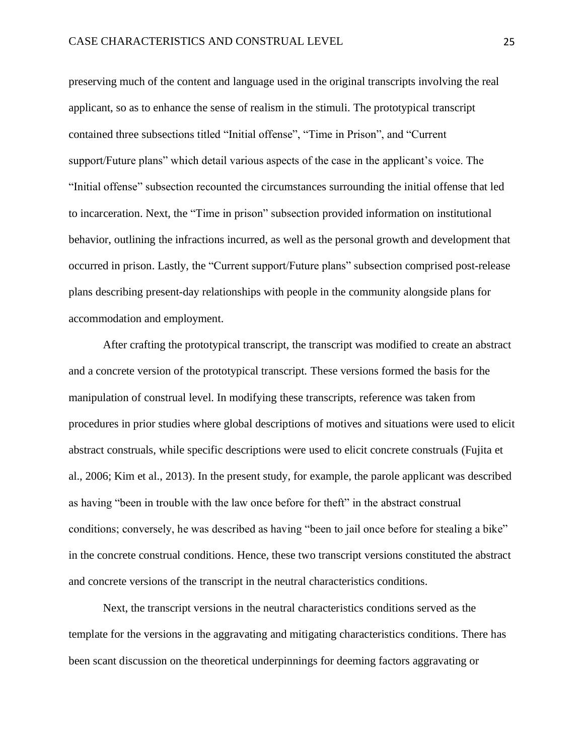preserving much of the content and language used in the original transcripts involving the real applicant, so as to enhance the sense of realism in the stimuli. The prototypical transcript contained three subsections titled “Initial offense”, “Time in Prison”, and “Current support/Future plans” which detail various aspects of the case in the applicant’s voice. The “Initial offense” subsection recounted the circumstances surrounding the initial offense that led to incarceration. Next, the “Time in prison” subsection provided information on institutional behavior, outlining the infractions incurred, as well as the personal growth and development that occurred in prison. Lastly, the “Current support/Future plans” subsection comprised post-release plans describing present-day relationships with people in the community alongside plans for accommodation and employment.

After crafting the prototypical transcript, the transcript was modified to create an abstract and a concrete version of the prototypical transcript. These versions formed the basis for the manipulation of construal level. In modifying these transcripts, reference was taken from procedures in prior studies where global descriptions of motives and situations were used to elicit abstract construals, while specific descriptions were used to elicit concrete construals (Fujita et al., 2006; Kim et al., 2013). In the present study, for example, the parole applicant was described as having “been in trouble with the law once before for theft” in the abstract construal conditions; conversely, he was described as having “been to jail once before for stealing a bike” in the concrete construal conditions. Hence, these two transcript versions constituted the abstract and concrete versions of the transcript in the neutral characteristics conditions.

Next, the transcript versions in the neutral characteristics conditions served as the template for the versions in the aggravating and mitigating characteristics conditions. There has been scant discussion on the theoretical underpinnings for deeming factors aggravating or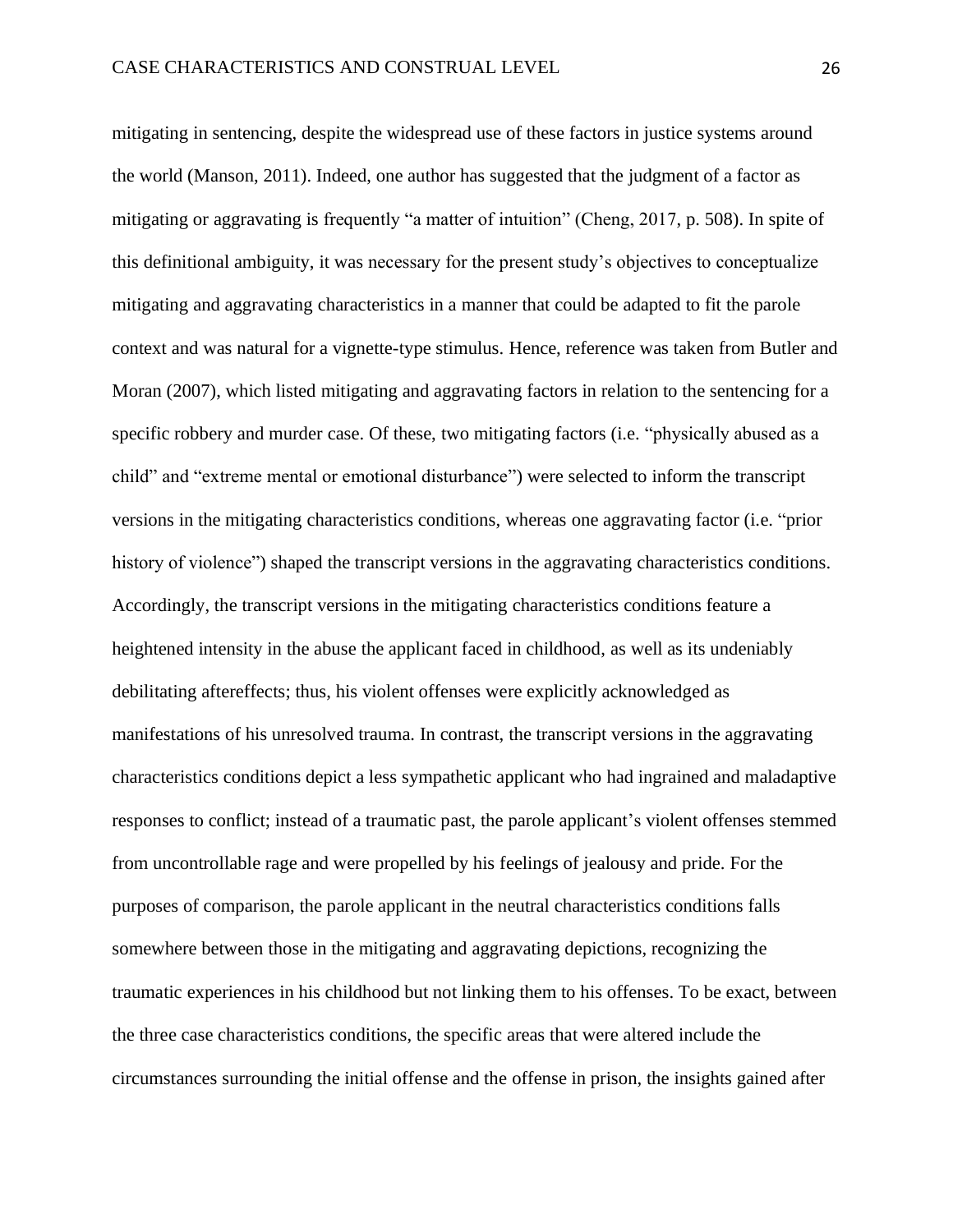mitigating in sentencing, despite the widespread use of these factors in justice systems around the world (Manson, 2011). Indeed, one author has suggested that the judgment of a factor as mitigating or aggravating is frequently "a matter of intuition" (Cheng, 2017, p. 508). In spite of this definitional ambiguity, it was necessary for the present study's objectives to conceptualize mitigating and aggravating characteristics in a manner that could be adapted to fit the parole context and was natural for a vignette-type stimulus. Hence, reference was taken from Butler and Moran (2007), which listed mitigating and aggravating factors in relation to the sentencing for a specific robbery and murder case. Of these, two mitigating factors (i.e. "physically abused as a child" and "extreme mental or emotional disturbance") were selected to inform the transcript versions in the mitigating characteristics conditions, whereas one aggravating factor (i.e. "prior history of violence") shaped the transcript versions in the aggravating characteristics conditions. Accordingly, the transcript versions in the mitigating characteristics conditions feature a heightened intensity in the abuse the applicant faced in childhood, as well as its undeniably debilitating aftereffects; thus, his violent offenses were explicitly acknowledged as manifestations of his unresolved trauma. In contrast, the transcript versions in the aggravating characteristics conditions depict a less sympathetic applicant who had ingrained and maladaptive responses to conflict; instead of a traumatic past, the parole applicant's violent offenses stemmed from uncontrollable rage and were propelled by his feelings of jealousy and pride. For the purposes of comparison, the parole applicant in the neutral characteristics conditions falls somewhere between those in the mitigating and aggravating depictions, recognizing the traumatic experiences in his childhood but not linking them to his offenses. To be exact, between the three case characteristics conditions, the specific areas that were altered include the circumstances surrounding the initial offense and the offense in prison, the insights gained after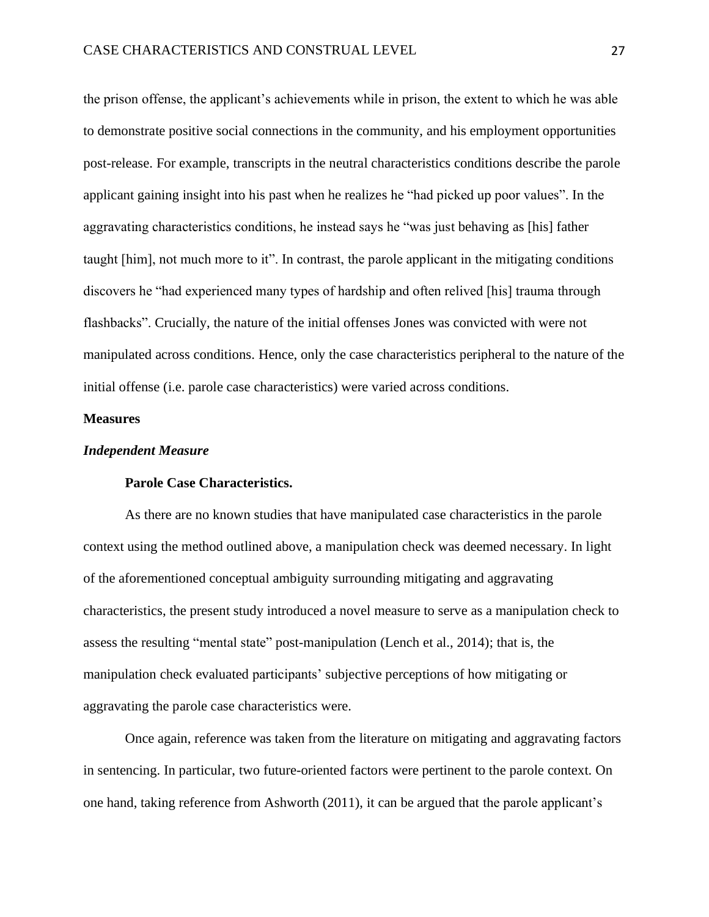the prison offense, the applicant's achievements while in prison, the extent to which he was able to demonstrate positive social connections in the community, and his employment opportunities post-release. For example, transcripts in the neutral characteristics conditions describe the parole applicant gaining insight into his past when he realizes he "had picked up poor values". In the aggravating characteristics conditions, he instead says he "was just behaving as [his] father taught [him], not much more to it". In contrast, the parole applicant in the mitigating conditions discovers he "had experienced many types of hardship and often relived [his] trauma through flashbacks". Crucially, the nature of the initial offenses Jones was convicted with were not manipulated across conditions. Hence, only the case characteristics peripheral to the nature of the initial offense (i.e. parole case characteristics) were varied across conditions.

## Measures

### *Independent Measure*

#### Parole Case Characteristics.

As there are no known studies that have manipulated case characteristics in the parole context using the method outlined above, a manipulation check was deemed necessary. In light of the aforementioned conceptual ambiguity surrounding mitigating and aggravating characteristics, the present study introduced a novel measure to serve as a manipulation check to assess the resulting "mental state" post-manipulation (Lench et al., 2014); that is, the manipulation check evaluated participants' subjective perceptions of how mitigating or aggravating the parole case characteristics were.

Once again, reference was taken from the literature on mitigating and aggravating factors in sentencing. In particular, two future-oriented factors were pertinent to the parole context. On one hand, taking reference from Ashworth (2011), it can be argued that the parole applicant's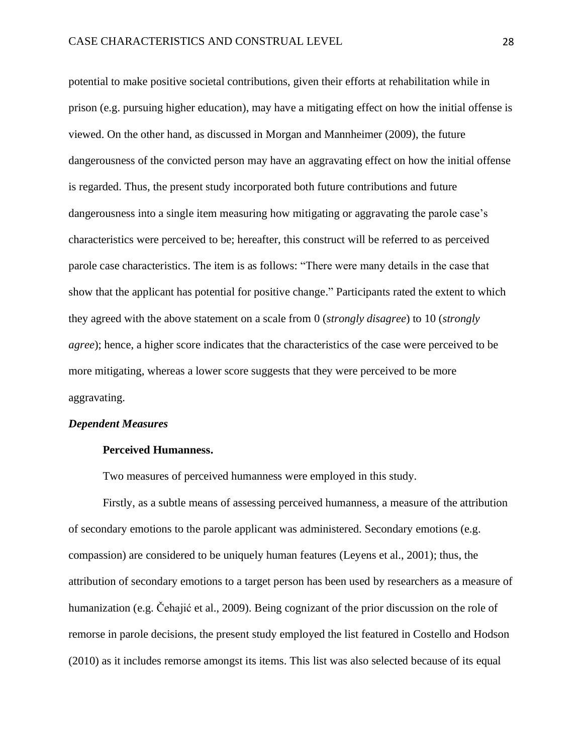potential to make positive societal contributions, given their efforts at rehabilitation while in prison (e.g. pursuing higher education), may have a mitigating effect on how the initial offense is viewed. On the other hand, as discussed in Morgan and Mannheimer (2009), the future dangerousness of the convicted person may have an aggravating effect on how the initial offense is regarded. Thus, the present study incorporated both future contributions and future dangerousness into a single item measuring how mitigating or aggravating the parole case's characteristics were perceived to be; hereafter, this construct will be referred to as perceived parole case characteristics. The item is as follows: "There were many details in the case that show that the applicant has potential for positive change." Participants rated the extent to which they agreed with the above statement on a scale from 0 (*strongly disagree*) to 10 (*strongly agree*); hence, a higher score indicates that the characteristics of the case were perceived to be more mitigating, whereas a lower score suggests that they were perceived to be more aggravating.

### *Dependent Measures*

#### **Perceived Humanness.**

Two measures of perceived humanness were employed in this study.

Firstly, as a subtle means of assessing perceived humanness, a measure of the attribution of secondary emotions to the parole applicant was administered. Secondary emotions (e.g. compassion) are considered to be uniquely human features (Leyens et al., 2001); thus, the attribution of secondary emotions to a target person has been used by researchers as a measure of humanization (e.g. Čehajić et al., 2009). Being cognizant of the prior discussion on the role of remorse in parole decisions, the present study employed the list featured in Costello and Hodson (2010) as it includes remorse amongst its items. This list was also selected because of its equal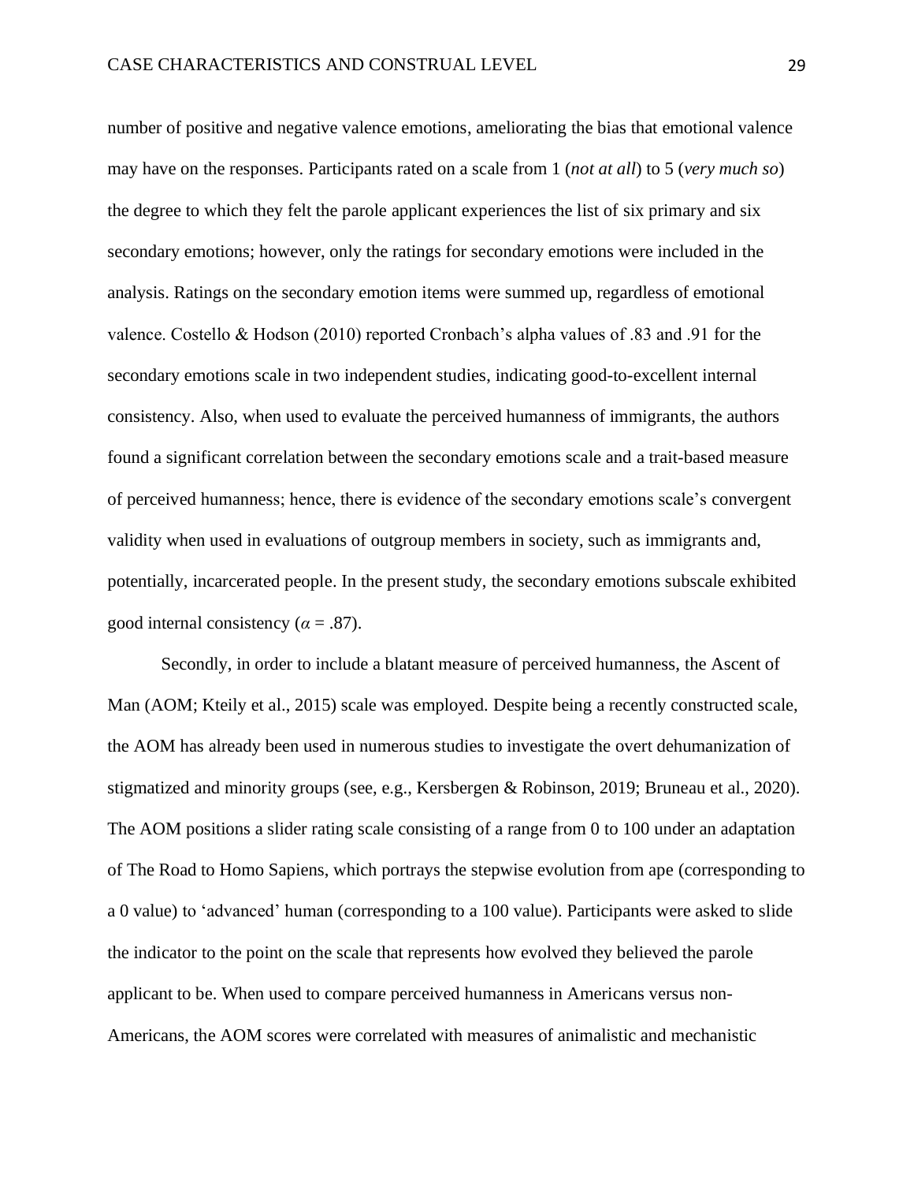number of positive and negative valence emotions, ameliorating the bias that emotional valence may have on the responses. Participants rated on a scale from 1 (*not at all*) to 5 (*very much so*) the degree to which they felt the parole applicant experiences the list of six primary and six secondary emotions; however, only the ratings for secondary emotions were included in the analysis. Ratings on the secondary emotion items were summed up, regardless of emotional valence. Costello & Hodson (2010) reported Cronbach's alpha values of .83 and .91 for the secondary emotions scale in two independent studies, indicating good-to-excellent internal consistency. Also, when used to evaluate the perceived humanness of immigrants, the authors found a significant correlation between the secondary emotions scale and a trait-based measure of perceived humanness; hence, there is evidence of the secondary emotions scale's convergent validity when used in evaluations of outgroup members in society, such as immigrants and, potentially, incarcerated people. In the present study, the secondary emotions subscale exhibited good internal consistency ($\alpha$ = .87).

Secondly, in order to include a blatant measure of perceived humanness, the Ascent of Man (AOM; Kteily et al., 2015) scale was employed. Despite being a recently constructed scale, the AOM has already been used in numerous studies to investigate the overt dehumanization of stigmatized and minority groups (see, e.g., Kersbergen & Robinson, 2019; Bruneau et al., 2020). The AOM positions a slider rating scale consisting of a range from 0 to 100 under an adaptation of The Road to Homo Sapiens, which portrays the stepwise evolution from ape (corresponding to a 0 value) to 'advanced' human (corresponding to a 100 value). Participants were asked to slide the indicator to the point on the scale that represents how evolved they believed the parole applicant to be. When used to compare perceived humanness in Americans versus non-Americans, the AOM scores were correlated with measures of animalistic and mechanistic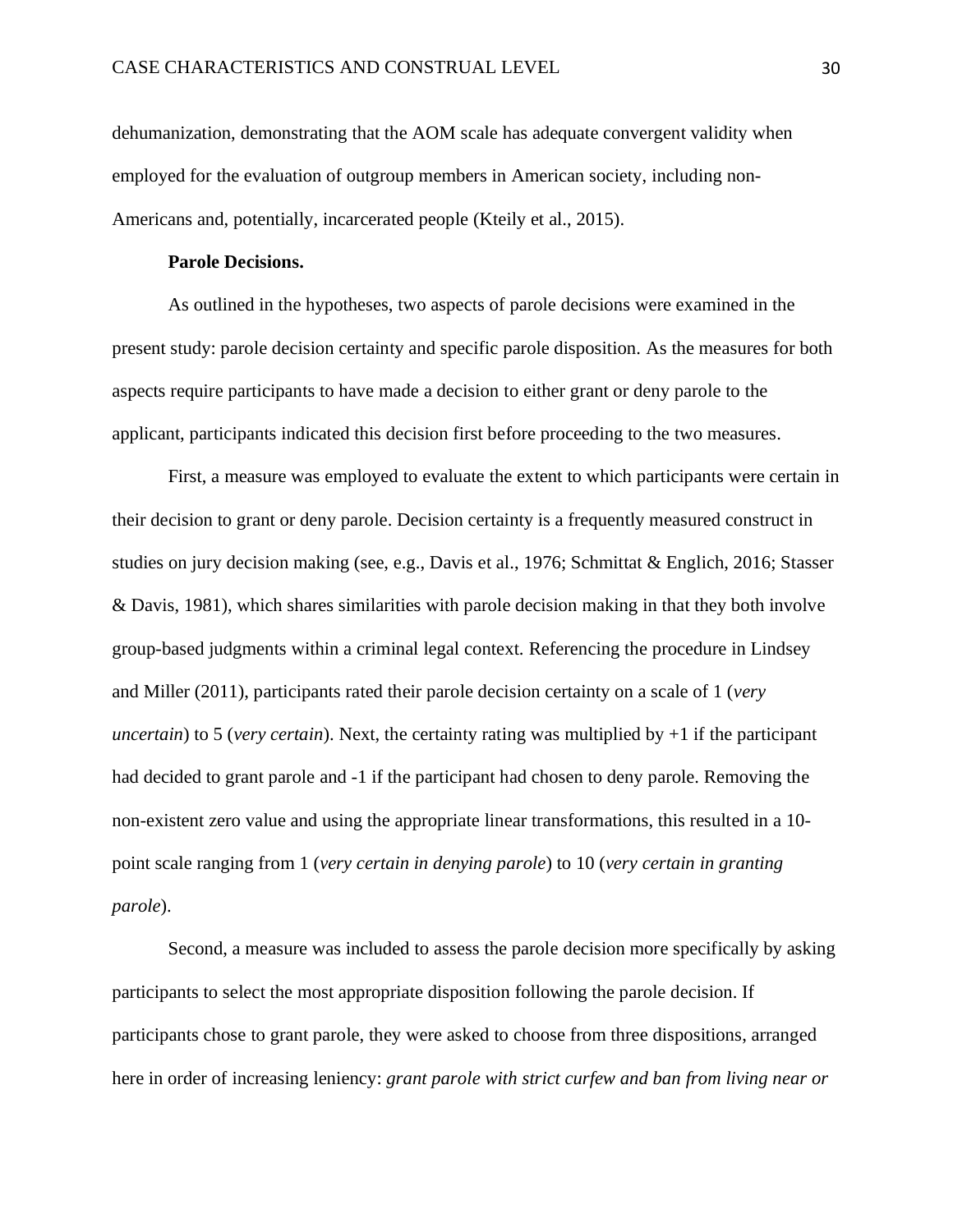dehumanization, demonstrating that the AOM scale has adequate convergent validity when employed for the evaluation of outgroup members in American society, including non-Americans and, potentially, incarcerated people (Kteily et al., 2015).

**Parole Decisions.**

As outlined in the hypotheses, two aspects of parole decisions were examined in the present study: parole decision certainty and specific parole disposition. As the measures for both aspects require participants to have made a decision to either grant or deny parole to the applicant, participants indicated this decision first before proceeding to the two measures.

First, a measure was employed to evaluate the extent to which participants were certain in their decision to grant or deny parole. Decision certainty is a frequently measured construct in studies on jury decision making (see, e.g., Davis et al., 1976; Schmittat & Englich, 2016; Stasser & Davis, 1981), which shares similarities with parole decision making in that they both involve group-based judgments within a criminal legal context. Referencing the procedure in Lindsey and Miller (2011), participants rated their parole decision certainty on a scale of 1 (*very uncertain*) to 5 (*very certain*). Next, the certainty rating was multiplied by +1 if the participant had decided to grant parole and -1 if the participant had chosen to deny parole. Removing the non-existent zero value and using the appropriate linear transformations, this resulted in a 10-point scale ranging from 1 (*very certain in denying parole*) to 10 (*very certain in granting parole*).

Second, a measure was included to assess the parole decision more specifically by asking participants to select the most appropriate disposition following the parole decision. If participants chose to grant parole, they were asked to choose from three dispositions, arranged here in order of increasing leniency: *grant parole with strict curfew and ban from living near or*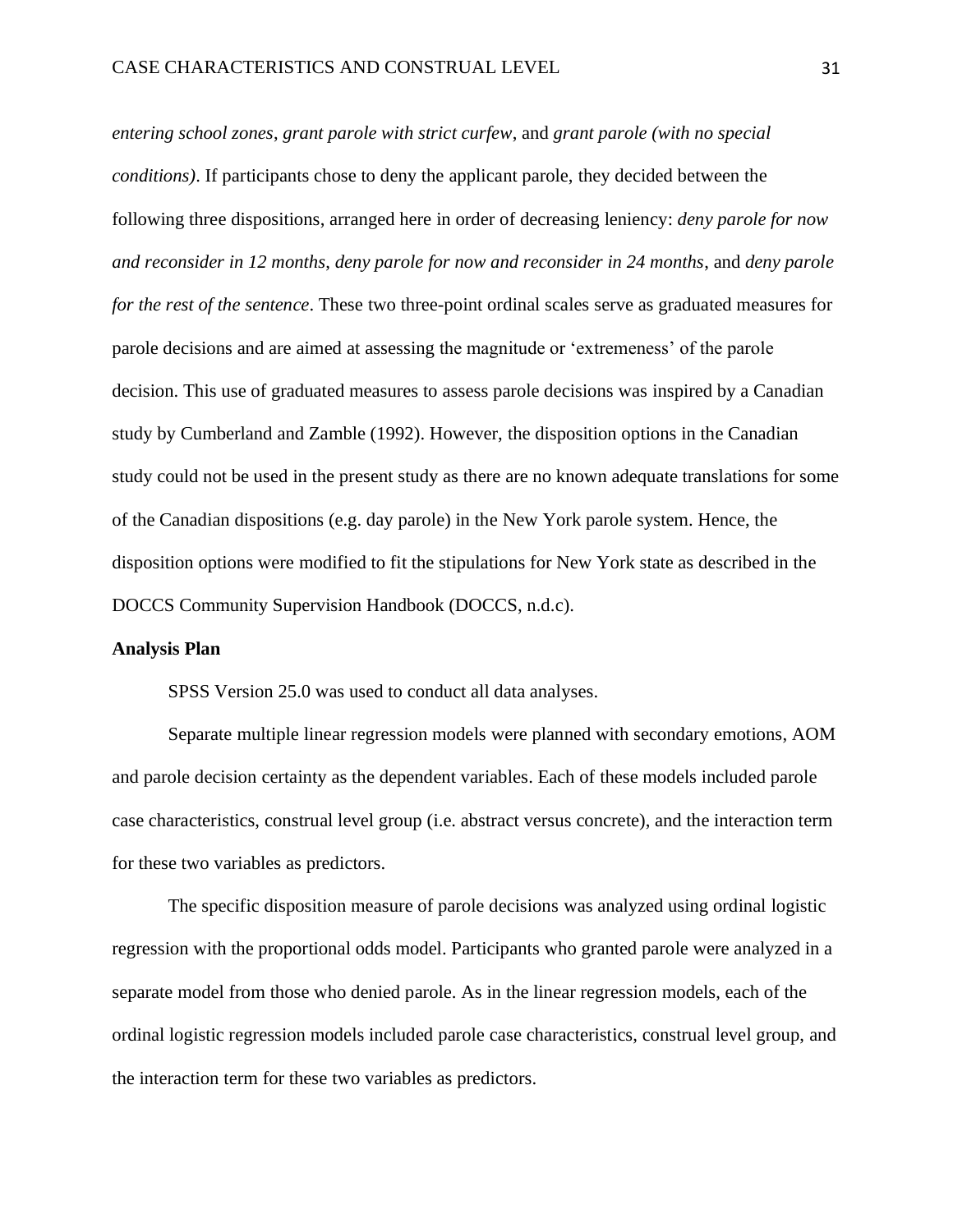*entering school zones*, *grant parole with strict curfew*, and *grant parole (with no special conditions)*. If participants chose to deny the applicant parole, they decided between the following three dispositions, arranged here in order of decreasing leniency: *deny parole for now and reconsider in 12 months*, *deny parole for now and reconsider in 24 months*, and *deny parole for the rest of the sentence*. These two three-point ordinal scales serve as graduated measures for parole decisions and are aimed at assessing the magnitude or 'extremeness' of the parole decision. This use of graduated measures to assess parole decisions was inspired by a Canadian study by Cumberland and Zamble (1992). However, the disposition options in the Canadian study could not be used in the present study as there are no known adequate translations for some of the Canadian dispositions (e.g. day parole) in the New York parole system. Hence, the disposition options were modified to fit the stipulations for New York state as described in the DOCCS Community Supervision Handbook (DOCCS, n.d.c).

**Analysis Plan**

SPSS Version 25.0 was used to conduct all data analyses.

Separate multiple linear regression models were planned with secondary emotions, AOM and parole decision certainty as the dependent variables. Each of these models included parole case characteristics, construal level group (i.e. abstract versus concrete), and the interaction term for these two variables as predictors.

The specific disposition measure of parole decisions was analyzed using ordinal logistic regression with the proportional odds model. Participants who granted parole were analyzed in a separate model from those who denied parole. As in the linear regression models, each of the ordinal logistic regression models included parole case characteristics, construal level group, and the interaction term for these two variables as predictors.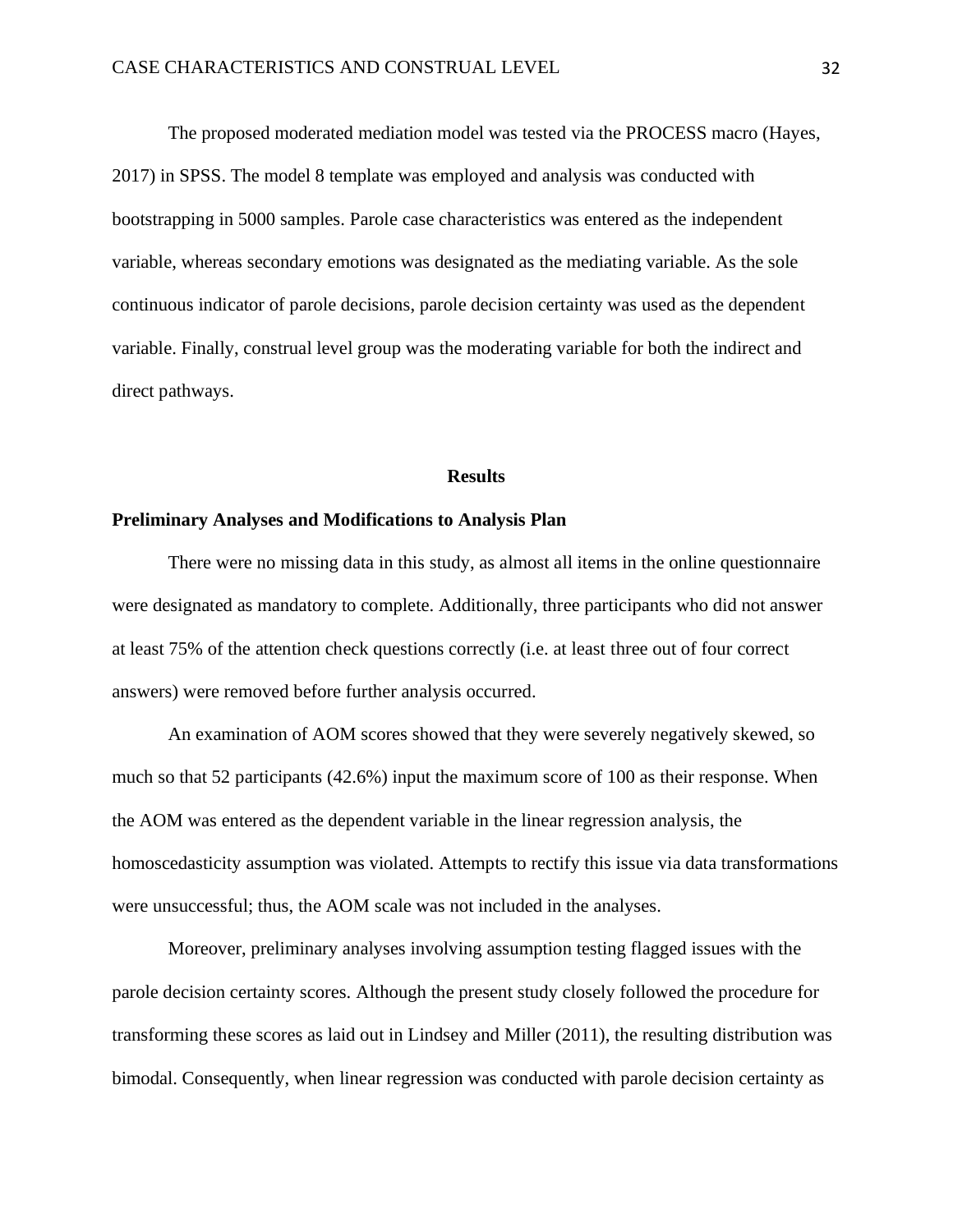The proposed moderated mediation model was tested via the PROCESS macro (Hayes, 2017) in SPSS. The model 8 template was employed and analysis was conducted with bootstrapping in 5000 samples. Parole case characteristics was entered as the independent variable, whereas secondary emotions was designated as the mediating variable. As the sole continuous indicator of parole decisions, parole decision certainty was used as the dependent variable. Finally, construal level group was the moderating variable for both the indirect and direct pathways.

# Results

## Preliminary Analyses and Modifications to Analysis Plan

There were no missing data in this study, as almost all items in the online questionnaire were designated as mandatory to complete. Additionally, three participants who did not answer at least 75% of the attention check questions correctly (i.e. at least three out of four correct answers) were removed before further analysis occurred.

An examination of AOM scores showed that they were severely negatively skewed, so much so that 52 participants (42.6%) input the maximum score of 100 as their response. When the AOM was entered as the dependent variable in the linear regression analysis, the homoscedasticity assumption was violated. Attempts to rectify this issue via data transformations were unsuccessful; thus, the AOM scale was not included in the analyses.

Moreover, preliminary analyses involving assumption testing flagged issues with the parole decision certainty scores. Although the present study closely followed the procedure for transforming these scores as laid out in Lindsey and Miller (2011), the resulting distribution was bimodal. Consequently, when linear regression was conducted with parole decision certainty as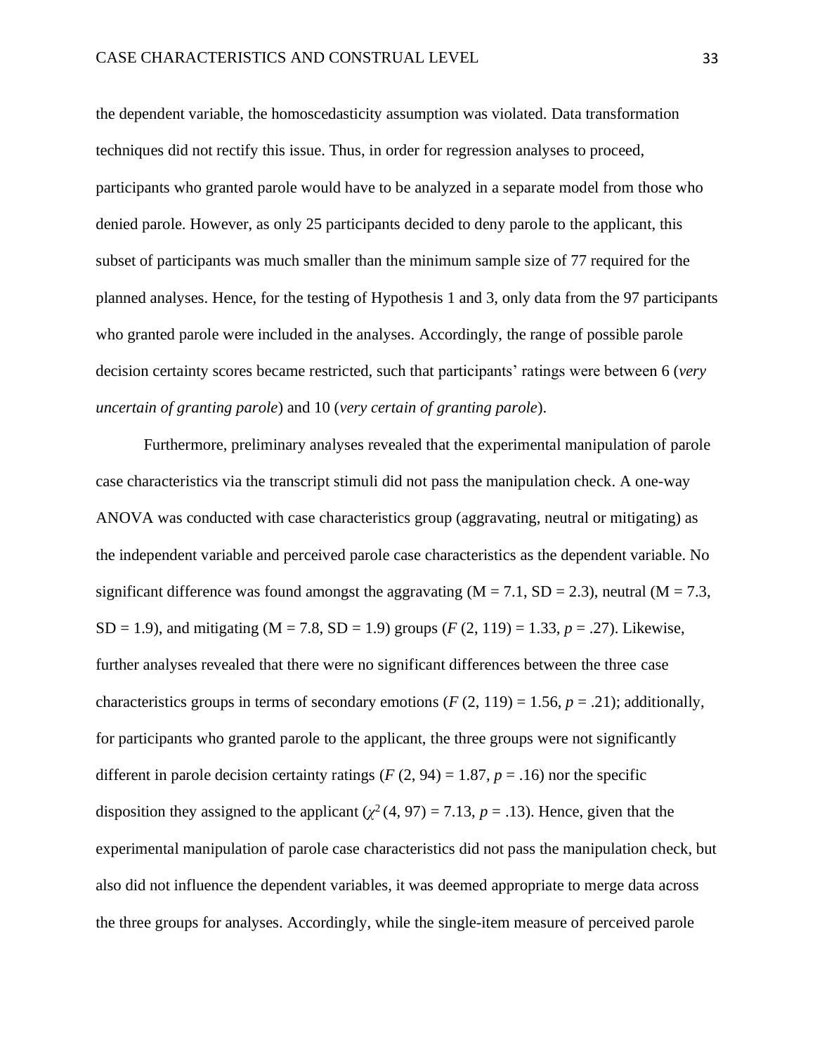the dependent variable, the homoscedasticity assumption was violated. Data transformation techniques did not rectify this issue. Thus, in order for regression analyses to proceed, participants who granted parole would have to be analyzed in a separate model from those who denied parole. However, as only 25 participants decided to deny parole to the applicant, this subset of participants was much smaller than the minimum sample size of 77 required for the planned analyses. Hence, for the testing of Hypothesis 1 and 3, only data from the 97 participants who granted parole were included in the analyses. Accordingly, the range of possible parole decision certainty scores became restricted, such that participants' ratings were between 6 (*very uncertain of granting parole*) and 10 (*very certain of granting parole*).

Furthermore, preliminary analyses revealed that the experimental manipulation of parole case characteristics via the transcript stimuli did not pass the manipulation check. A one-way ANOVA was conducted with case characteristics group (aggravating, neutral or mitigating) as the independent variable and perceived parole case characteristics as the dependent variable. No significant difference was found amongst the aggravating (M = 7.1, SD = 2.3), neutral (M = 7.3, SD = 1.9), and mitigating (M = 7.8, SD = 1.9) groups ($F$ (2, 119) = 1.33, $p$ = .27). Likewise, further analyses revealed that there were no significant differences between the three case characteristics groups in terms of secondary emotions ($F$ (2, 119) = 1.56, $p$ = .21); additionally, for participants who granted parole to the applicant, the three groups were not significantly different in parole decision certainty ratings ($F$ (2, 94) = 1.87, $p$ = .16) nor the specific disposition they assigned to the applicant ($\chi^2$ (4, 97) = 7.13, $p$ = .13). Hence, given that the experimental manipulation of parole case characteristics did not pass the manipulation check, but also did not influence the dependent variables, it was deemed appropriate to merge data across the three groups for analyses. Accordingly, while the single-item measure of perceived parole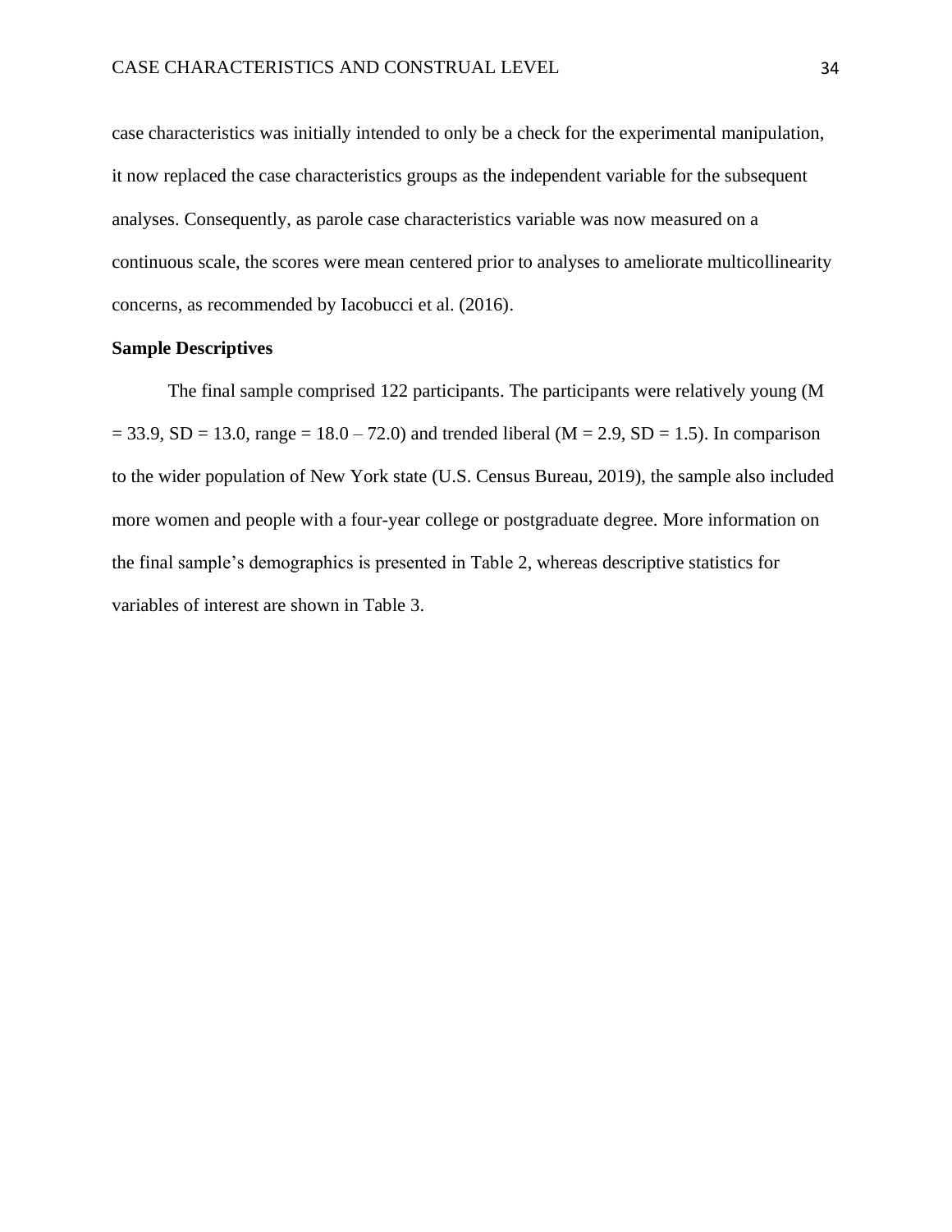case characteristics was initially intended to only be a check for the experimental manipulation, it now replaced the case characteristics groups as the independent variable for the subsequent analyses. Consequently, as parole case characteristics variable was now measured on a continuous scale, the scores were mean centered prior to analyses to ameliorate multicollinearity concerns, as recommended by Iacobucci et al. (2016).

**Sample Descriptives**

The final sample comprised 122 participants. The participants were relatively young ($M = 33.9$, $SD = 13.0$, range = 18.0 – 72.0) and trended liberal ($M = 2.9$, $SD = 1.5$). In comparison to the wider population of New York state (U.S. Census Bureau, 2019), the sample also included more women and people with a four-year college or postgraduate degree. More information on the final sample's demographics is presented in Table 2, whereas descriptive statistics for variables of interest are shown in Table 3.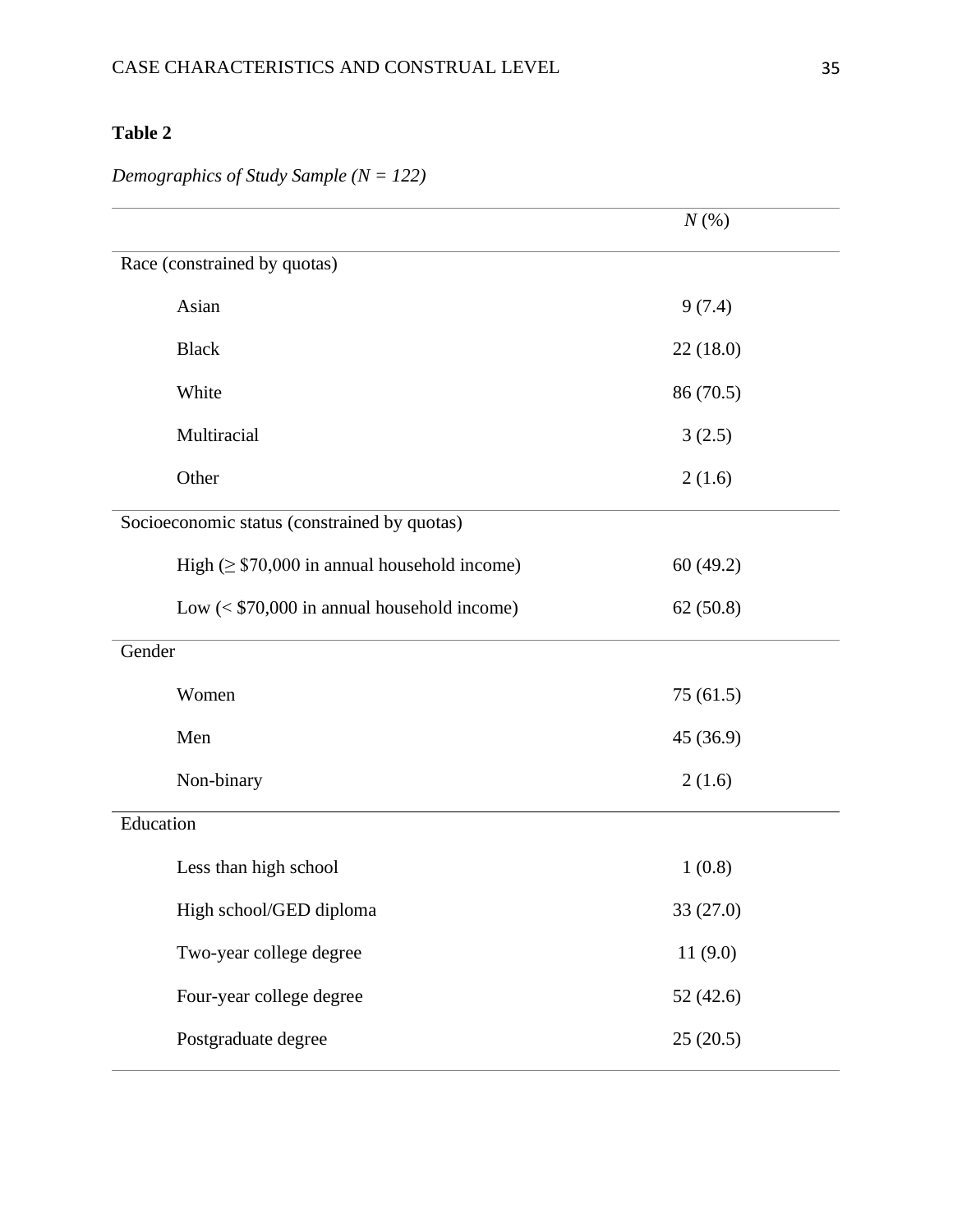**Table 2**

*Demographics of Study Sample (N = 122)*

| | *N* (%) |
|---|---|
| Race (constrained by quotas) | |
| Asian | 9 (7.4) |
| Black | 22 (18.0) |
| White | 86 (70.5) |
| Multiracial | 3 (2.5) |
| Other | 2 (1.6) |
| Socioeconomic status (constrained by quotas) | |
| High (≥ $70,000 in annual household income) | 60 (49.2) |
| Low (< $70,000 in annual household income) | 62 (50.8) |
| Gender | |
| Women | 75 (61.5) |
| Men | 45 (36.9) |
| Non-binary | 2 (1.6) |
| Education | |
| Less than high school | 1 (0.8) |
| High school/GED diploma | 33 (27.0) |
| Two-year college degree | 11 (9.0) |
| Four-year college degree | 52 (42.6) |
| Postgraduate degree | 25 (20.5) |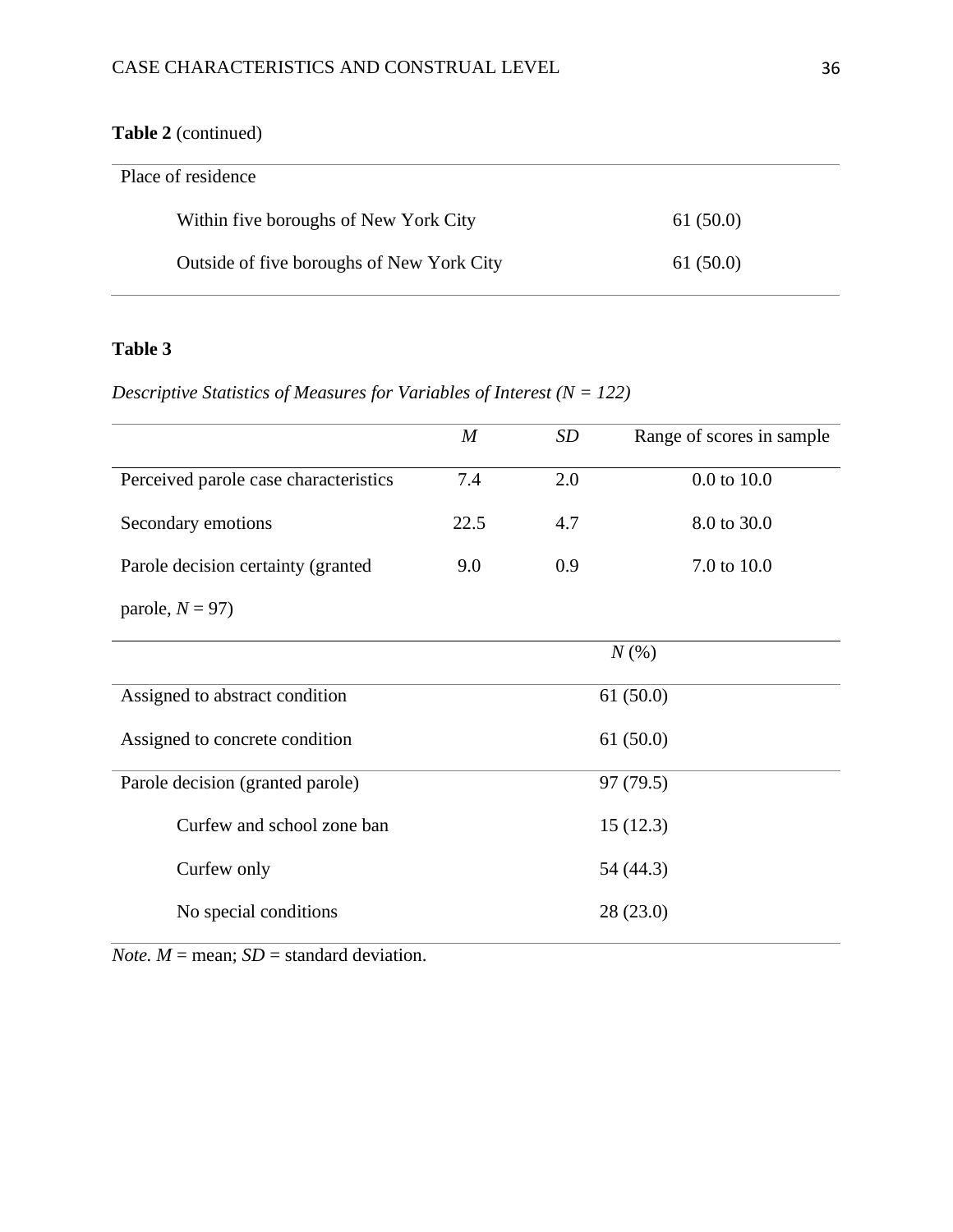**Table 2** (continued)

| | |
|---|---|
| Place of residence | |
| Within five boroughs of New York City | 61 (50.0) |
| Outside of five boroughs of New York City | 61 (50.0) |

**Table 3**

*Descriptive Statistics of Measures for Variables of Interest (N = 122)*

| | *M* | *SD* | Range of scores in sample |
|---|---|---|---|
| Perceived parole case characteristics | 7.4 | 2.0 | 0.0 to 10.0 |
| Secondary emotions | 22.5 | 4.7 | 8.0 to 30.0 |
| Parole decision certainty (granted parole, *N* = 97) | 9.0 | 0.9 | 7.0 to 10.0 |

| | *N* (%) |
|---|---|
| Assigned to abstract condition | 61 (50.0) |
| Assigned to concrete condition | 61 (50.0) |
| Parole decision (granted parole) | 97 (79.5) |
| Curfew and school zone ban | 15 (12.3) |
| Curfew only | 54 (44.3) |
| No special conditions | 28 (23.0) |

*Note. M* = mean; *SD* = standard deviation.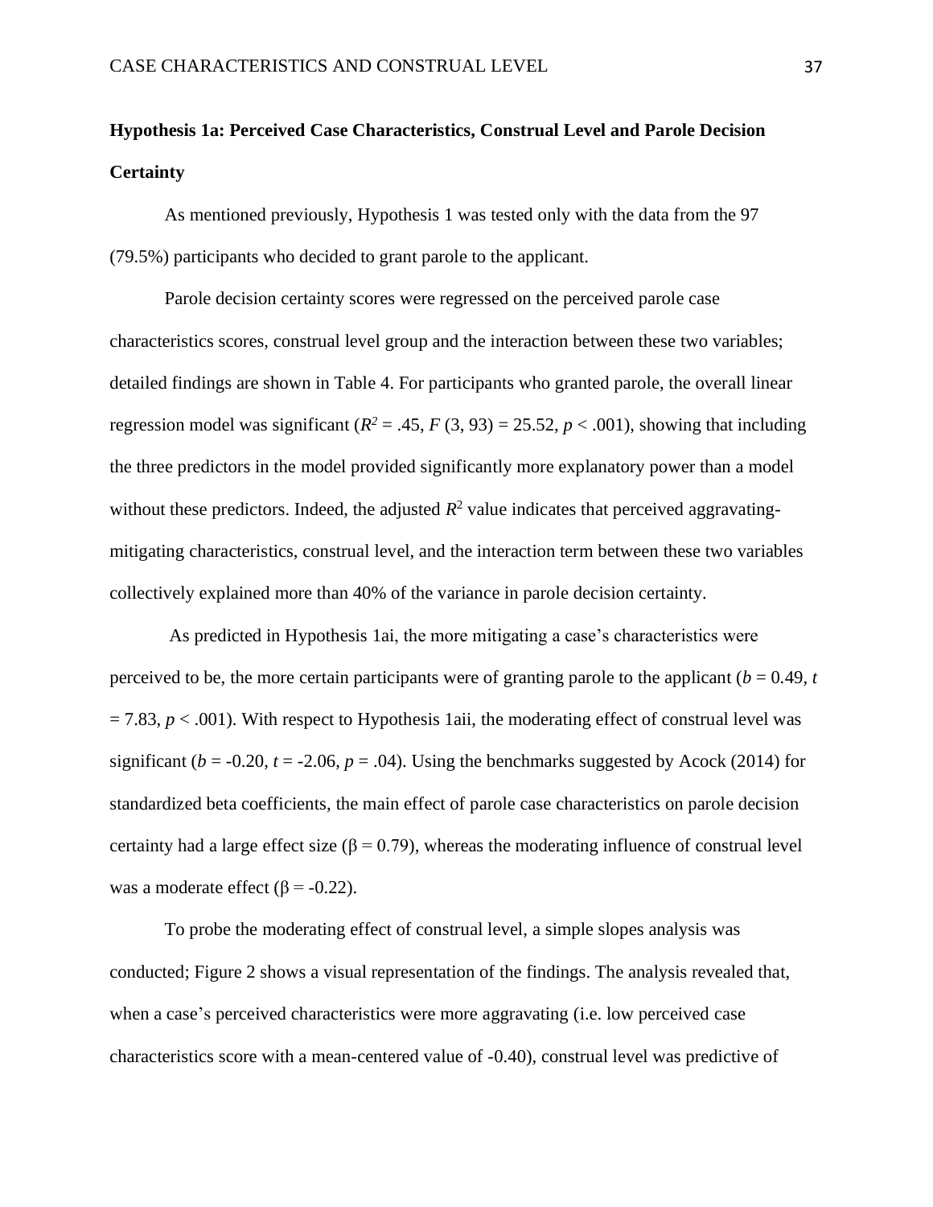**Hypothesis 1a: Perceived Case Characteristics, Construal Level and Parole Decision Certainty**

As mentioned previously, Hypothesis 1 was tested only with the data from the 97 (79.5%) participants who decided to grant parole to the applicant.

Parole decision certainty scores were regressed on the perceived parole case characteristics scores, construal level group and the interaction between these two variables; detailed findings are shown in Table 4. For participants who granted parole, the overall linear regression model was significant ($R^2 = .45$, $F(3, 93) = 25.52$, $p < .001$), showing that including the three predictors in the model provided significantly more explanatory power than a model without these predictors. Indeed, the adjusted $R^2$ value indicates that perceived aggravating-mitigating characteristics, construal level, and the interaction term between these two variables collectively explained more than 40% of the variance in parole decision certainty.

As predicted in Hypothesis 1ai, the more mitigating a case's characteristics were perceived to be, the more certain participants were of granting parole to the applicant ($b = 0.49$, $t = 7.83$, $p < .001$). With respect to Hypothesis 1aii, the moderating effect of construal level was significant ($b = -0.20$, $t = -2.06$, $p = .04$). Using the benchmarks suggested by Acock (2014) for standardized beta coefficients, the main effect of parole case characteristics on parole decision certainty had a large effect size ($\beta = 0.79$), whereas the moderating influence of construal level was a moderate effect ($\beta = -0.22$).

To probe the moderating effect of construal level, a simple slopes analysis was conducted; Figure 2 shows a visual representation of the findings. The analysis revealed that, when a case's perceived characteristics were more aggravating (i.e. low perceived case characteristics score with a mean-centered value of -0.40), construal level was predictive of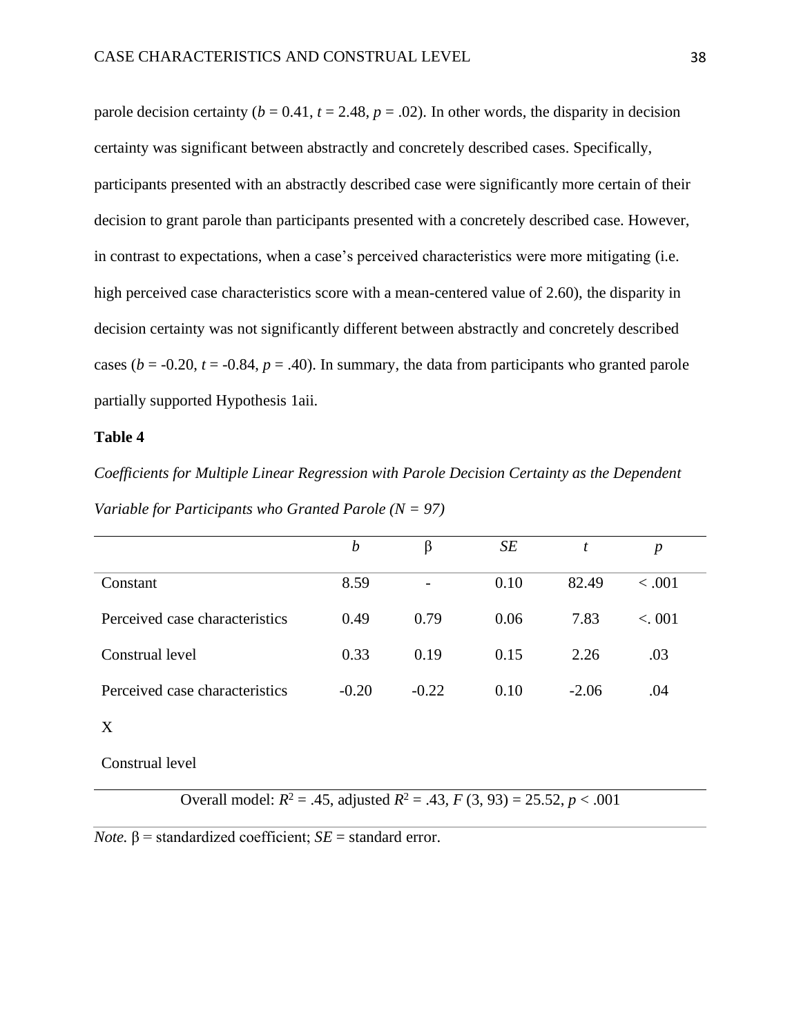parole decision certainty ($b = 0.41$, $t = 2.48$, $p = .02$). In other words, the disparity in decision certainty was significant between abstractly and concretely described cases. Specifically, participants presented with an abstractly described case were significantly more certain of their decision to grant parole than participants presented with a concretely described case. However, in contrast to expectations, when a case's perceived characteristics were more mitigating (i.e. high perceived case characteristics score with a mean-centered value of 2.60), the disparity in decision certainty was not significantly different between abstractly and concretely described cases ($b = -0.20$, $t = -0.84$, $p = .40$). In summary, the data from participants who granted parole partially supported Hypothesis 1aii.

**Table 4**

*Coefficients for Multiple Linear Regression with Parole Decision Certainty as the Dependent Variable for Participants who Granted Parole (N = 97)*

| | *b* | β | *SE* | *t* | *p* |
|---|---|---|---|---|---|
| Constant | 8.59 | - | 0.10 | 82.49 | < .001 |
| Perceived case characteristics | 0.49 | 0.79 | 0.06 | 7.83 | <. 001 |
| Construal level | 0.33 | 0.19 | 0.15 | 2.26 | .03 |
| Perceived case characteristics X Construal level | -0.20 | -0.22 | 0.10 | -2.06 | .04 |
| Overall model: $R^2 = .45$, adjusted $R^2 = .43$, $F(3, 93) = 25.52$, $p < .001$ | | | | | |

*Note.* β = standardized coefficient; *SE* = standard error.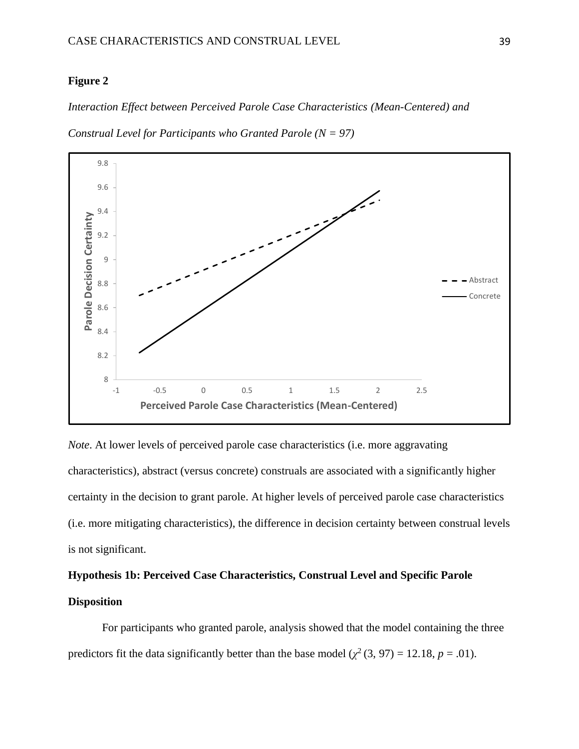**Figure 2**

*Interaction Effect between Perceived Parole Case Characteristics (Mean-Centered) and Construal Level for Participants who Granted Parole (N = 97)*

*Note*. At lower levels of perceived parole case characteristics (i.e. more aggravating characteristics), abstract (versus concrete) construals are associated with a significantly higher certainty in the decision to grant parole. At higher levels of perceived parole case characteristics (i.e. more mitigating characteristics), the difference in decision certainty between construal levels is not significant.

**Hypothesis 1b: Perceived Case Characteristics, Construal Level and Specific Parole Disposition**

For participants who granted parole, analysis showed that the model containing the three predictors fit the data significantly better than the base model ($\chi^2$ (3, 97) = 12.18, $p$ = .01).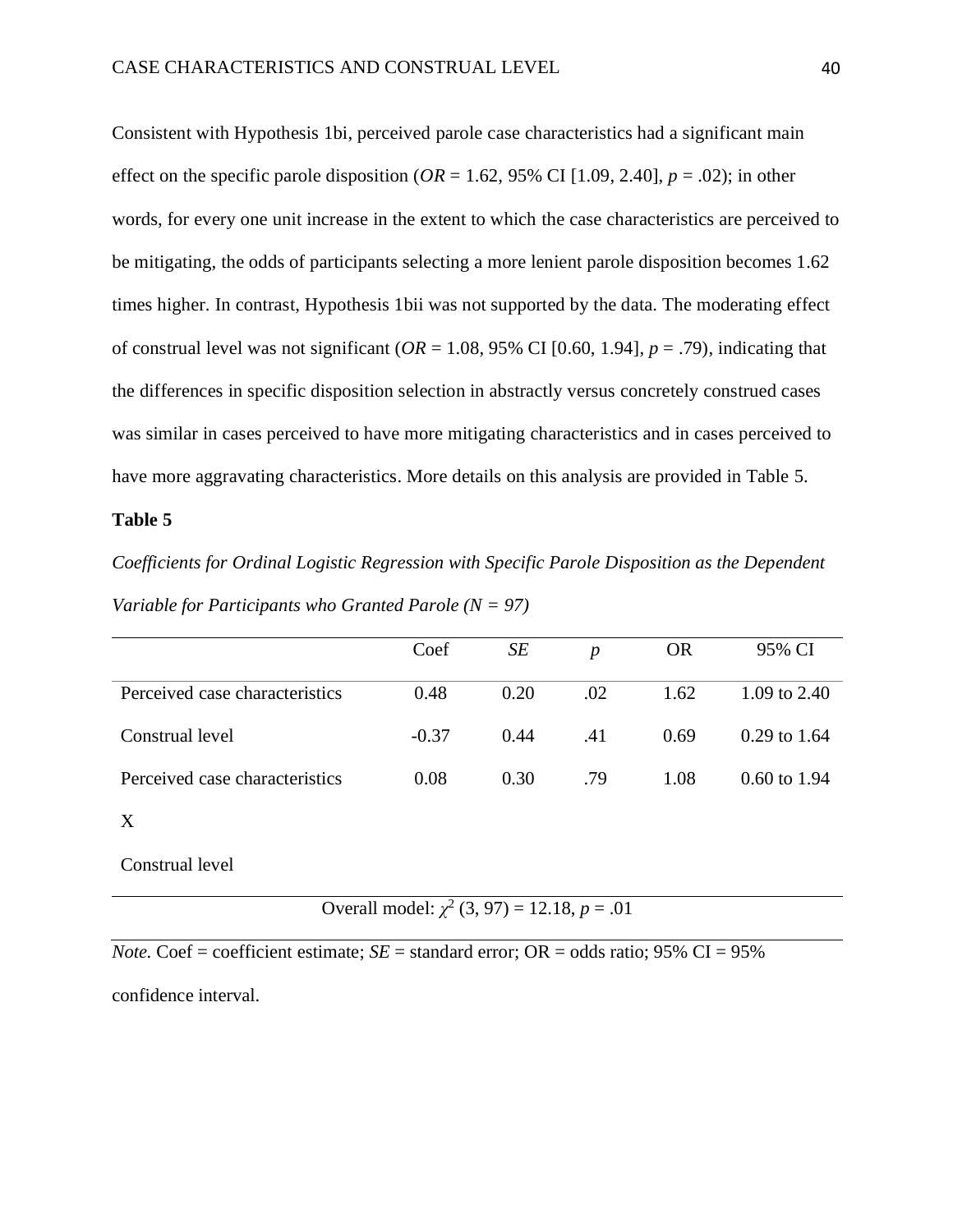Consistent with Hypothesis 1bi, perceived parole case characteristics had a significant main effect on the specific parole disposition (*OR* = 1.62, 95% CI [1.09, 2.40], *p* = .02); in other words, for every one unit increase in the extent to which the case characteristics are perceived to be mitigating, the odds of participants selecting a more lenient parole disposition becomes 1.62 times higher. In contrast, Hypothesis 1bii was not supported by the data. The moderating effect of construal level was not significant (*OR* = 1.08, 95% CI [0.60, 1.94], *p* = .79), indicating that the differences in specific disposition selection in abstractly versus concretely construed cases was similar in cases perceived to have more mitigating characteristics and in cases perceived to have more aggravating characteristics. More details on this analysis are provided in Table 5.

**Table 5**

*Coefficients for Ordinal Logistic Regression with Specific Parole Disposition as the Dependent Variable for Participants who Granted Parole (N = 97)*

| | Coef | *SE* | *p* | OR | 95% CI |
|---|---|---|---|---|---|
| Perceived case characteristics | 0.48 | 0.20 | .02 | 1.62 | 1.09 to 2.40 |
| Construal level | -0.37 | 0.44 | .41 | 0.69 | 0.29 to 1.64 |
| Perceived case characteristics X Construal level | 0.08 | 0.30 | .79 | 1.08 | 0.60 to 1.94 |
| Overall model: $\chi^2$ (3, 97) = 12.18, *p* = .01 | | | | | |

*Note.* Coef = coefficient estimate; *SE* = standard error; OR = odds ratio; 95% CI = 95% confidence interval.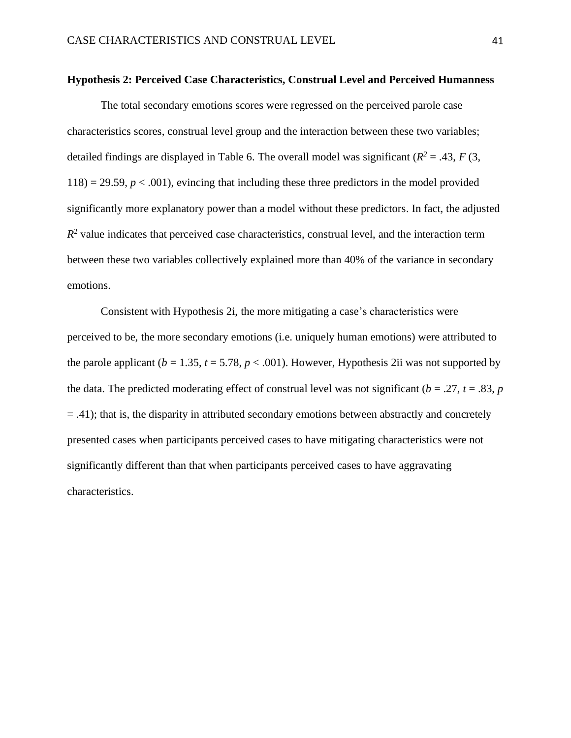**Hypothesis 2: Perceived Case Characteristics, Construal Level and Perceived Humanness**

The total secondary emotions scores were regressed on the perceived parole case characteristics scores, construal level group and the interaction between these two variables; detailed findings are displayed in Table 6. The overall model was significant ($R^2 = .43$, $F$ (3, 118) = 29.59, $p < .001$), evincing that including these three predictors in the model provided significantly more explanatory power than a model without these predictors. In fact, the adjusted $R^2$ value indicates that perceived case characteristics, construal level, and the interaction term between these two variables collectively explained more than 40% of the variance in secondary emotions.

Consistent with Hypothesis 2i, the more mitigating a case's characteristics were perceived to be, the more secondary emotions (i.e. uniquely human emotions) were attributed to the parole applicant ($b = 1.35$, $t = 5.78$, $p < .001$). However, Hypothesis 2ii was not supported by the data. The predicted moderating effect of construal level was not significant ($b = .27$, $t = .83$, $p = .41$); that is, the disparity in attributed secondary emotions between abstractly and concretely presented cases when participants perceived cases to have mitigating characteristics were not significantly different than that when participants perceived cases to have aggravating characteristics.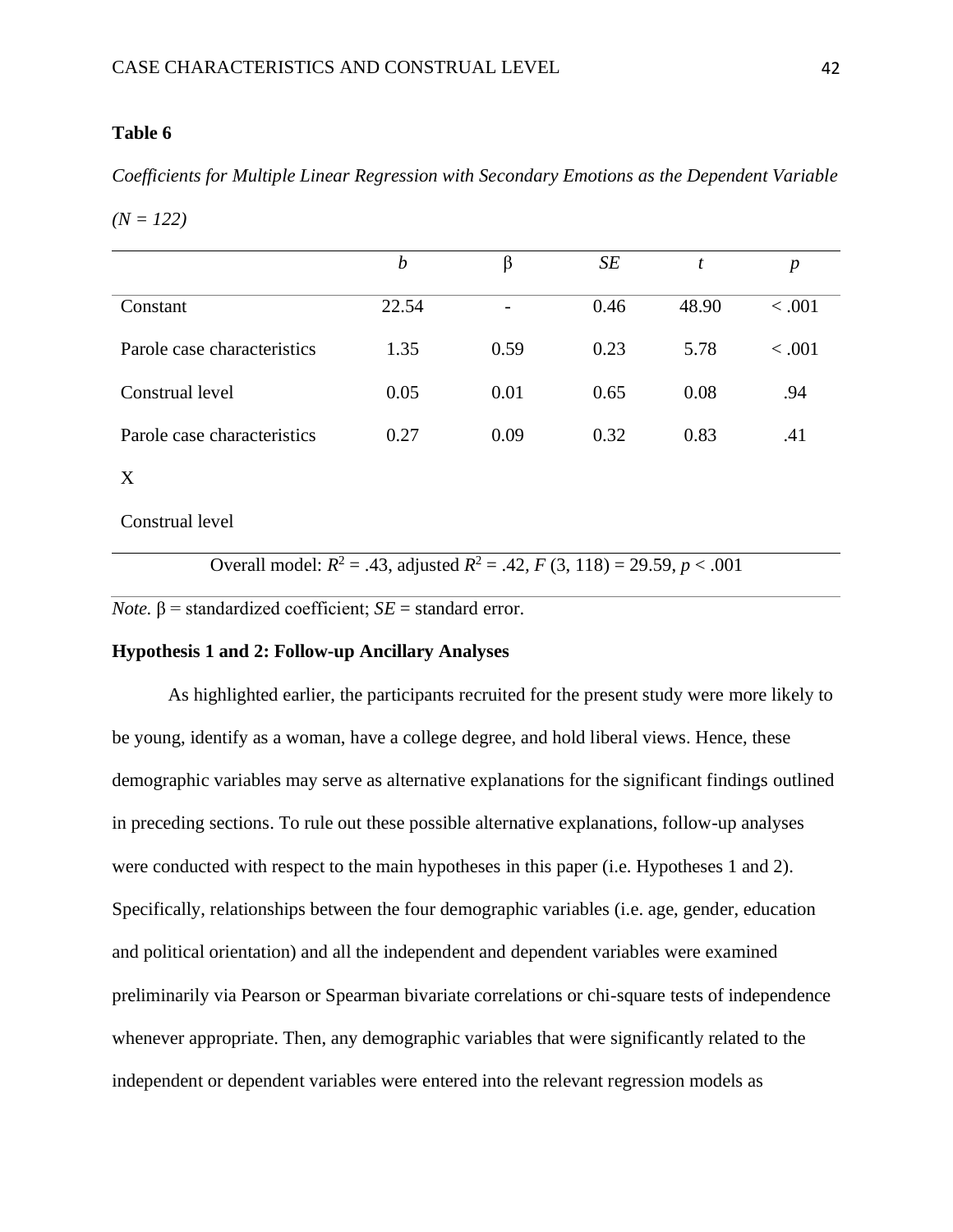**Table 6**

*Coefficients for Multiple Linear Regression with Secondary Emotions as the Dependent Variable (N = 122)*

| | *b* | β | *SE* | *t* | *p* |
|---|---|---|---|---|---|
| Constant | 22.54 | - | 0.46 | 48.90 | < .001 |
| Parole case characteristics | 1.35 | 0.59 | 0.23 | 5.78 | < .001 |
| Construal level | 0.05 | 0.01 | 0.65 | 0.08 | .94 |
| Parole case characteristics X Construal level | 0.27 | 0.09 | 0.32 | 0.83 | .41 |
| Overall model: $R^2 = .43$, adjusted $R^2 = .42$, $F(3, 118) = 29.59$, $p < .001$ | | | | | |

*Note.* β = standardized coefficient; *SE* = standard error.

**Hypothesis 1 and 2: Follow-up Ancillary Analyses**

As highlighted earlier, the participants recruited for the present study were more likely to be young, identify as a woman, have a college degree, and hold liberal views. Hence, these demographic variables may serve as alternative explanations for the significant findings outlined in preceding sections. To rule out these possible alternative explanations, follow-up analyses were conducted with respect to the main hypotheses in this paper (i.e. Hypotheses 1 and 2). Specifically, relationships between the four demographic variables (i.e. age, gender, education and political orientation) and all the independent and dependent variables were examined preliminarily via Pearson or Spearman bivariate correlations or chi-square tests of independence whenever appropriate. Then, any demographic variables that were significantly related to the independent or dependent variables were entered into the relevant regression models as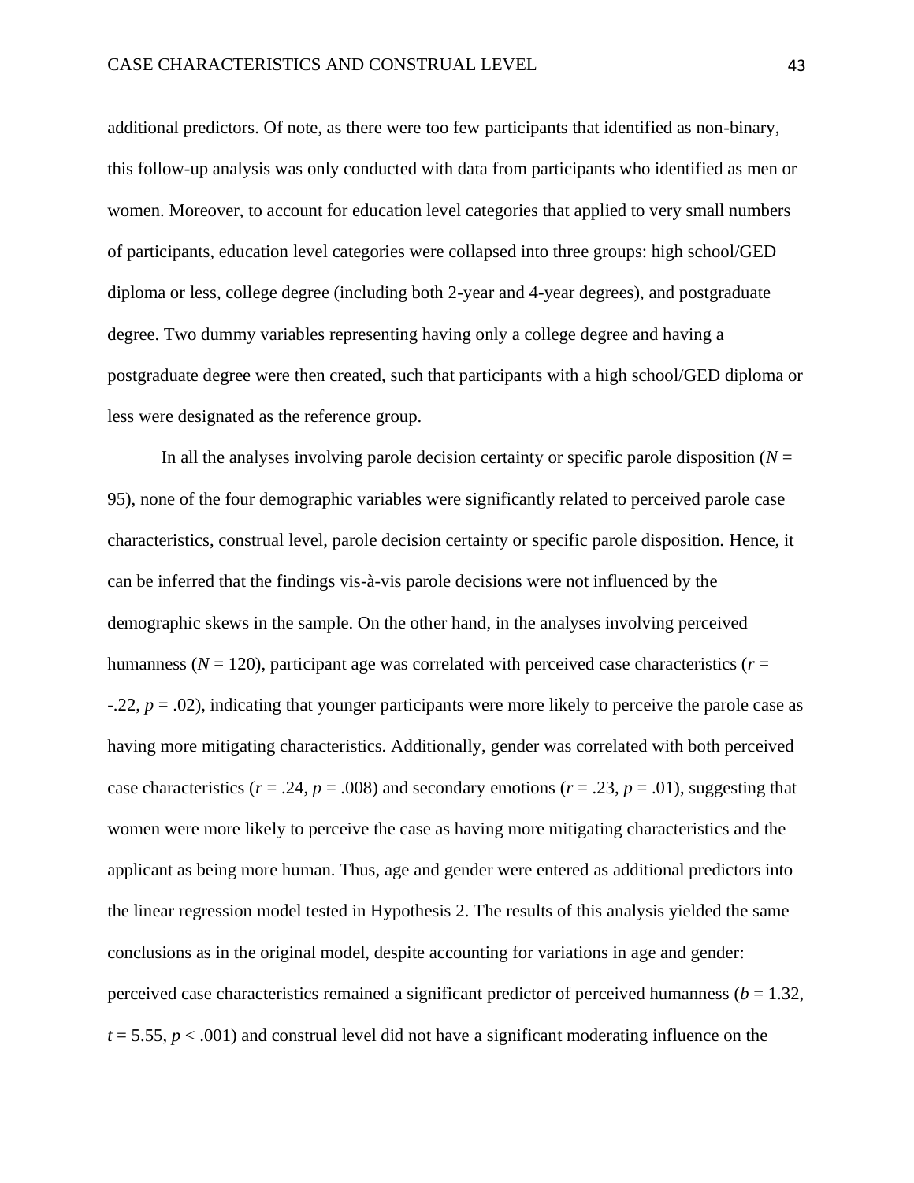additional predictors. Of note, as there were too few participants that identified as non-binary, this follow-up analysis was only conducted with data from participants who identified as men or women. Moreover, to account for education level categories that applied to very small numbers of participants, education level categories were collapsed into three groups: high school/GED diploma or less, college degree (including both 2-year and 4-year degrees), and postgraduate degree. Two dummy variables representing having only a college degree and having a postgraduate degree were then created, such that participants with a high school/GED diploma or less were designated as the reference group.

In all the analyses involving parole decision certainty or specific parole disposition ($N$ = 95), none of the four demographic variables were significantly related to perceived parole case characteristics, construal level, parole decision certainty or specific parole disposition. Hence, it can be inferred that the findings vis-à-vis parole decisions were not influenced by the demographic skews in the sample. On the other hand, in the analyses involving perceived humanness ($N$ = 120), participant age was correlated with perceived case characteristics ($r$ = -.22, $p$ = .02), indicating that younger participants were more likely to perceive the parole case as having more mitigating characteristics. Additionally, gender was correlated with both perceived case characteristics ($r$ = .24, $p$ = .008) and secondary emotions ($r$ = .23, $p$ = .01), suggesting that women were more likely to perceive the case as having more mitigating characteristics and the applicant as being more human. Thus, age and gender were entered as additional predictors into the linear regression model tested in Hypothesis 2. The results of this analysis yielded the same conclusions as in the original model, despite accounting for variations in age and gender: perceived case characteristics remained a significant predictor of perceived humanness ($b$ = 1.32, $t$ = 5.55, $p$ < .001) and construal level did not have a significant moderating influence on the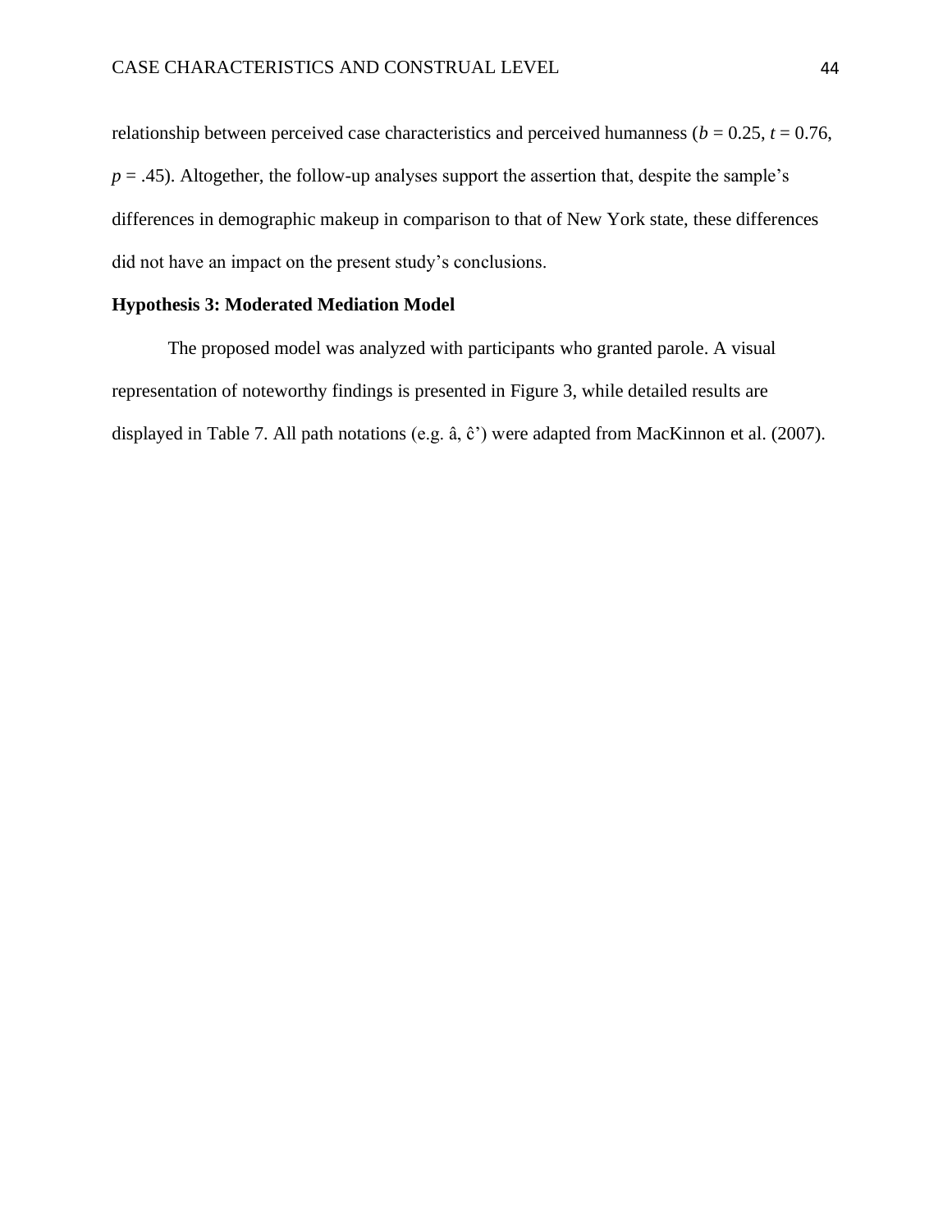relationship between perceived case characteristics and perceived humanness ($b = 0.25$, $t = 0.76$, $p = .45$). Altogether, the follow-up analyses support the assertion that, despite the sample's differences in demographic makeup in comparison to that of New York state, these differences did not have an impact on the present study's conclusions.

**Hypothesis 3: Moderated Mediation Model**

The proposed model was analyzed with participants who granted parole. A visual representation of noteworthy findings is presented in Figure 3, while detailed results are displayed in Table 7. All path notations (e.g. $\hat{a}$, $\hat{c}$') were adapted from MacKinnon et al. (2007).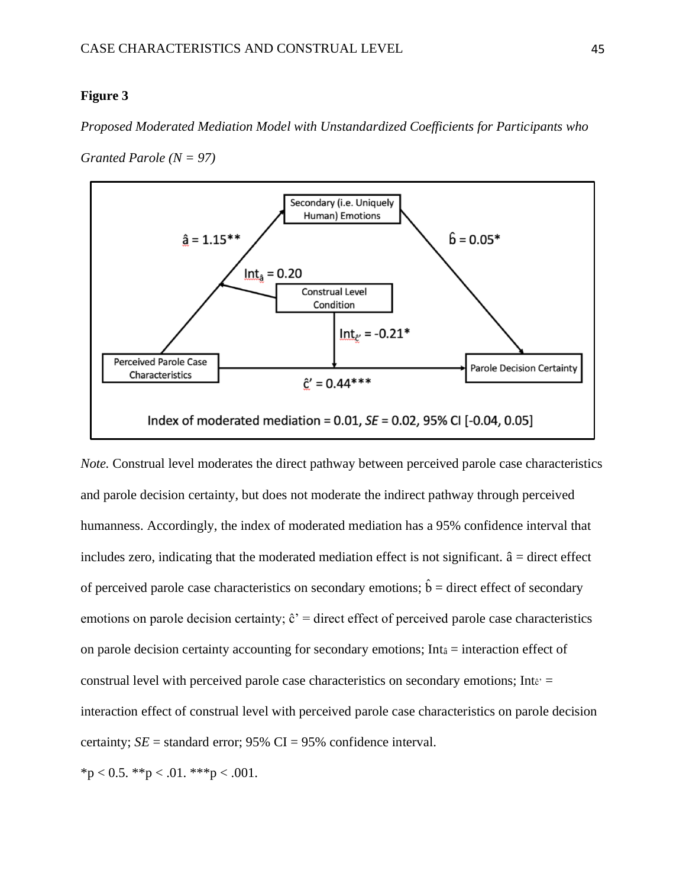**Figure 3**

*Proposed Moderated Mediation Model with Unstandardized Coefficients for Participants who Granted Parole (N = 97)*

Secondary (i.e. Uniquely Human) Emotions

$\hat{a} = 1.15$**

$\hat{b} = 0.05$*

$Int_{\hat{a}} = 0.20$

Construal Level Condition

$Int_{\hat{c}'} = -0.21$*

Perceived Parole Case Characteristics

Parole Decision Certainty

$\hat{c}' = 0.44$***

Index of moderated mediation = 0.01, *SE* = 0.02, 95% CI [-0.04, 0.05]

*Note.* Construal level moderates the direct pathway between perceived parole case characteristics and parole decision certainty, but does not moderate the indirect pathway through perceived humanness. Accordingly, the index of moderated mediation has a 95% confidence interval that includes zero, indicating that the moderated mediation effect is not significant. $\hat{a}$ = direct effect of perceived parole case characteristics on secondary emotions; $\hat{b}$ = direct effect of secondary emotions on parole decision certainty; $\hat{c}'$ = direct effect of perceived parole case characteristics on parole decision certainty accounting for secondary emotions; $Int_{\hat{a}}$ = interaction effect of construal level with perceived parole case characteristics on secondary emotions; $Int_{\hat{c}'}$ = interaction effect of construal level with perceived parole case characteristics on parole decision certainty; *SE* = standard error; 95% CI = 95% confidence interval.

*p < 0.5. **p < .01. ***p < .001.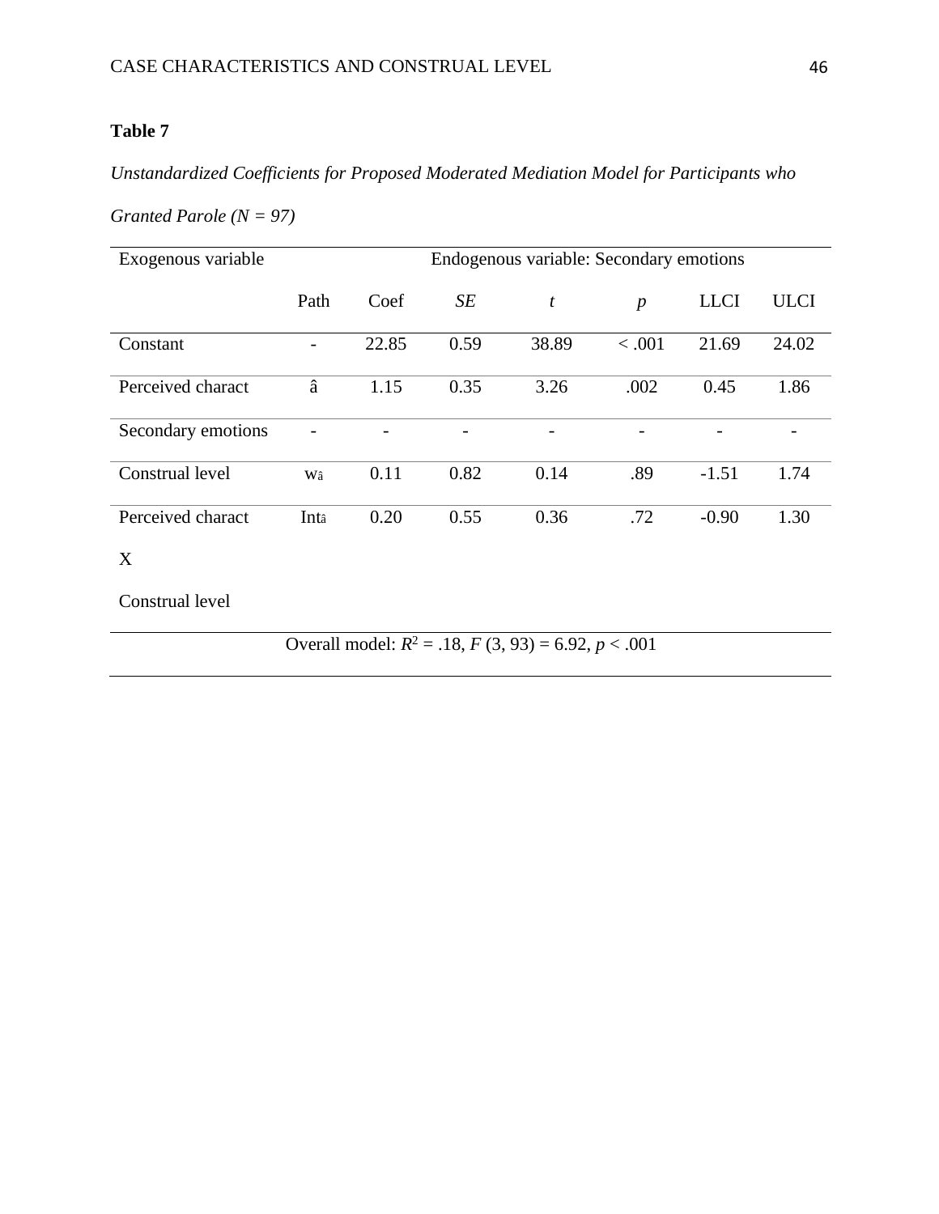**Table 7**

*Unstandardized Coefficients for Proposed Moderated Mediation Model for Participants who Granted Parole (N = 97)*

| Exogenous variable | Endogenous variable: Secondary emotions | | | | | | |
|---|---|---|---|---|---|---|---|
| | Path | Coef | *SE* | *t* | *p* | LLCI | ULCI |
| Constant | - | 22.85 | 0.59 | 38.89 | < .001 | 21.69 | 24.02 |
| Perceived charact | â | 1.15 | 0.35 | 3.26 | .002 | 0.45 | 1.86 |
| Secondary emotions | - | - | - | - | - | - | - |
| Construal level | $w_{â}$ | 0.11 | 0.82 | 0.14 | .89 | -1.51 | 1.74 |
| Perceived charact X Construal level | $Int_{â}$ | 0.20 | 0.55 | 0.36 | .72 | -0.90 | 1.30 |
| Overall model: $R^2 = .18$, $F(3, 93) = 6.92$, $p < .001$ | | | | | | | |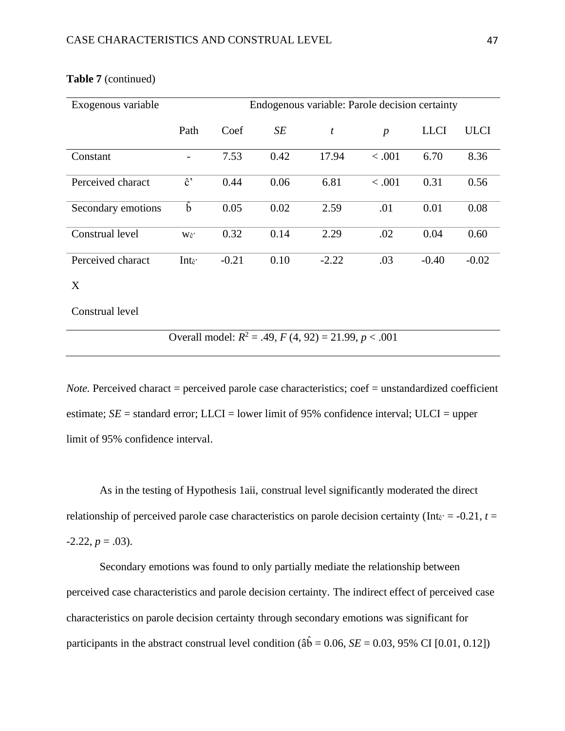**Table 7** (continued)

| Exogenous variable | Endogenous variable: Parole decision certainty | | | | | | |
|---|---|---|---|---|---|---|---|
| | Path | Coef | *SE* | *t* | *p* | LLCI | ULCI |
| Constant | - | 7.53 | 0.42 | 17.94 | < .001 | 6.70 | 8.36 |
| Perceived charact | $\hat{c}'$ | 0.44 | 0.06 | 6.81 | < .001 | 0.31 | 0.56 |
| Secondary emotions | $\hat{b}$ | 0.05 | 0.02 | 2.59 | .01 | 0.01 | 0.08 |
| Construal level | $w_{\hat{c}'}$ | 0.32 | 0.14 | 2.29 | .02 | 0.04 | 0.60 |
| Perceived charact X Construal level | $Int_{\hat{c}'}$ | -0.21 | 0.10 | -2.22 | .03 | -0.40 | -0.02 |
| Overall model: $R^2 = .49$, $F(4, 92) = 21.99$, $p < .001$ | | | | | | | |

*Note.* Perceived charact = perceived parole case characteristics; coef = unstandardized coefficient estimate; *SE* = standard error; LLCI = lower limit of 95% confidence interval; ULCI = upper limit of 95% confidence interval.

As in the testing of Hypothesis 1aii, construal level significantly moderated the direct relationship of perceived parole case characteristics on parole decision certainty ($Int_{\hat{c}'} = -0.21$, $t = -2.22$, $p = .03$).

Secondary emotions was found to only partially mediate the relationship between perceived case characteristics and parole decision certainty. The indirect effect of perceived case characteristics on parole decision certainty through secondary emotions was significant for participants in the abstract construal level condition ($\hat{a}\hat{b} = 0.06$, $SE = 0.03$, 95% CI [0.01, 0.12])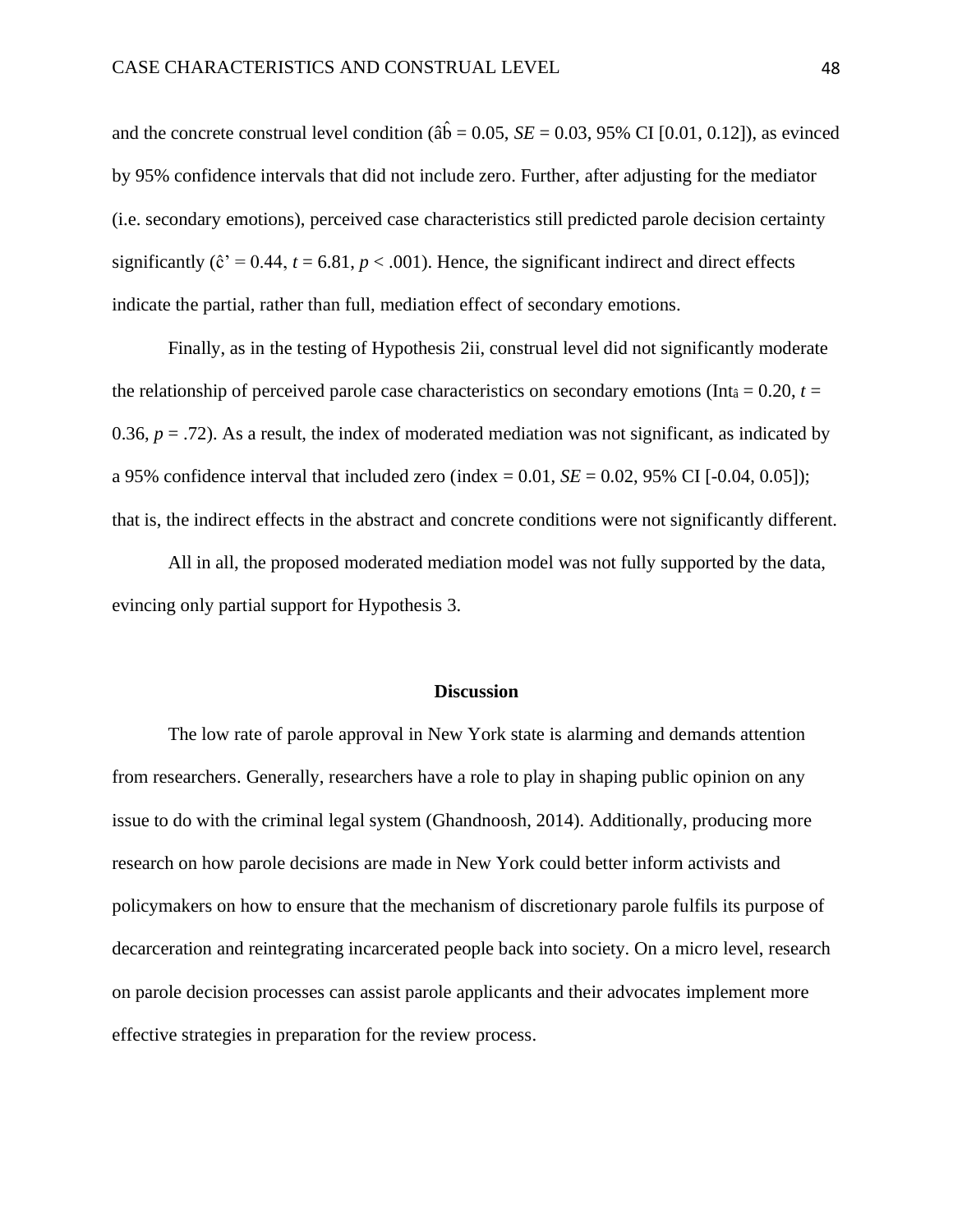and the concrete construal level condition ($\hat{a}\hat{b} = 0.05$, $SE = 0.03$, 95% CI [0.01, 0.12]), as evinced by 95% confidence intervals that did not include zero. Further, after adjusting for the mediator (i.e. secondary emotions), perceived case characteristics still predicted parole decision certainty significantly ($\hat{c}' = 0.44$, $t = 6.81$, $p < .001$). Hence, the significant indirect and direct effects indicate the partial, rather than full, mediation effect of secondary emotions.

Finally, as in the testing of Hypothesis 2ii, construal level did not significantly moderate the relationship of perceived parole case characteristics on secondary emotions ($Int_{\hat{a}} = 0.20$, $t = 0.36$, $p = .72$). As a result, the index of moderated mediation was not significant, as indicated by a 95% confidence interval that included zero (index = 0.01, $SE = 0.02$, 95% CI [-0.04, 0.05]); that is, the indirect effects in the abstract and concrete conditions were not significantly different.

All in all, the proposed moderated mediation model was not fully supported by the data, evincing only partial support for Hypothesis 3.

## Discussion

The low rate of parole approval in New York state is alarming and demands attention from researchers. Generally, researchers have a role to play in shaping public opinion on any issue to do with the criminal legal system (Ghandnoosh, 2014). Additionally, producing more research on how parole decisions are made in New York could better inform activists and policymakers on how to ensure that the mechanism of discretionary parole fulfils its purpose of decarceration and reintegrating incarcerated people back into society. On a micro level, research on parole decision processes can assist parole applicants and their advocates implement more effective strategies in preparation for the review process.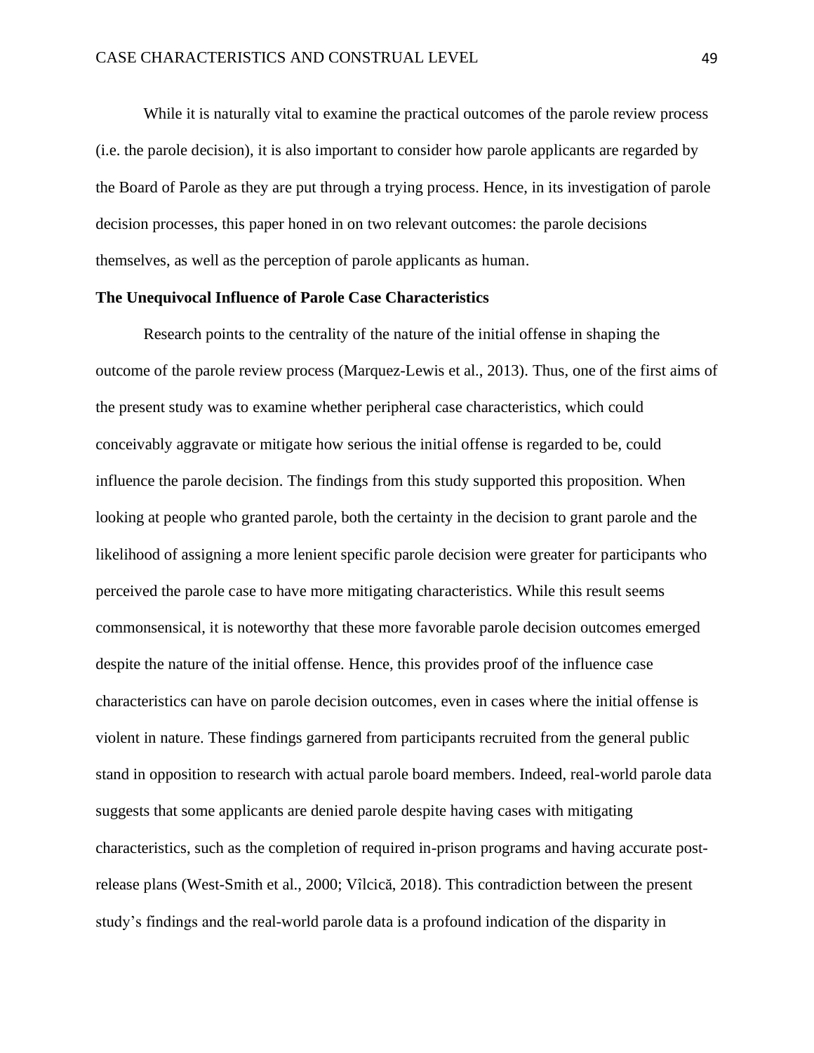While it is naturally vital to examine the practical outcomes of the parole review process (i.e. the parole decision), it is also important to consider how parole applicants are regarded by the Board of Parole as they are put through a trying process. Hence, in its investigation of parole decision processes, this paper honed in on two relevant outcomes: the parole decisions themselves, as well as the perception of parole applicants as human.

**The Unequivocal Influence of Parole Case Characteristics**

Research points to the centrality of the nature of the initial offense in shaping the outcome of the parole review process (Marquez-Lewis et al., 2013). Thus, one of the first aims of the present study was to examine whether peripheral case characteristics, which could conceivably aggravate or mitigate how serious the initial offense is regarded to be, could influence the parole decision. The findings from this study supported this proposition. When looking at people who granted parole, both the certainty in the decision to grant parole and the likelihood of assigning a more lenient specific parole decision were greater for participants who perceived the parole case to have more mitigating characteristics. While this result seems commonsensical, it is noteworthy that these more favorable parole decision outcomes emerged despite the nature of the initial offense. Hence, this provides proof of the influence case characteristics can have on parole decision outcomes, even in cases where the initial offense is violent in nature. These findings garnered from participants recruited from the general public stand in opposition to research with actual parole board members. Indeed, real-world parole data suggests that some applicants are denied parole despite having cases with mitigating characteristics, such as the completion of required in-prison programs and having accurate post-release plans (West-Smith et al., 2000; Vîlcică, 2018). This contradiction between the present study's findings and the real-world parole data is a profound indication of the disparity in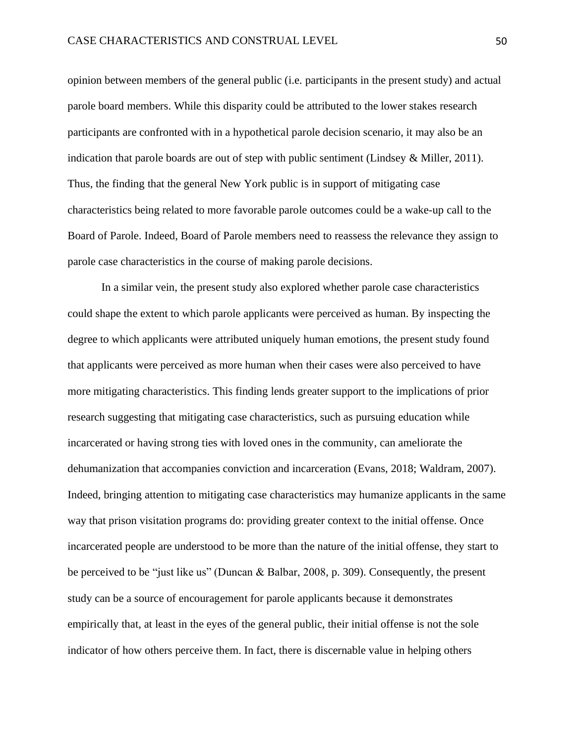opinion between members of the general public (i.e. participants in the present study) and actual parole board members. While this disparity could be attributed to the lower stakes research participants are confronted with in a hypothetical parole decision scenario, it may also be an indication that parole boards are out of step with public sentiment (Lindsey & Miller, 2011). Thus, the finding that the general New York public is in support of mitigating case characteristics being related to more favorable parole outcomes could be a wake-up call to the Board of Parole. Indeed, Board of Parole members need to reassess the relevance they assign to parole case characteristics in the course of making parole decisions.

In a similar vein, the present study also explored whether parole case characteristics could shape the extent to which parole applicants were perceived as human. By inspecting the degree to which applicants were attributed uniquely human emotions, the present study found that applicants were perceived as more human when their cases were also perceived to have more mitigating characteristics. This finding lends greater support to the implications of prior research suggesting that mitigating case characteristics, such as pursuing education while incarcerated or having strong ties with loved ones in the community, can ameliorate the dehumanization that accompanies conviction and incarceration (Evans, 2018; Waldram, 2007). Indeed, bringing attention to mitigating case characteristics may humanize applicants in the same way that prison visitation programs do: providing greater context to the initial offense. Once incarcerated people are understood to be more than the nature of the initial offense, they start to be perceived to be "just like us" (Duncan & Balbar, 2008, p. 309). Consequently, the present study can be a source of encouragement for parole applicants because it demonstrates empirically that, at least in the eyes of the general public, their initial offense is not the sole indicator of how others perceive them. In fact, there is discernable value in helping others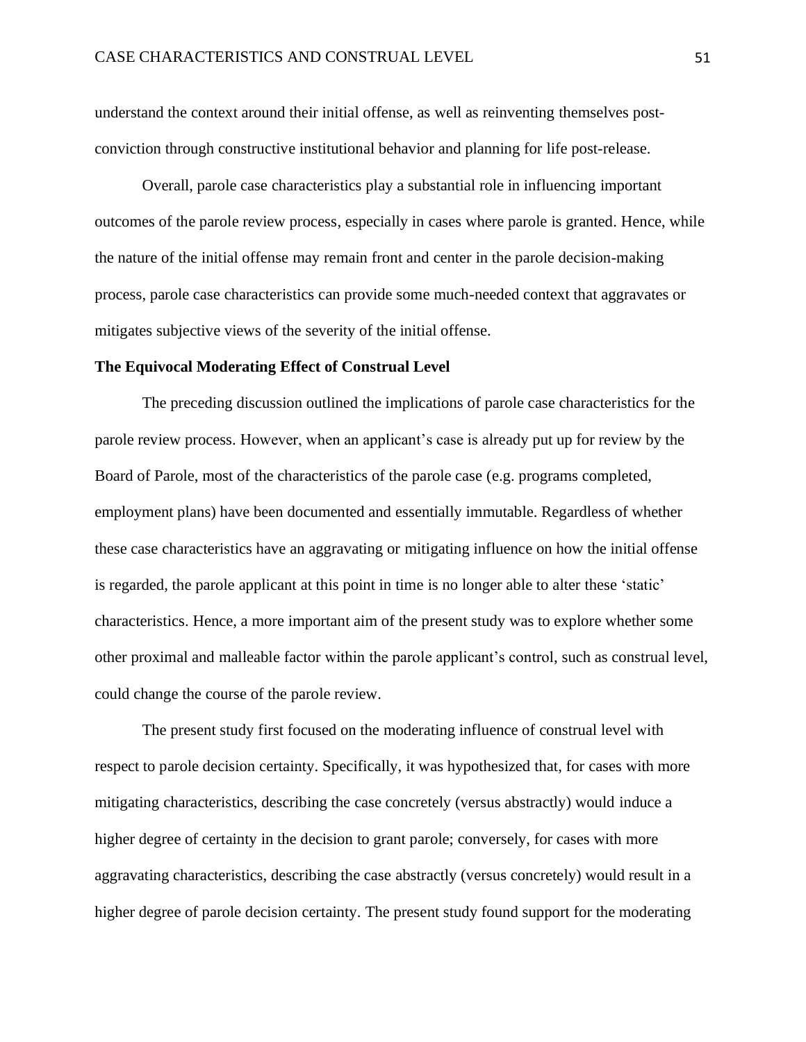understand the context around their initial offense, as well as reinventing themselves post-conviction through constructive institutional behavior and planning for life post-release.

Overall, parole case characteristics play a substantial role in influencing important outcomes of the parole review process, especially in cases where parole is granted. Hence, while the nature of the initial offense may remain front and center in the parole decision-making process, parole case characteristics can provide some much-needed context that aggravates or mitigates subjective views of the severity of the initial offense.

**The Equivocal Moderating Effect of Construal Level**

The preceding discussion outlined the implications of parole case characteristics for the parole review process. However, when an applicant's case is already put up for review by the Board of Parole, most of the characteristics of the parole case (e.g. programs completed, employment plans) have been documented and essentially immutable. Regardless of whether these case characteristics have an aggravating or mitigating influence on how the initial offense is regarded, the parole applicant at this point in time is no longer able to alter these 'static' characteristics. Hence, a more important aim of the present study was to explore whether some other proximal and malleable factor within the parole applicant's control, such as construal level, could change the course of the parole review.

The present study first focused on the moderating influence of construal level with respect to parole decision certainty. Specifically, it was hypothesized that, for cases with more mitigating characteristics, describing the case concretely (versus abstractly) would induce a higher degree of certainty in the decision to grant parole; conversely, for cases with more aggravating characteristics, describing the case abstractly (versus concretely) would result in a higher degree of parole decision certainty. The present study found support for the moderating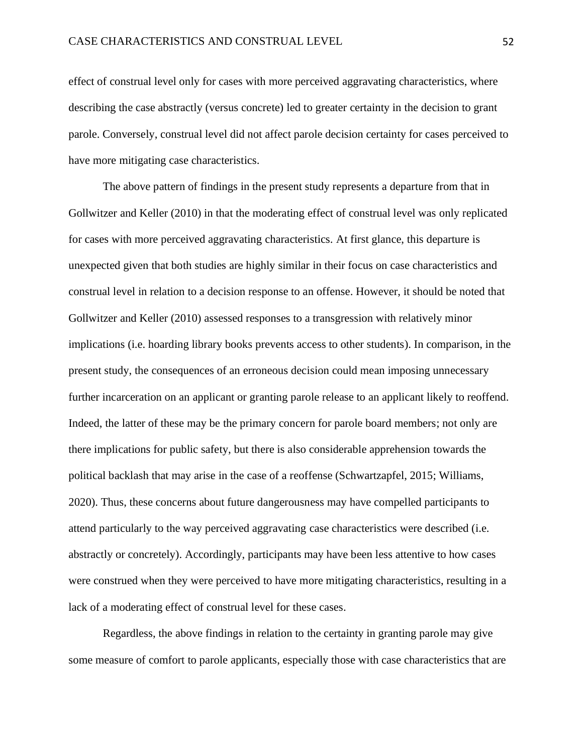effect of construal level only for cases with more perceived aggravating characteristics, where describing the case abstractly (versus concrete) led to greater certainty in the decision to grant parole. Conversely, construal level did not affect parole decision certainty for cases perceived to have more mitigating case characteristics.

The above pattern of findings in the present study represents a departure from that in Gollwitzer and Keller (2010) in that the moderating effect of construal level was only replicated for cases with more perceived aggravating characteristics. At first glance, this departure is unexpected given that both studies are highly similar in their focus on case characteristics and construal level in relation to a decision response to an offense. However, it should be noted that Gollwitzer and Keller (2010) assessed responses to a transgression with relatively minor implications (i.e. hoarding library books prevents access to other students). In comparison, in the present study, the consequences of an erroneous decision could mean imposing unnecessary further incarceration on an applicant or granting parole release to an applicant likely to reoffend. Indeed, the latter of these may be the primary concern for parole board members; not only are there implications for public safety, but there is also considerable apprehension towards the political backlash that may arise in the case of a reoffense (Schwartzapfel, 2015; Williams, 2020). Thus, these concerns about future dangerousness may have compelled participants to attend particularly to the way perceived aggravating case characteristics were described (i.e. abstractly or concretely). Accordingly, participants may have been less attentive to how cases were construed when they were perceived to have more mitigating characteristics, resulting in a lack of a moderating effect of construal level for these cases.

Regardless, the above findings in relation to the certainty in granting parole may give some measure of comfort to parole applicants, especially those with case characteristics that are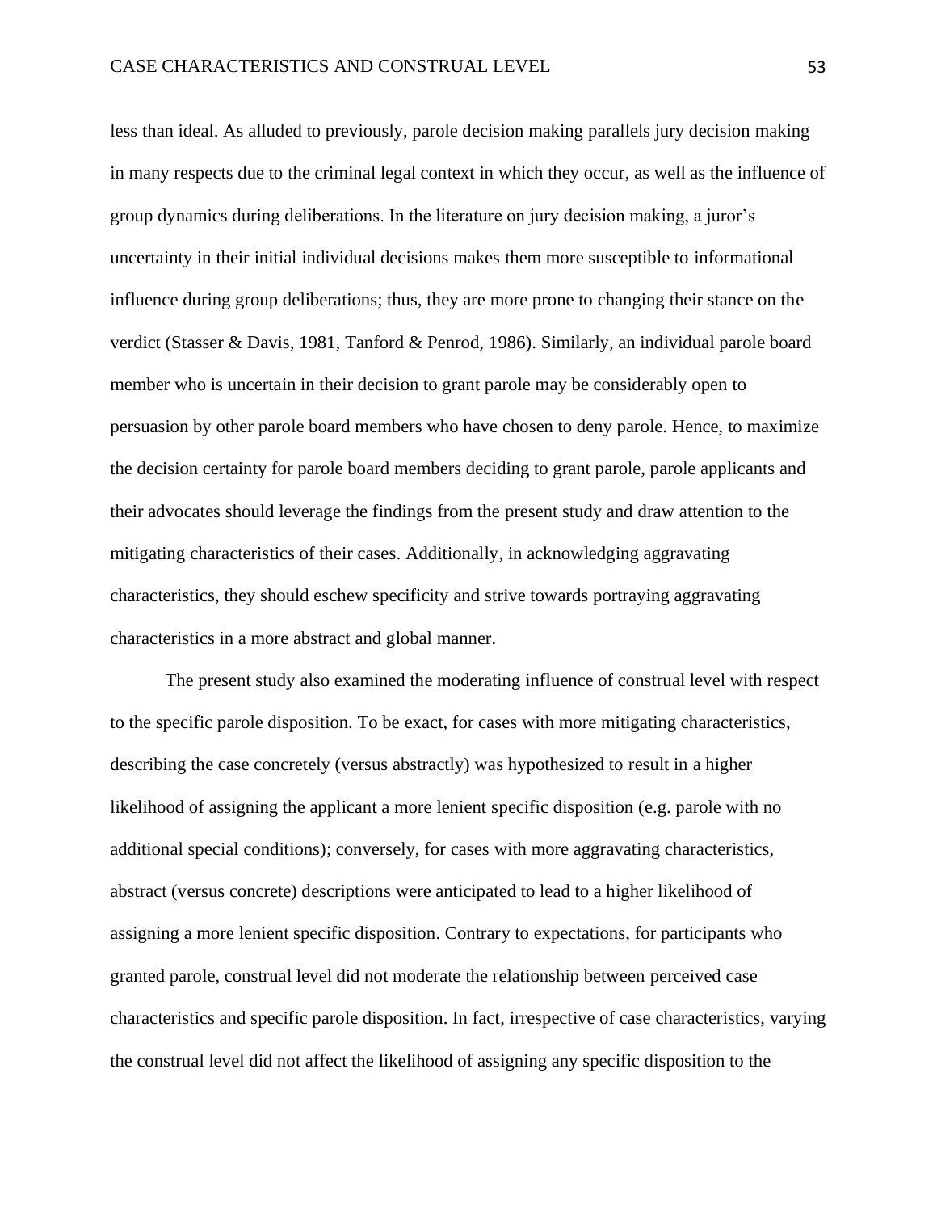less than ideal. As alluded to previously, parole decision making parallels jury decision making in many respects due to the criminal legal context in which they occur, as well as the influence of group dynamics during deliberations. In the literature on jury decision making, a juror's uncertainty in their initial individual decisions makes them more susceptible to informational influence during group deliberations; thus, they are more prone to changing their stance on the verdict (Stasser & Davis, 1981, Tanford & Penrod, 1986). Similarly, an individual parole board member who is uncertain in their decision to grant parole may be considerably open to persuasion by other parole board members who have chosen to deny parole. Hence, to maximize the decision certainty for parole board members deciding to grant parole, parole applicants and their advocates should leverage the findings from the present study and draw attention to the mitigating characteristics of their cases. Additionally, in acknowledging aggravating characteristics, they should eschew specificity and strive towards portraying aggravating characteristics in a more abstract and global manner.

The present study also examined the moderating influence of construal level with respect to the specific parole disposition. To be exact, for cases with more mitigating characteristics, describing the case concretely (versus abstractly) was hypothesized to result in a higher likelihood of assigning the applicant a more lenient specific disposition (e.g. parole with no additional special conditions); conversely, for cases with more aggravating characteristics, abstract (versus concrete) descriptions were anticipated to lead to a higher likelihood of assigning a more lenient specific disposition. Contrary to expectations, for participants who granted parole, construal level did not moderate the relationship between perceived case characteristics and specific parole disposition. In fact, irrespective of case characteristics, varying the construal level did not affect the likelihood of assigning any specific disposition to the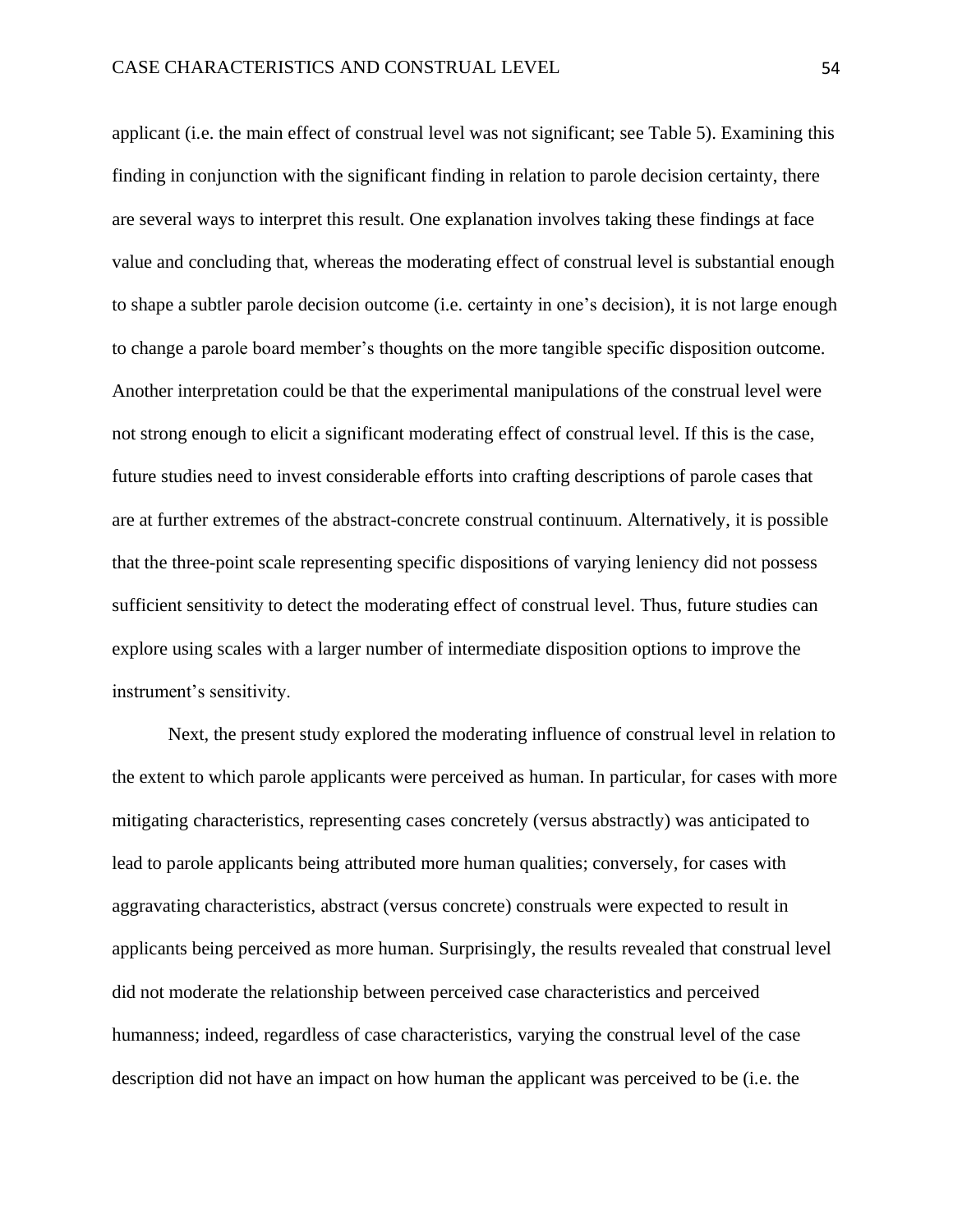applicant (i.e. the main effect of construal level was not significant; see Table 5). Examining this finding in conjunction with the significant finding in relation to parole decision certainty, there are several ways to interpret this result. One explanation involves taking these findings at face value and concluding that, whereas the moderating effect of construal level is substantial enough to shape a subtler parole decision outcome (i.e. certainty in one's decision), it is not large enough to change a parole board member's thoughts on the more tangible specific disposition outcome. Another interpretation could be that the experimental manipulations of the construal level were not strong enough to elicit a significant moderating effect of construal level. If this is the case, future studies need to invest considerable efforts into crafting descriptions of parole cases that are at further extremes of the abstract-concrete construal continuum. Alternatively, it is possible that the three-point scale representing specific dispositions of varying leniency did not possess sufficient sensitivity to detect the moderating effect of construal level. Thus, future studies can explore using scales with a larger number of intermediate disposition options to improve the instrument's sensitivity.

Next, the present study explored the moderating influence of construal level in relation to the extent to which parole applicants were perceived as human. In particular, for cases with more mitigating characteristics, representing cases concretely (versus abstractly) was anticipated to lead to parole applicants being attributed more human qualities; conversely, for cases with aggravating characteristics, abstract (versus concrete) construals were expected to result in applicants being perceived as more human. Surprisingly, the results revealed that construal level did not moderate the relationship between perceived case characteristics and perceived humanness; indeed, regardless of case characteristics, varying the construal level of the case description did not have an impact on how human the applicant was perceived to be (i.e. the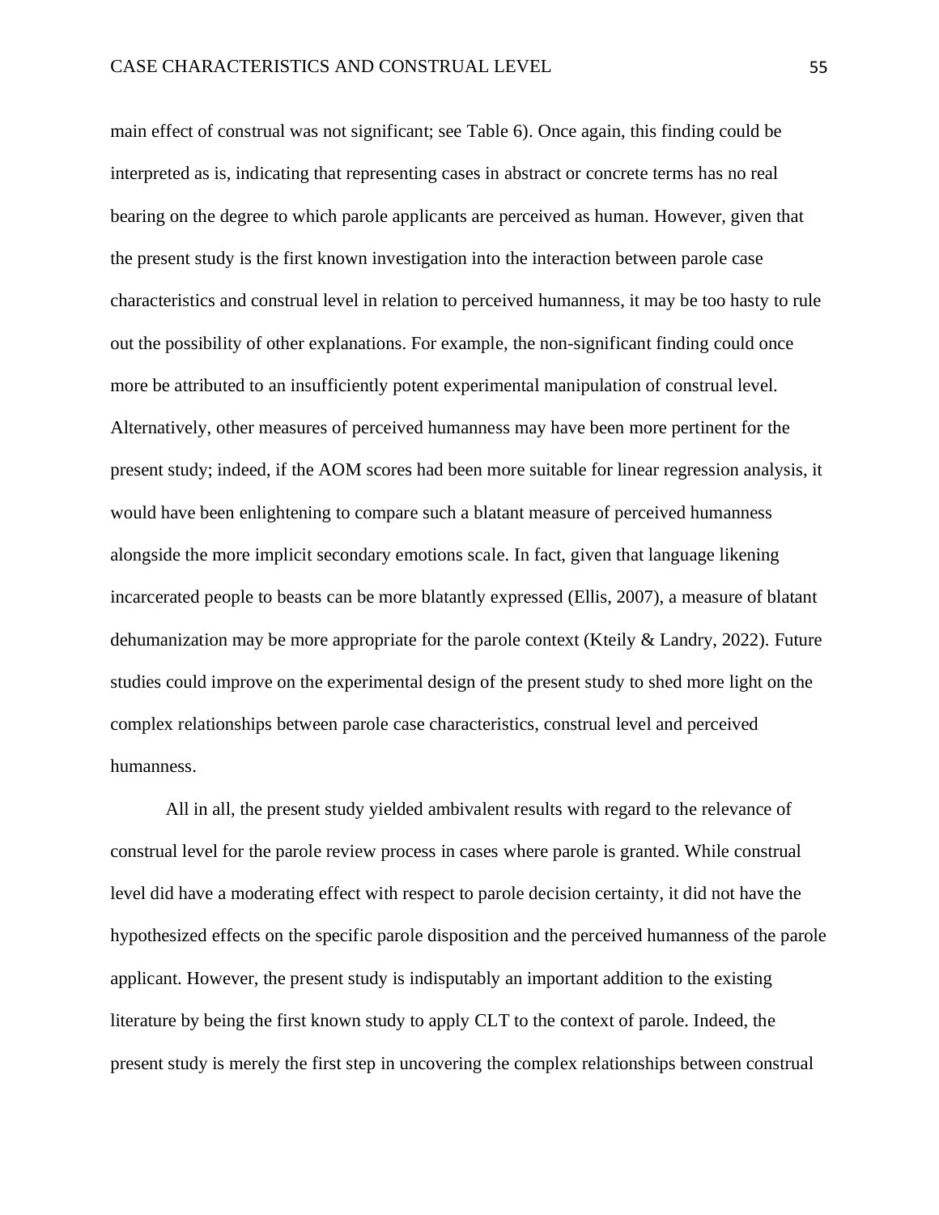main effect of construal was not significant; see Table 6). Once again, this finding could be interpreted as is, indicating that representing cases in abstract or concrete terms has no real bearing on the degree to which parole applicants are perceived as human. However, given that the present study is the first known investigation into the interaction between parole case characteristics and construal level in relation to perceived humanness, it may be too hasty to rule out the possibility of other explanations. For example, the non-significant finding could once more be attributed to an insufficiently potent experimental manipulation of construal level. Alternatively, other measures of perceived humanness may have been more pertinent for the present study; indeed, if the AOM scores had been more suitable for linear regression analysis, it would have been enlightening to compare such a blatant measure of perceived humanness alongside the more implicit secondary emotions scale. In fact, given that language likening incarcerated people to beasts can be more blatantly expressed (Ellis, 2007), a measure of blatant dehumanization may be more appropriate for the parole context (Kteily & Landry, 2022). Future studies could improve on the experimental design of the present study to shed more light on the complex relationships between parole case characteristics, construal level and perceived humanness.

All in all, the present study yielded ambivalent results with regard to the relevance of construal level for the parole review process in cases where parole is granted. While construal level did have a moderating effect with respect to parole decision certainty, it did not have the hypothesized effects on the specific parole disposition and the perceived humanness of the parole applicant. However, the present study is indisputably an important addition to the existing literature by being the first known study to apply CLT to the context of parole. Indeed, the present study is merely the first step in uncovering the complex relationships between construal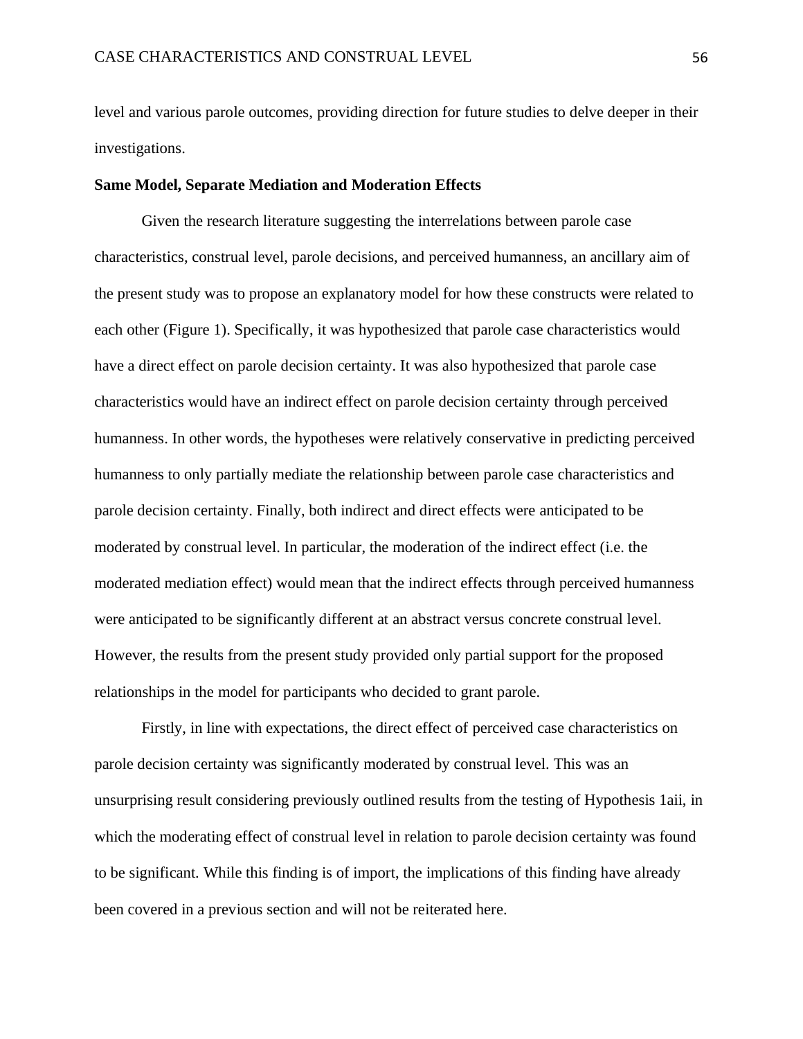level and various parole outcomes, providing direction for future studies to delve deeper in their investigations.

**Same Model, Separate Mediation and Moderation Effects**

Given the research literature suggesting the interrelations between parole case characteristics, construal level, parole decisions, and perceived humanness, an ancillary aim of the present study was to propose an explanatory model for how these constructs were related to each other (Figure 1). Specifically, it was hypothesized that parole case characteristics would have a direct effect on parole decision certainty. It was also hypothesized that parole case characteristics would have an indirect effect on parole decision certainty through perceived humanness. In other words, the hypotheses were relatively conservative in predicting perceived humanness to only partially mediate the relationship between parole case characteristics and parole decision certainty. Finally, both indirect and direct effects were anticipated to be moderated by construal level. In particular, the moderation of the indirect effect (i.e. the moderated mediation effect) would mean that the indirect effects through perceived humanness were anticipated to be significantly different at an abstract versus concrete construal level. However, the results from the present study provided only partial support for the proposed relationships in the model for participants who decided to grant parole.

Firstly, in line with expectations, the direct effect of perceived case characteristics on parole decision certainty was significantly moderated by construal level. This was an unsurprising result considering previously outlined results from the testing of Hypothesis 1aii, in which the moderating effect of construal level in relation to parole decision certainty was found to be significant. While this finding is of import, the implications of this finding have already been covered in a previous section and will not be reiterated here.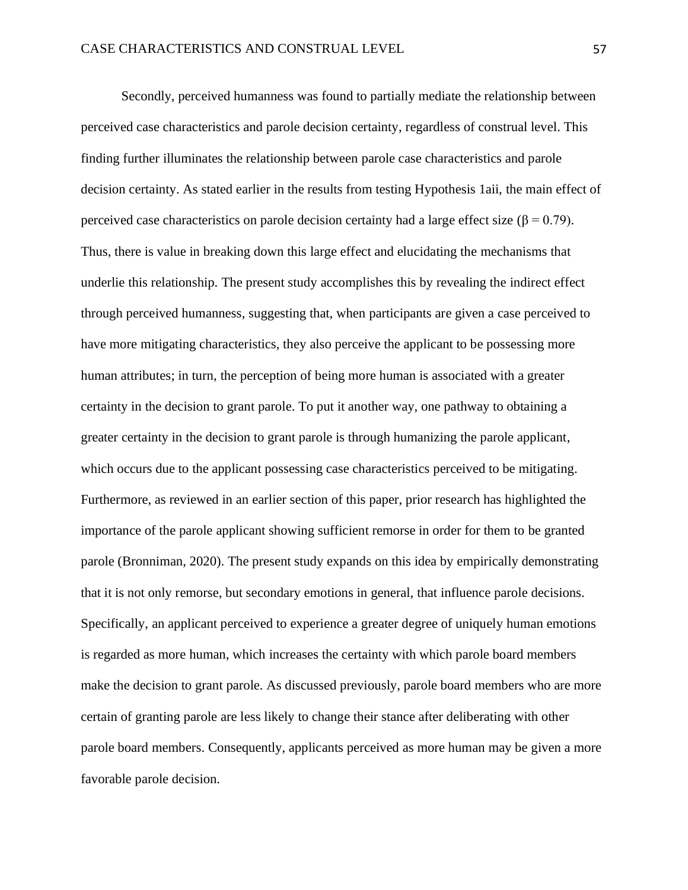Secondly, perceived humanness was found to partially mediate the relationship between perceived case characteristics and parole decision certainty, regardless of construal level. This finding further illuminates the relationship between parole case characteristics and parole decision certainty. As stated earlier in the results from testing Hypothesis 1aii, the main effect of perceived case characteristics on parole decision certainty had a large effect size ($\beta = 0.79$). Thus, there is value in breaking down this large effect and elucidating the mechanisms that underlie this relationship. The present study accomplishes this by revealing the indirect effect through perceived humanness, suggesting that, when participants are given a case perceived to have more mitigating characteristics, they also perceive the applicant to be possessing more human attributes; in turn, the perception of being more human is associated with a greater certainty in the decision to grant parole. To put it another way, one pathway to obtaining a greater certainty in the decision to grant parole is through humanizing the parole applicant, which occurs due to the applicant possessing case characteristics perceived to be mitigating. Furthermore, as reviewed in an earlier section of this paper, prior research has highlighted the importance of the parole applicant showing sufficient remorse in order for them to be granted parole (Bronniman, 2020). The present study expands on this idea by empirically demonstrating that it is not only remorse, but secondary emotions in general, that influence parole decisions. Specifically, an applicant perceived to experience a greater degree of uniquely human emotions is regarded as more human, which increases the certainty with which parole board members make the decision to grant parole. As discussed previously, parole board members who are more certain of granting parole are less likely to change their stance after deliberating with other parole board members. Consequently, applicants perceived as more human may be given a more favorable parole decision.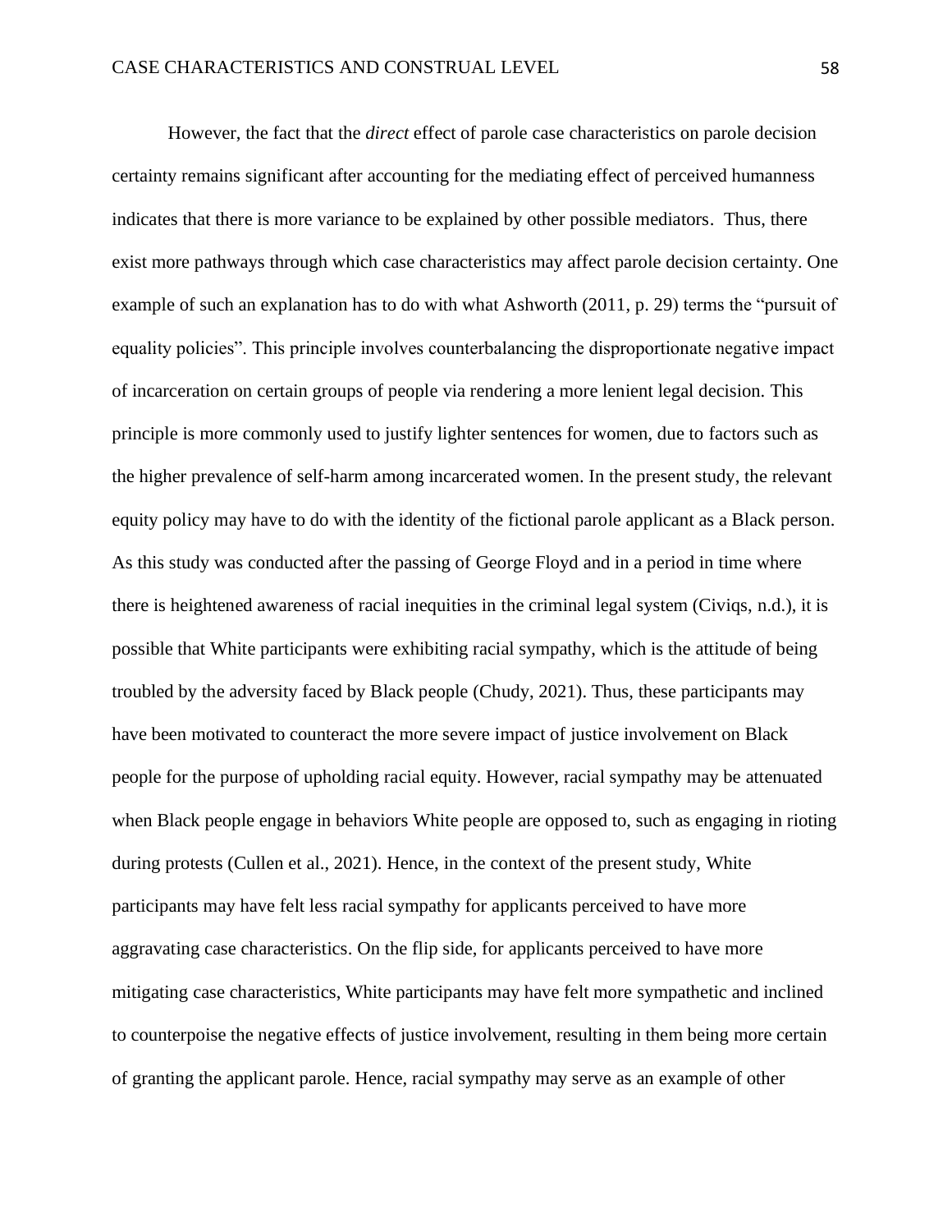However, the fact that the *direct* effect of parole case characteristics on parole decision certainty remains significant after accounting for the mediating effect of perceived humanness indicates that there is more variance to be explained by other possible mediators. Thus, there exist more pathways through which case characteristics may affect parole decision certainty. One example of such an explanation has to do with what Ashworth (2011, p. 29) terms the "pursuit of equality policies". This principle involves counterbalancing the disproportionate negative impact of incarceration on certain groups of people via rendering a more lenient legal decision. This principle is more commonly used to justify lighter sentences for women, due to factors such as the higher prevalence of self-harm among incarcerated women. In the present study, the relevant equity policy may have to do with the identity of the fictional parole applicant as a Black person. As this study was conducted after the passing of George Floyd and in a period in time where there is heightened awareness of racial inequities in the criminal legal system (Civiqs, n.d.), it is possible that White participants were exhibiting racial sympathy, which is the attitude of being troubled by the adversity faced by Black people (Chudy, 2021). Thus, these participants may have been motivated to counteract the more severe impact of justice involvement on Black people for the purpose of upholding racial equity. However, racial sympathy may be attenuated when Black people engage in behaviors White people are opposed to, such as engaging in rioting during protests (Cullen et al., 2021). Hence, in the context of the present study, White participants may have felt less racial sympathy for applicants perceived to have more aggravating case characteristics. On the flip side, for applicants perceived to have more mitigating case characteristics, White participants may have felt more sympathetic and inclined to counterpoise the negative effects of justice involvement, resulting in them being more certain of granting the applicant parole. Hence, racial sympathy may serve as an example of other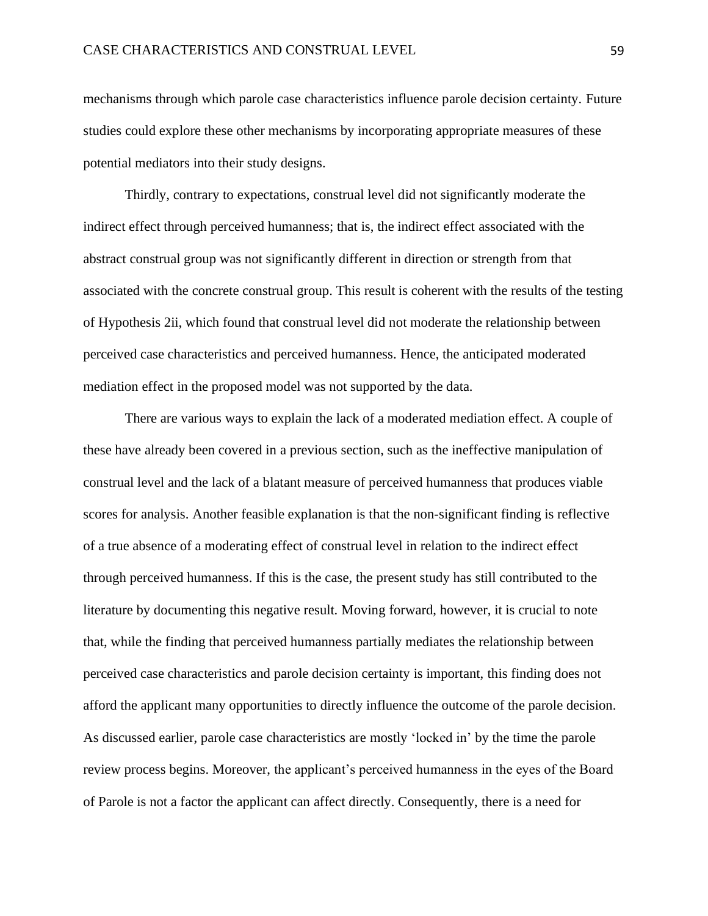mechanisms through which parole case characteristics influence parole decision certainty. Future studies could explore these other mechanisms by incorporating appropriate measures of these potential mediators into their study designs.

Thirdly, contrary to expectations, construal level did not significantly moderate the indirect effect through perceived humanness; that is, the indirect effect associated with the abstract construal group was not significantly different in direction or strength from that associated with the concrete construal group. This result is coherent with the results of the testing of Hypothesis 2ii, which found that construal level did not moderate the relationship between perceived case characteristics and perceived humanness. Hence, the anticipated moderated mediation effect in the proposed model was not supported by the data.

There are various ways to explain the lack of a moderated mediation effect. A couple of these have already been covered in a previous section, such as the ineffective manipulation of construal level and the lack of a blatant measure of perceived humanness that produces viable scores for analysis. Another feasible explanation is that the non-significant finding is reflective of a true absence of a moderating effect of construal level in relation to the indirect effect through perceived humanness. If this is the case, the present study has still contributed to the literature by documenting this negative result. Moving forward, however, it is crucial to note that, while the finding that perceived humanness partially mediates the relationship between perceived case characteristics and parole decision certainty is important, this finding does not afford the applicant many opportunities to directly influence the outcome of the parole decision. As discussed earlier, parole case characteristics are mostly 'locked in' by the time the parole review process begins. Moreover, the applicant's perceived humanness in the eyes of the Board of Parole is not a factor the applicant can affect directly. Consequently, there is a need for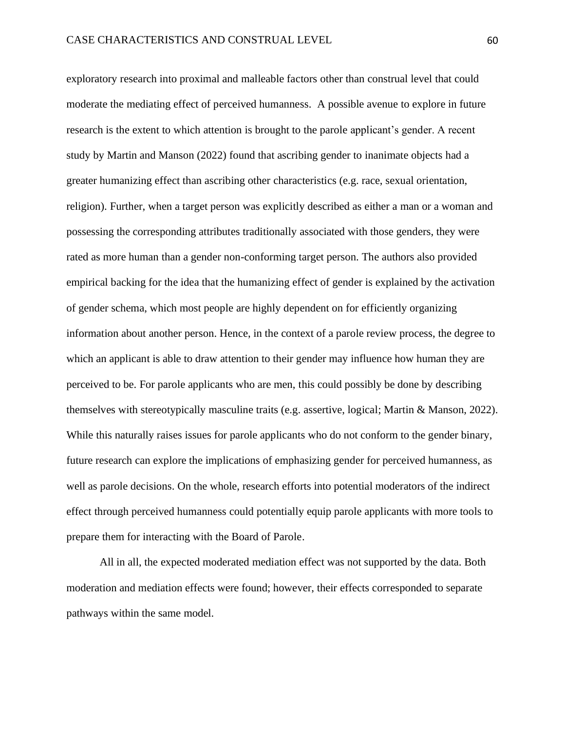exploratory research into proximal and malleable factors other than construal level that could moderate the mediating effect of perceived humanness. A possible avenue to explore in future research is the extent to which attention is brought to the parole applicant's gender. A recent study by Martin and Manson (2022) found that ascribing gender to inanimate objects had a greater humanizing effect than ascribing other characteristics (e.g. race, sexual orientation, religion). Further, when a target person was explicitly described as either a man or a woman and possessing the corresponding attributes traditionally associated with those genders, they were rated as more human than a gender non-conforming target person. The authors also provided empirical backing for the idea that the humanizing effect of gender is explained by the activation of gender schema, which most people are highly dependent on for efficiently organizing information about another person. Hence, in the context of a parole review process, the degree to which an applicant is able to draw attention to their gender may influence how human they are perceived to be. For parole applicants who are men, this could possibly be done by describing themselves with stereotypically masculine traits (e.g. assertive, logical; Martin & Manson, 2022). While this naturally raises issues for parole applicants who do not conform to the gender binary, future research can explore the implications of emphasizing gender for perceived humanness, as well as parole decisions. On the whole, research efforts into potential moderators of the indirect effect through perceived humanness could potentially equip parole applicants with more tools to prepare them for interacting with the Board of Parole.

All in all, the expected moderated mediation effect was not supported by the data. Both moderation and mediation effects were found; however, their effects corresponded to separate pathways within the same model.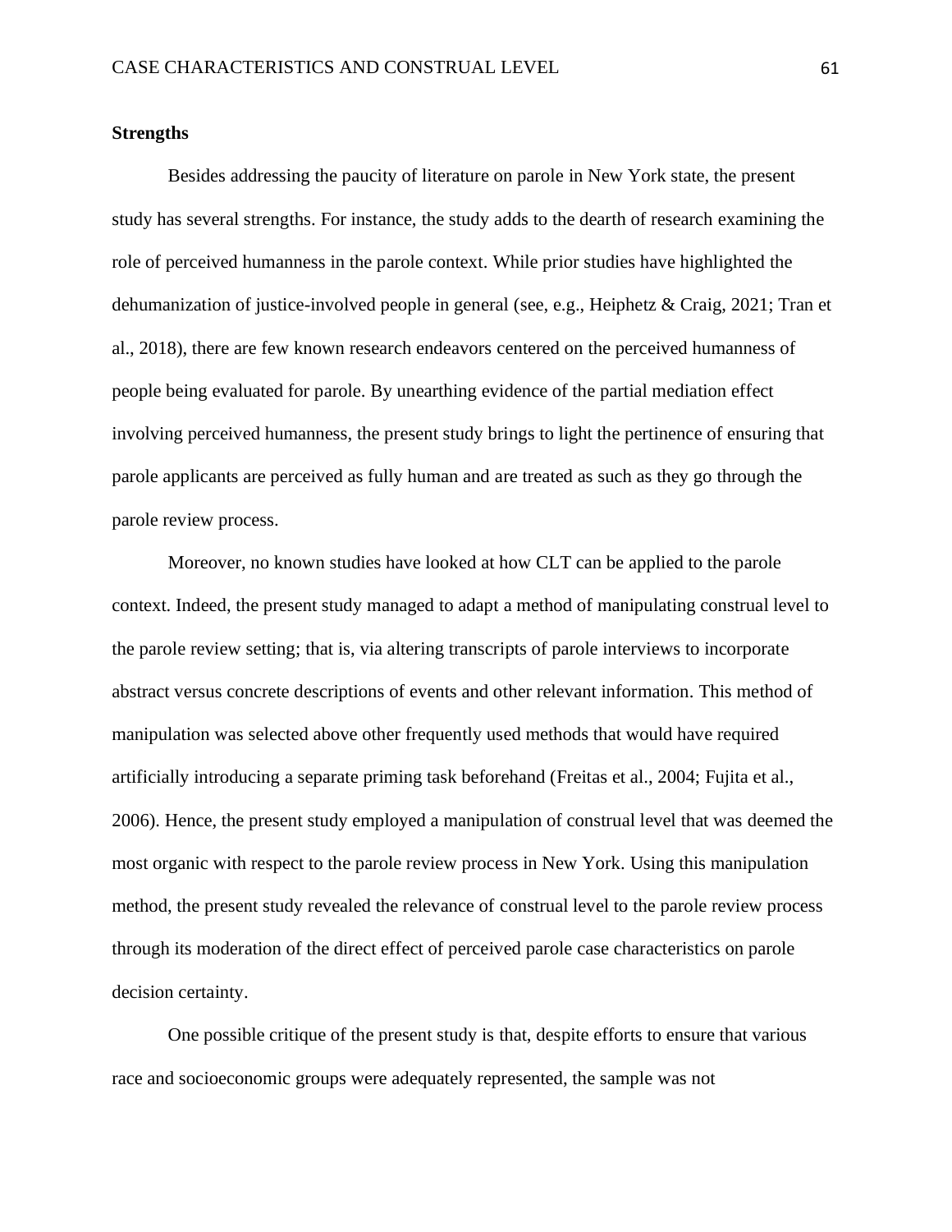**Strengths**

Besides addressing the paucity of literature on parole in New York state, the present study has several strengths. For instance, the study adds to the dearth of research examining the role of perceived humanness in the parole context. While prior studies have highlighted the dehumanization of justice-involved people in general (see, e.g., Heiphetz & Craig, 2021; Tran et al., 2018), there are few known research endeavors centered on the perceived humanness of people being evaluated for parole. By unearthing evidence of the partial mediation effect involving perceived humanness, the present study brings to light the pertinence of ensuring that parole applicants are perceived as fully human and are treated as such as they go through the parole review process.

Moreover, no known studies have looked at how CLT can be applied to the parole context. Indeed, the present study managed to adapt a method of manipulating construal level to the parole review setting; that is, via altering transcripts of parole interviews to incorporate abstract versus concrete descriptions of events and other relevant information. This method of manipulation was selected above other frequently used methods that would have required artificially introducing a separate priming task beforehand (Freitas et al., 2004; Fujita et al., 2006). Hence, the present study employed a manipulation of construal level that was deemed the most organic with respect to the parole review process in New York. Using this manipulation method, the present study revealed the relevance of construal level to the parole review process through its moderation of the direct effect of perceived parole case characteristics on parole decision certainty.

One possible critique of the present study is that, despite efforts to ensure that various race and socioeconomic groups were adequately represented, the sample was not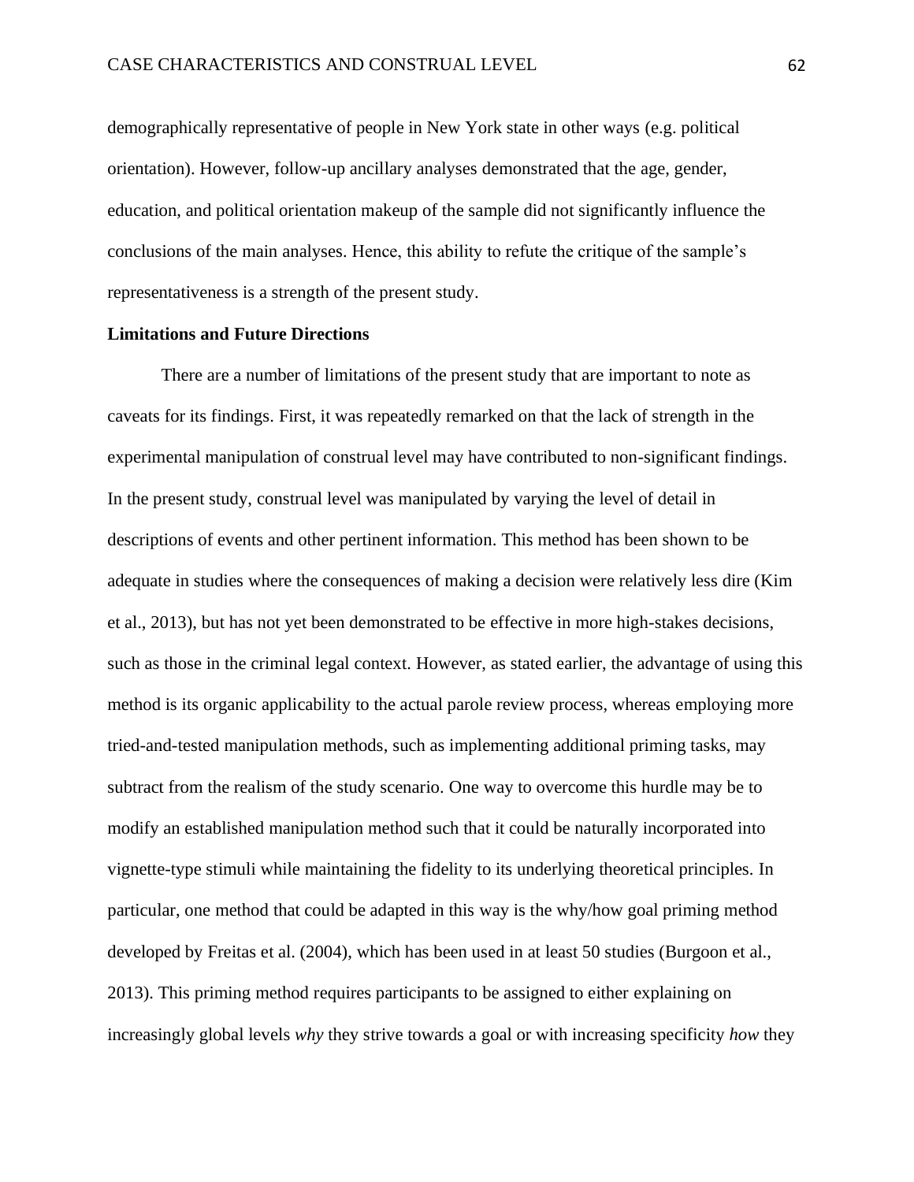demographically representative of people in New York state in other ways (e.g. political orientation). However, follow-up ancillary analyses demonstrated that the age, gender, education, and political orientation makeup of the sample did not significantly influence the conclusions of the main analyses. Hence, this ability to refute the critique of the sample's representativeness is a strength of the present study.

## Limitations and Future Directions

There are a number of limitations of the present study that are important to note as caveats for its findings. First, it was repeatedly remarked on that the lack of strength in the experimental manipulation of construal level may have contributed to non-significant findings. In the present study, construal level was manipulated by varying the level of detail in descriptions of events and other pertinent information. This method has been shown to be adequate in studies where the consequences of making a decision were relatively less dire (Kim et al., 2013), but has not yet been demonstrated to be effective in more high-stakes decisions, such as those in the criminal legal context. However, as stated earlier, the advantage of using this method is its organic applicability to the actual parole review process, whereas employing more tried-and-tested manipulation methods, such as implementing additional priming tasks, may subtract from the realism of the study scenario. One way to overcome this hurdle may be to modify an established manipulation method such that it could be naturally incorporated into vignette-type stimuli while maintaining the fidelity to its underlying theoretical principles. In particular, one method that could be adapted in this way is the why/how goal priming method developed by Freitas et al. (2004), which has been used in at least 50 studies (Burgoon et al., 2013). This priming method requires participants to be assigned to either explaining on increasingly global levels *why* they strive towards a goal or with increasing specificity *how* they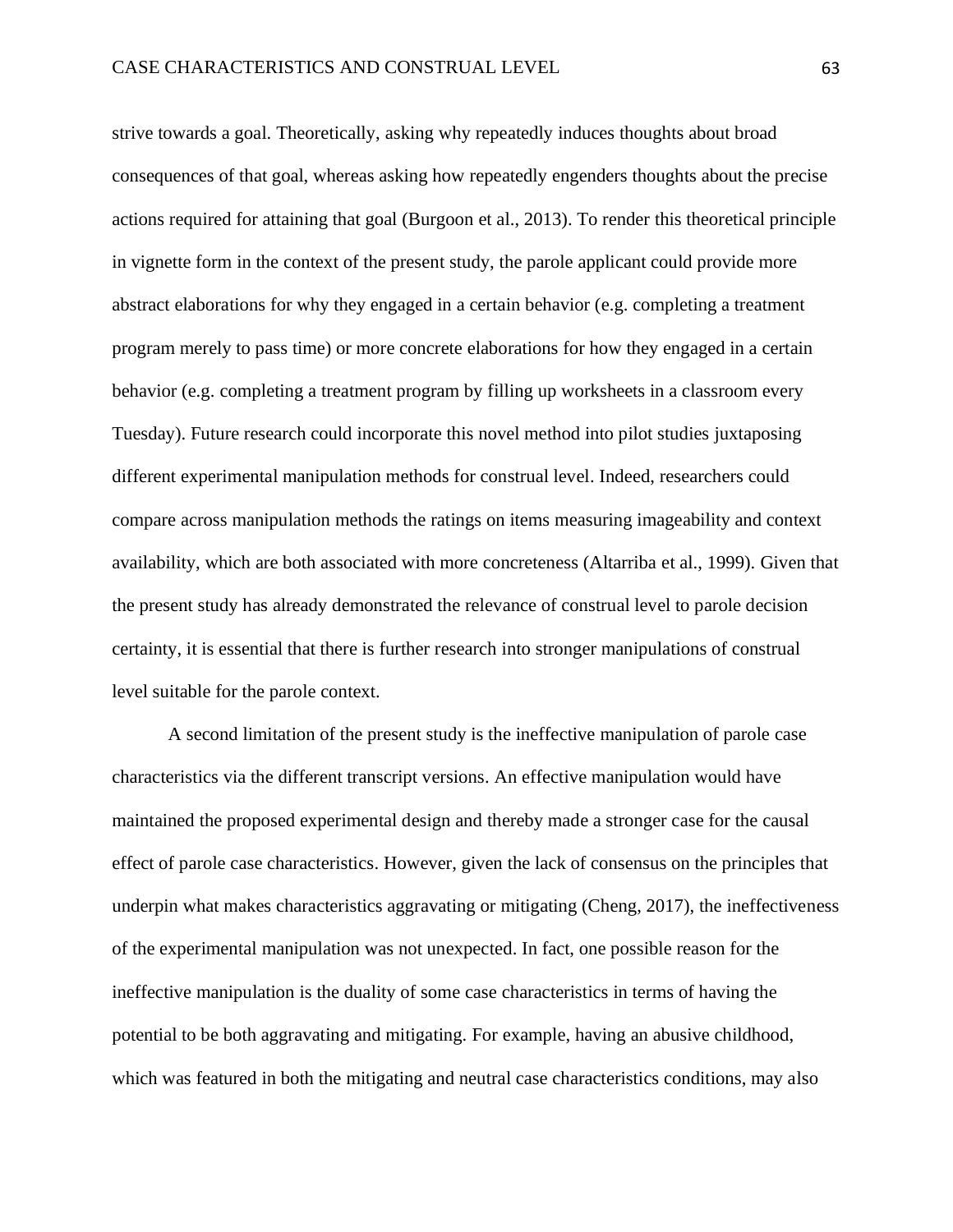strive towards a goal. Theoretically, asking why repeatedly induces thoughts about broad consequences of that goal, whereas asking how repeatedly engenders thoughts about the precise actions required for attaining that goal (Burgoon et al., 2013). To render this theoretical principle in vignette form in the context of the present study, the parole applicant could provide more abstract elaborations for why they engaged in a certain behavior (e.g. completing a treatment program merely to pass time) or more concrete elaborations for how they engaged in a certain behavior (e.g. completing a treatment program by filling up worksheets in a classroom every Tuesday). Future research could incorporate this novel method into pilot studies juxtaposing different experimental manipulation methods for construal level. Indeed, researchers could compare across manipulation methods the ratings on items measuring imageability and context availability, which are both associated with more concreteness (Altarriba et al., 1999). Given that the present study has already demonstrated the relevance of construal level to parole decision certainty, it is essential that there is further research into stronger manipulations of construal level suitable for the parole context.

A second limitation of the present study is the ineffective manipulation of parole case characteristics via the different transcript versions. An effective manipulation would have maintained the proposed experimental design and thereby made a stronger case for the causal effect of parole case characteristics. However, given the lack of consensus on the principles that underpin what makes characteristics aggravating or mitigating (Cheng, 2017), the ineffectiveness of the experimental manipulation was not unexpected. In fact, one possible reason for the ineffective manipulation is the duality of some case characteristics in terms of having the potential to be both aggravating and mitigating. For example, having an abusive childhood, which was featured in both the mitigating and neutral case characteristics conditions, may also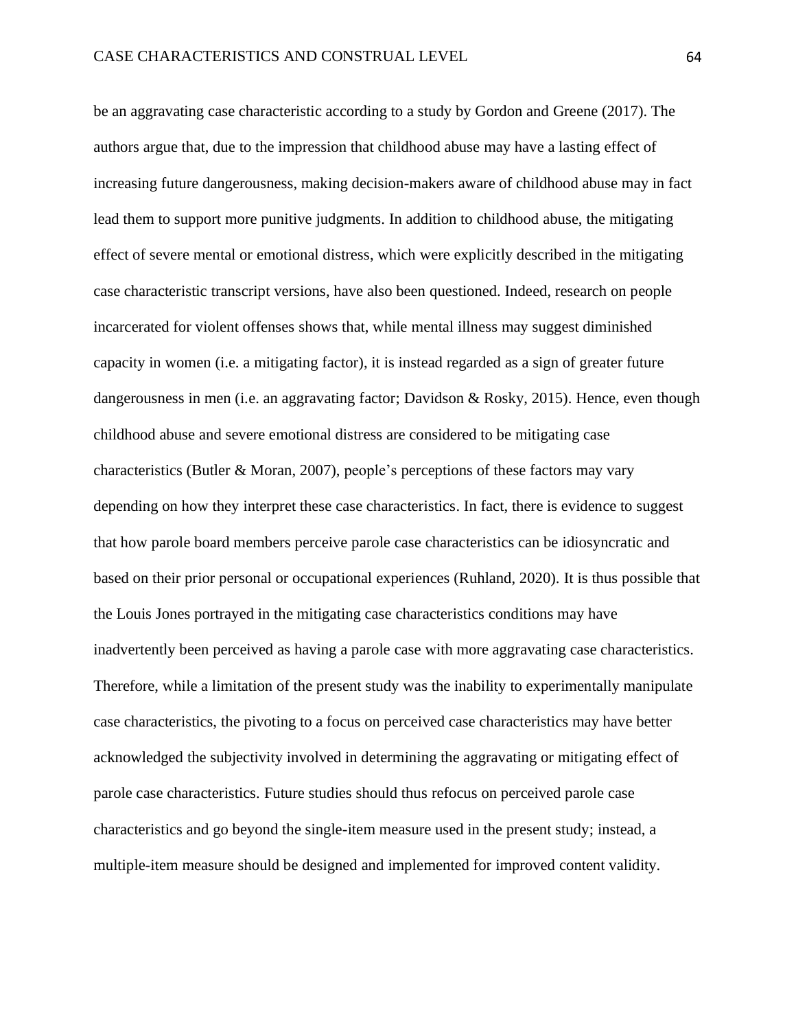be an aggravating case characteristic according to a study by Gordon and Greene (2017). The authors argue that, due to the impression that childhood abuse may have a lasting effect of increasing future dangerousness, making decision-makers aware of childhood abuse may in fact lead them to support more punitive judgments. In addition to childhood abuse, the mitigating effect of severe mental or emotional distress, which were explicitly described in the mitigating case characteristic transcript versions, have also been questioned. Indeed, research on people incarcerated for violent offenses shows that, while mental illness may suggest diminished capacity in women (i.e. a mitigating factor), it is instead regarded as a sign of greater future dangerousness in men (i.e. an aggravating factor; Davidson & Rosky, 2015). Hence, even though childhood abuse and severe emotional distress are considered to be mitigating case characteristics (Butler & Moran, 2007), people's perceptions of these factors may vary depending on how they interpret these case characteristics. In fact, there is evidence to suggest that how parole board members perceive parole case characteristics can be idiosyncratic and based on their prior personal or occupational experiences (Ruhland, 2020). It is thus possible that the Louis Jones portrayed in the mitigating case characteristics conditions may have inadvertently been perceived as having a parole case with more aggravating case characteristics. Therefore, while a limitation of the present study was the inability to experimentally manipulate case characteristics, the pivoting to a focus on perceived case characteristics may have better acknowledged the subjectivity involved in determining the aggravating or mitigating effect of parole case characteristics. Future studies should thus refocus on perceived parole case characteristics and go beyond the single-item measure used in the present study; instead, a multiple-item measure should be designed and implemented for improved content validity.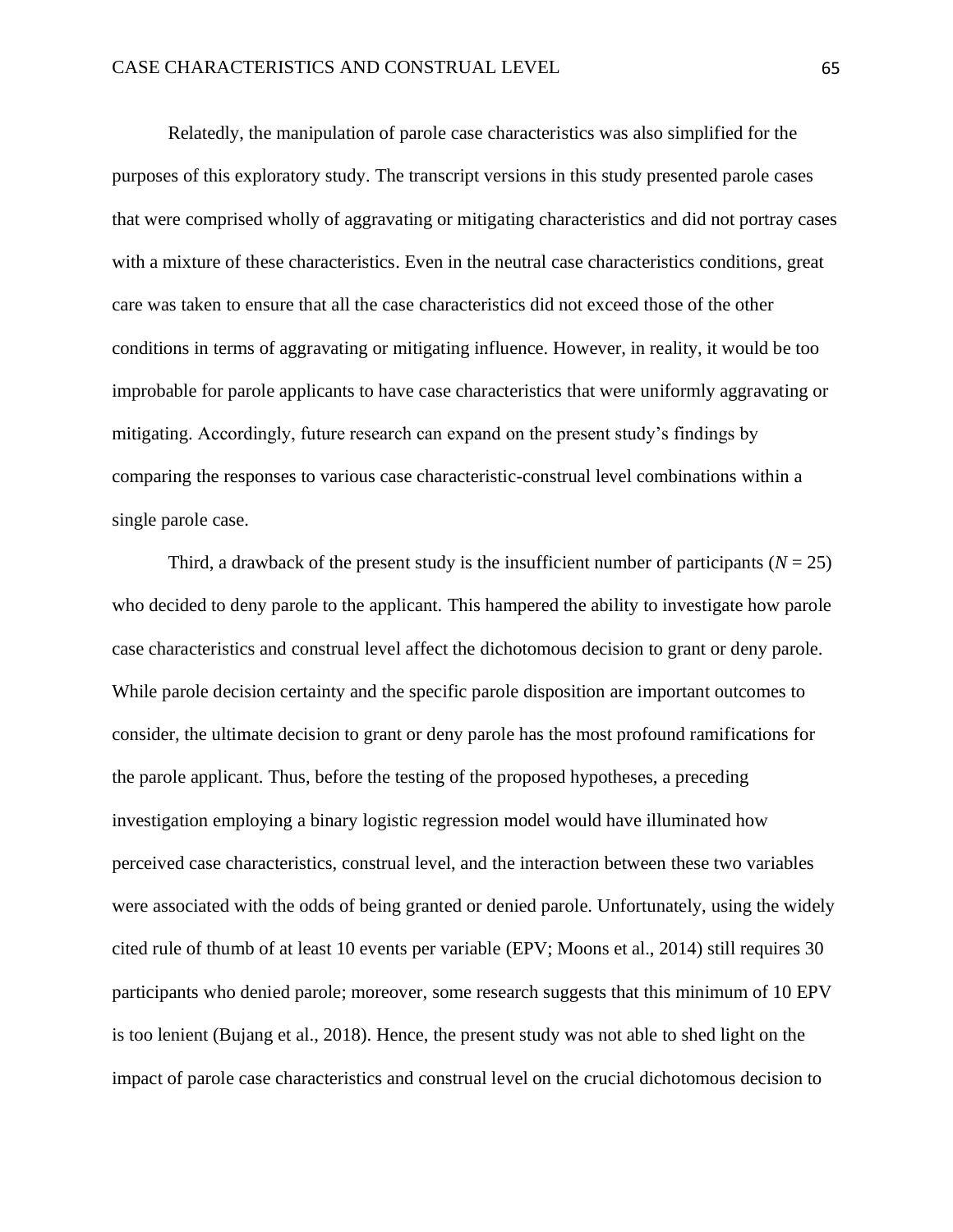Relatedly, the manipulation of parole case characteristics was also simplified for the purposes of this exploratory study. The transcript versions in this study presented parole cases that were comprised wholly of aggravating or mitigating characteristics and did not portray cases with a mixture of these characteristics. Even in the neutral case characteristics conditions, great care was taken to ensure that all the case characteristics did not exceed those of the other conditions in terms of aggravating or mitigating influence. However, in reality, it would be too improbable for parole applicants to have case characteristics that were uniformly aggravating or mitigating. Accordingly, future research can expand on the present study's findings by comparing the responses to various case characteristic-construal level combinations within a single parole case.

Third, a drawback of the present study is the insufficient number of participants ($N = 25$) who decided to deny parole to the applicant. This hampered the ability to investigate how parole case characteristics and construal level affect the dichotomous decision to grant or deny parole. While parole decision certainty and the specific parole disposition are important outcomes to consider, the ultimate decision to grant or deny parole has the most profound ramifications for the parole applicant. Thus, before the testing of the proposed hypotheses, a preceding investigation employing a binary logistic regression model would have illuminated how perceived case characteristics, construal level, and the interaction between these two variables were associated with the odds of being granted or denied parole. Unfortunately, using the widely cited rule of thumb of at least 10 events per variable (EPV; Moons et al., 2014) still requires 30 participants who denied parole; moreover, some research suggests that this minimum of 10 EPV is too lenient (Bujang et al., 2018). Hence, the present study was not able to shed light on the impact of parole case characteristics and construal level on the crucial dichotomous decision to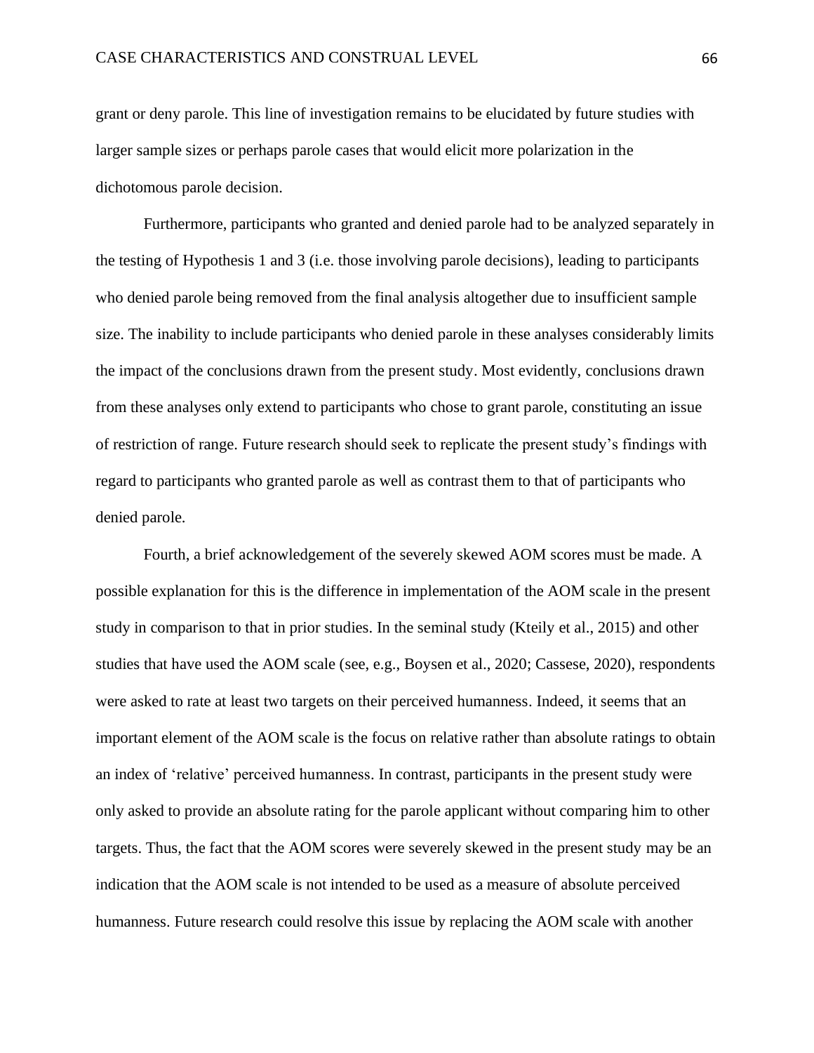grant or deny parole. This line of investigation remains to be elucidated by future studies with larger sample sizes or perhaps parole cases that would elicit more polarization in the dichotomous parole decision.

Furthermore, participants who granted and denied parole had to be analyzed separately in the testing of Hypothesis 1 and 3 (i.e. those involving parole decisions), leading to participants who denied parole being removed from the final analysis altogether due to insufficient sample size. The inability to include participants who denied parole in these analyses considerably limits the impact of the conclusions drawn from the present study. Most evidently, conclusions drawn from these analyses only extend to participants who chose to grant parole, constituting an issue of restriction of range. Future research should seek to replicate the present study's findings with regard to participants who granted parole as well as contrast them to that of participants who denied parole.

Fourth, a brief acknowledgement of the severely skewed AOM scores must be made. A possible explanation for this is the difference in implementation of the AOM scale in the present study in comparison to that in prior studies. In the seminal study (Kteily et al., 2015) and other studies that have used the AOM scale (see, e.g., Boysen et al., 2020; Cassese, 2020), respondents were asked to rate at least two targets on their perceived humanness. Indeed, it seems that an important element of the AOM scale is the focus on relative rather than absolute ratings to obtain an index of 'relative' perceived humanness. In contrast, participants in the present study were only asked to provide an absolute rating for the parole applicant without comparing him to other targets. Thus, the fact that the AOM scores were severely skewed in the present study may be an indication that the AOM scale is not intended to be used as a measure of absolute perceived humanness. Future research could resolve this issue by replacing the AOM scale with another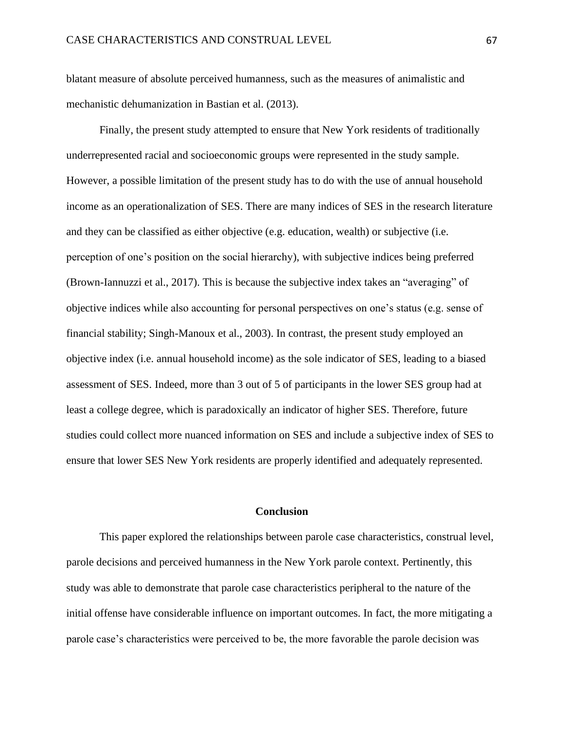blatant measure of absolute perceived humanness, such as the measures of animalistic and mechanistic dehumanization in Bastian et al. (2013).

Finally, the present study attempted to ensure that New York residents of traditionally underrepresented racial and socioeconomic groups were represented in the study sample. However, a possible limitation of the present study has to do with the use of annual household income as an operationalization of SES. There are many indices of SES in the research literature and they can be classified as either objective (e.g. education, wealth) or subjective (i.e. perception of one's position on the social hierarchy), with subjective indices being preferred (Brown-Iannuzzi et al., 2017). This is because the subjective index takes an "averaging" of objective indices while also accounting for personal perspectives on one's status (e.g. sense of financial stability; Singh-Manoux et al., 2003). In contrast, the present study employed an objective index (i.e. annual household income) as the sole indicator of SES, leading to a biased assessment of SES. Indeed, more than 3 out of 5 of participants in the lower SES group had at least a college degree, which is paradoxically an indicator of higher SES. Therefore, future studies could collect more nuanced information on SES and include a subjective index of SES to ensure that lower SES New York residents are properly identified and adequately represented.

## Conclusion

This paper explored the relationships between parole case characteristics, construal level, parole decisions and perceived humanness in the New York parole context. Pertinently, this study was able to demonstrate that parole case characteristics peripheral to the nature of the initial offense have considerable influence on important outcomes. In fact, the more mitigating a parole case's characteristics were perceived to be, the more favorable the parole decision was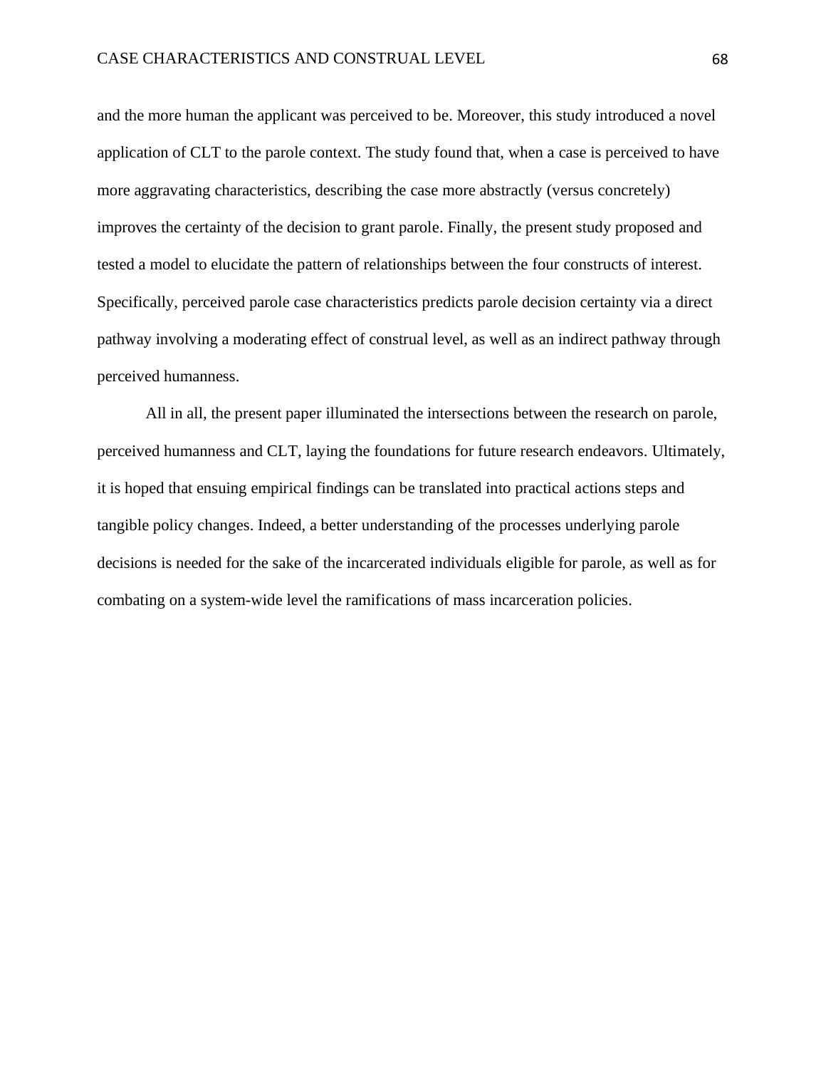and the more human the applicant was perceived to be. Moreover, this study introduced a novel application of CLT to the parole context. The study found that, when a case is perceived to have more aggravating characteristics, describing the case more abstractly (versus concretely) improves the certainty of the decision to grant parole. Finally, the present study proposed and tested a model to elucidate the pattern of relationships between the four constructs of interest. Specifically, perceived parole case characteristics predicts parole decision certainty via a direct pathway involving a moderating effect of construal level, as well as an indirect pathway through perceived humanness.

All in all, the present paper illuminated the intersections between the research on parole, perceived humanness and CLT, laying the foundations for future research endeavors. Ultimately, it is hoped that ensuing empirical findings can be translated into practical actions steps and tangible policy changes. Indeed, a better understanding of the processes underlying parole decisions is needed for the sake of the incarcerated individuals eligible for parole, as well as for combating on a system-wide level the ramifications of mass incarceration policies.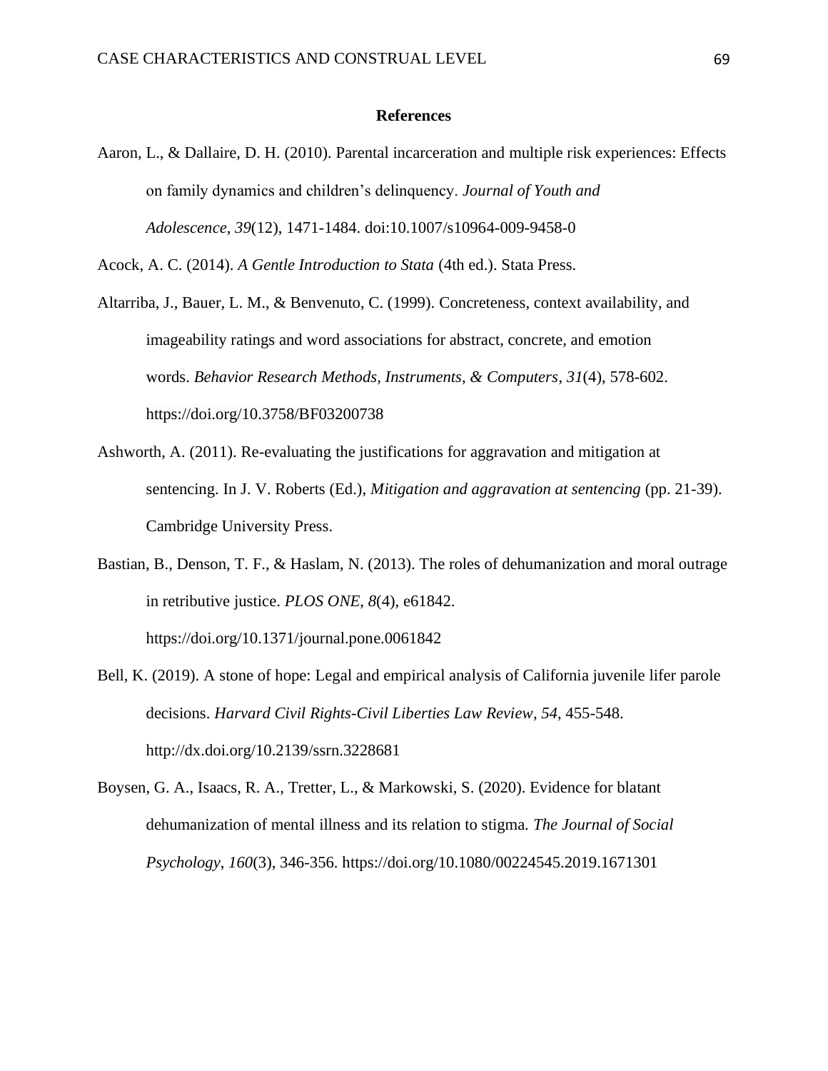# References

Aaron, L., & Dallaire, D. H. (2010). Parental incarceration and multiple risk experiences: Effects on family dynamics and children's delinquency. *Journal of Youth and Adolescence*, *39*(12), 1471-1484. doi:10.1007/s10964-009-9458-0

Acock, A. C. (2014). *A Gentle Introduction to Stata* (4th ed.). Stata Press.

Altarriba, J., Bauer, L. M., & Benvenuto, C. (1999). Concreteness, context availability, and imageability ratings and word associations for abstract, concrete, and emotion words. *Behavior Research Methods, Instruments, & Computers*, *31*(4), 578-602. https://doi.org/10.3758/BF03200738

Ashworth, A. (2011). Re-evaluating the justifications for aggravation and mitigation at sentencing. In J. V. Roberts (Ed.), *Mitigation and aggravation at sentencing* (pp. 21-39). Cambridge University Press.

Bastian, B., Denson, T. F., & Haslam, N. (2013). The roles of dehumanization and moral outrage in retributive justice. *PLOS ONE*, *8*(4), e61842. https://doi.org/10.1371/journal.pone.0061842

Bell, K. (2019). A stone of hope: Legal and empirical analysis of California juvenile lifer parole decisions. *Harvard Civil Rights-Civil Liberties Law Review*, *54*, 455-548. http://dx.doi.org/10.2139/ssrn.3228681

Boysen, G. A., Isaacs, R. A., Tretter, L., & Markowski, S. (2020). Evidence for blatant dehumanization of mental illness and its relation to stigma. *The Journal of Social Psychology*, *160*(3), 346-356. https://doi.org/10.1080/00224545.2019.1671301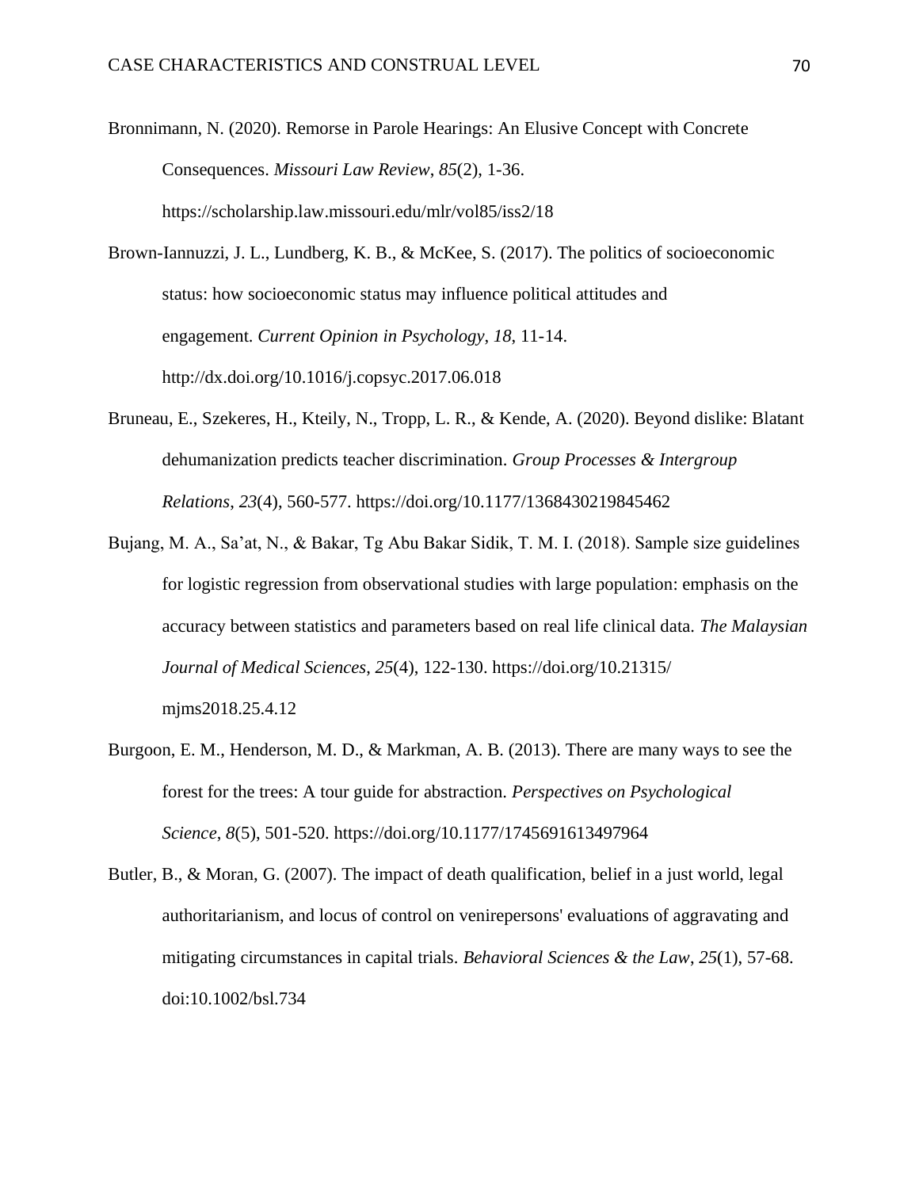Bronnimann, N. (2020). Remorse in Parole Hearings: An Elusive Concept with Concrete Consequences. *Missouri Law Review*, *85*(2), 1-36. https://scholarship.law.missouri.edu/mlr/vol85/iss2/18

Brown-Iannuzzi, J. L., Lundberg, K. B., & McKee, S. (2017). The politics of socioeconomic status: how socioeconomic status may influence political attitudes and engagement. *Current Opinion in Psychology*, *18*, 11-14. http://dx.doi.org/10.1016/j.copsyc.2017.06.018

Bruneau, E., Szekeres, H., Kteily, N., Tropp, L. R., & Kende, A. (2020). Beyond dislike: Blatant dehumanization predicts teacher discrimination. *Group Processes & Intergroup Relations*, *23*(4), 560-577. https://doi.org/10.1177/1368430219845462

Bujang, M. A., Sa'at, N., & Bakar, Tg Abu Bakar Sidik, T. M. I. (2018). Sample size guidelines for logistic regression from observational studies with large population: emphasis on the accuracy between statistics and parameters based on real life clinical data. *The Malaysian Journal of Medical Sciences*, *25*(4), 122-130. https://doi.org/10.21315/mjms2018.25.4.12

Burgoon, E. M., Henderson, M. D., & Markman, A. B. (2013). There are many ways to see the forest for the trees: A tour guide for abstraction. *Perspectives on Psychological Science*, *8*(5), 501-520. https://doi.org/10.1177/1745691613497964

Butler, B., & Moran, G. (2007). The impact of death qualification, belief in a just world, legal authoritarianism, and locus of control on venirepersons' evaluations of aggravating and mitigating circumstances in capital trials. *Behavioral Sciences & the Law*, *25*(1), 57-68. doi:10.1002/bsl.734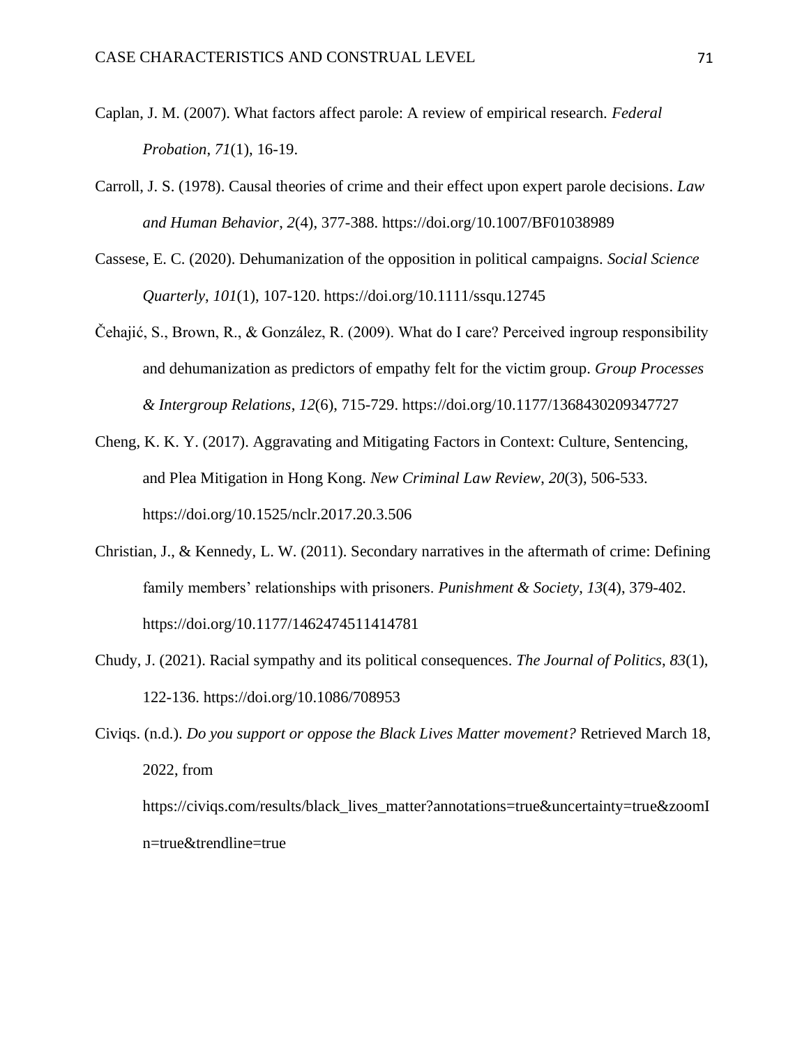Caplan, J. M. (2007). What factors affect parole: A review of empirical research. *Federal Probation*, *71*(1), 16-19.

Carroll, J. S. (1978). Causal theories of crime and their effect upon expert parole decisions. *Law and Human Behavior*, *2*(4), 377-388. https://doi.org/10.1007/BF01038989

Cassese, E. C. (2020). Dehumanization of the opposition in political campaigns. *Social Science Quarterly*, *101*(1), 107-120. https://doi.org/10.1111/ssqu.12745

Čehajić, S., Brown, R., & González, R. (2009). What do I care? Perceived ingroup responsibility and dehumanization as predictors of empathy felt for the victim group. *Group Processes & Intergroup Relations*, *12*(6), 715-729. https://doi.org/10.1177/1368430209347727

Cheng, K. K. Y. (2017). Aggravating and Mitigating Factors in Context: Culture, Sentencing, and Plea Mitigation in Hong Kong. *New Criminal Law Review*, *20*(3), 506-533. https://doi.org/10.1525/nclr.2017.20.3.506

Christian, J., & Kennedy, L. W. (2011). Secondary narratives in the aftermath of crime: Defining family members' relationships with prisoners. *Punishment & Society*, *13*(4), 379-402. https://doi.org/10.1177/1462474511414781

Chudy, J. (2021). Racial sympathy and its political consequences. *The Journal of Politics*, *83*(1), 122-136. https://doi.org/10.1086/708953

Civiqs. (n.d.). *Do you support or oppose the Black Lives Matter movement?* Retrieved March 18, 2022, from https://civiqs.com/results/black_lives_matter?annotations=true&uncertainty=true&zoomIn=true&trendline=true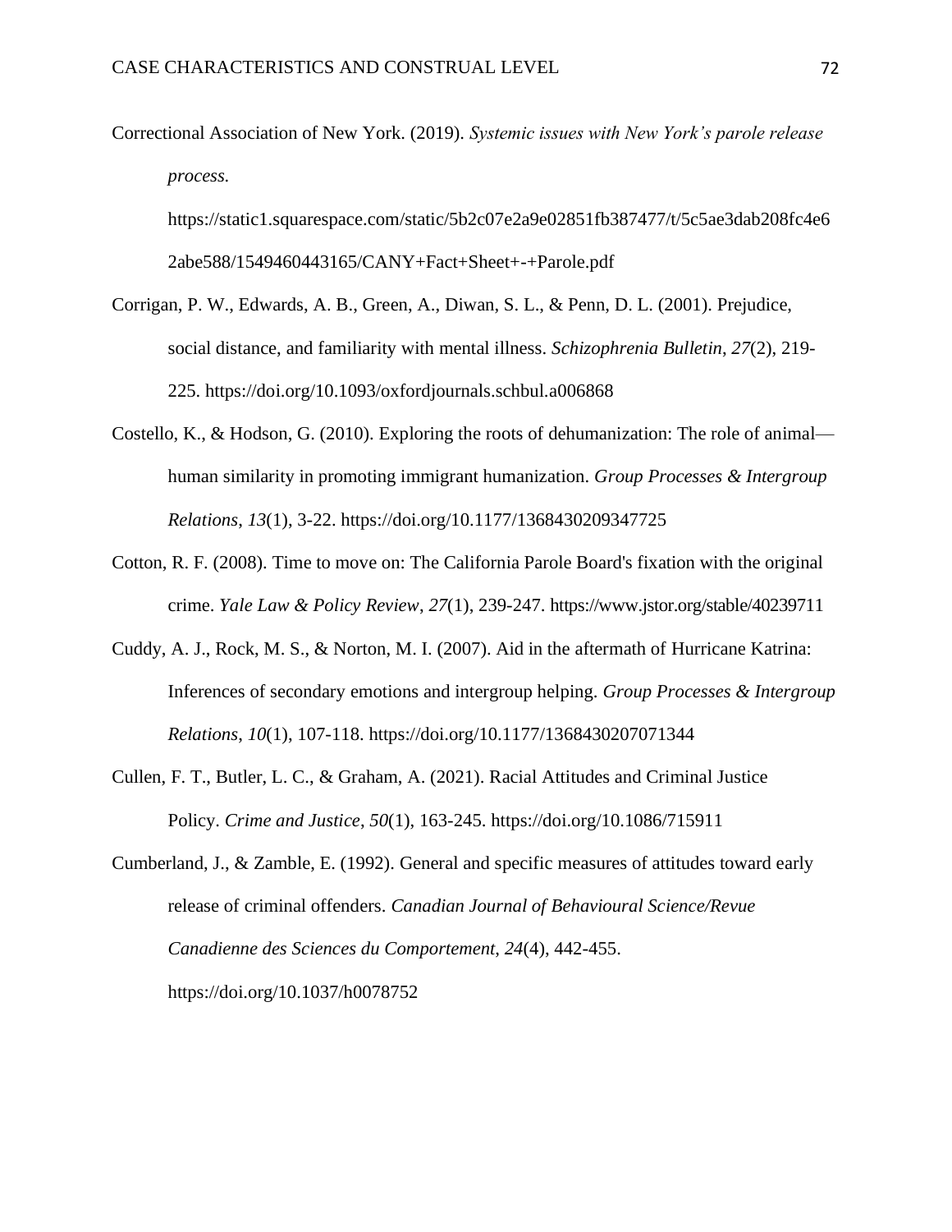Correctional Association of New York. (2019). *Systemic issues with New York's parole release process.* https://static1.squarespace.com/static/5b2c07e2a9e02851fb387477/t/5c5ae3dab208fc4e62abe588/1549460443165/CANY+Fact+Sheet+-+Parole.pdf

Corrigan, P. W., Edwards, A. B., Green, A., Diwan, S. L., & Penn, D. L. (2001). Prejudice, social distance, and familiarity with mental illness. *Schizophrenia Bulletin*, *27*(2), 219-225. https://doi.org/10.1093/oxfordjournals.schbul.a006868

Costello, K., & Hodson, G. (2010). Exploring the roots of dehumanization: The role of animal—human similarity in promoting immigrant humanization. *Group Processes & Intergroup Relations*, *13*(1), 3-22. https://doi.org/10.1177/1368430209347725

Cotton, R. F. (2008). Time to move on: The California Parole Board's fixation with the original crime. *Yale Law & Policy Review*, *27*(1), 239-247. https://www.jstor.org/stable/40239711

Cuddy, A. J., Rock, M. S., & Norton, M. I. (2007). Aid in the aftermath of Hurricane Katrina: Inferences of secondary emotions and intergroup helping. *Group Processes & Intergroup Relations*, *10*(1), 107-118. https://doi.org/10.1177/1368430207071344

Cullen, F. T., Butler, L. C., & Graham, A. (2021). Racial Attitudes and Criminal Justice Policy. *Crime and Justice*, *50*(1), 163-245. https://doi.org/10.1086/715911

Cumberland, J., & Zamble, E. (1992). General and specific measures of attitudes toward early release of criminal offenders. *Canadian Journal of Behavioural Science/Revue Canadienne des Sciences du Comportement*, *24*(4), 442-455. https://doi.org/10.1037/h0078752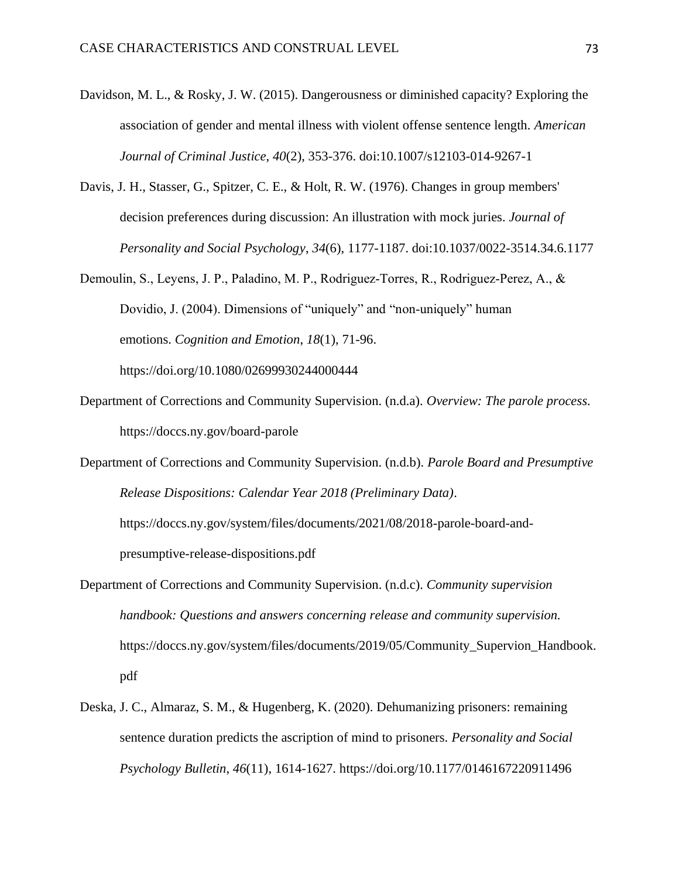Davidson, M. L., & Rosky, J. W. (2015). Dangerousness or diminished capacity? Exploring the association of gender and mental illness with violent offense sentence length. *American Journal of Criminal Justice*, *40*(2), 353-376. doi:10.1007/s12103-014-9267-1

Davis, J. H., Stasser, G., Spitzer, C. E., & Holt, R. W. (1976). Changes in group members' decision preferences during discussion: An illustration with mock juries. *Journal of Personality and Social Psychology*, *34*(6), 1177-1187. doi:10.1037/0022-3514.34.6.1177

Demoulin, S., Leyens, J. P., Paladino, M. P., Rodriguez-Torres, R., Rodriguez-Perez, A., & Dovidio, J. (2004). Dimensions of "uniquely" and "non-uniquely" human emotions. *Cognition and Emotion*, *18*(1), 71-96. https://doi.org/10.1080/02699930244000444

Department of Corrections and Community Supervision. (n.d.a). *Overview: The parole process.* https://doccs.ny.gov/board-parole

Department of Corrections and Community Supervision. (n.d.b). *Parole Board and Presumptive Release Dispositions: Calendar Year 2018 (Preliminary Data)*. https://doccs.ny.gov/system/files/documents/2021/08/2018-parole-board-and-presumptive-release-dispositions.pdf

Department of Corrections and Community Supervision. (n.d.c). *Community supervision handbook: Questions and answers concerning release and community supervision.* https://doccs.ny.gov/system/files/documents/2019/05/Community_Supervion_Handbook.pdf

Deska, J. C., Almaraz, S. M., & Hugenberg, K. (2020). Dehumanizing prisoners: remaining sentence duration predicts the ascription of mind to prisoners. *Personality and Social Psychology Bulletin*, *46*(11), 1614-1627. https://doi.org/10.1177/0146167220911496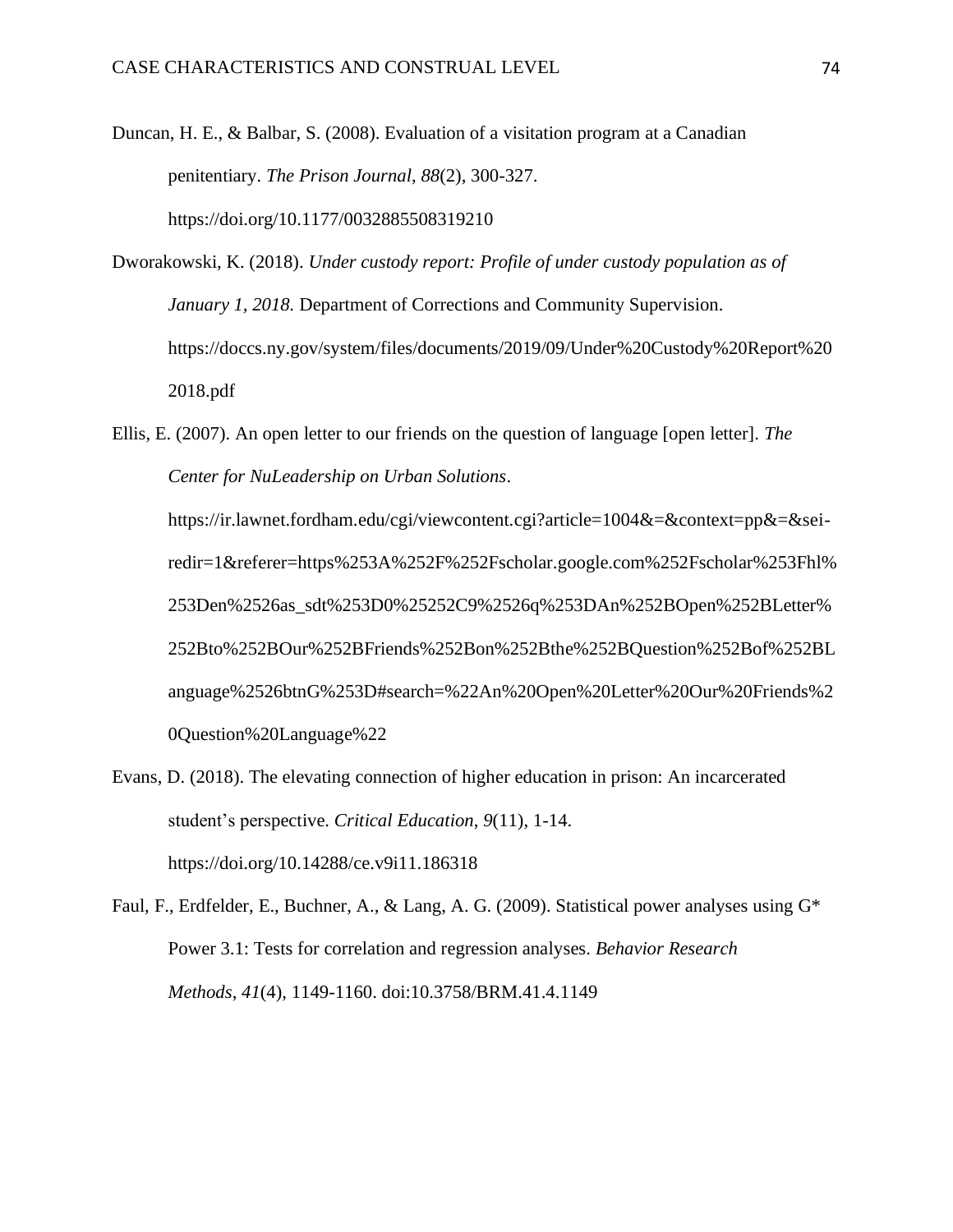Duncan, H. E., & Balbar, S. (2008). Evaluation of a visitation program at a Canadian penitentiary. *The Prison Journal*, *88*(2), 300-327. https://doi.org/10.1177/0032885508319210

Dworakowski, K. (2018). *Under custody report: Profile of under custody population as of January 1, 2018.* Department of Corrections and Community Supervision. https://doccs.ny.gov/system/files/documents/2019/09/Under%20Custody%20Report%202018.pdf

Ellis, E. (2007). An open letter to our friends on the question of language [open letter]. *The Center for NuLeadership on Urban Solutions*. https://ir.lawnet.fordham.edu/cgi/viewcontent.cgi?article=1004&=&context=pp&=&sei-redir=1&referer=https%253A%252F%252Fscholar.google.com%252Fscholar%253Fhl%253Den%2526as_sdt%253D0%25252C9%2526q%253DAn%252BOpen%252BLetter%252Bto%252BOur%252BFriends%252Bon%252Bthe%252BQuestion%252Bof%252BLanguage%2526btnG%253D#search=%22An%20Open%20Letter%20Our%20Friends%20Question%20Language%22

Evans, D. (2018). The elevating connection of higher education in prison: An incarcerated student's perspective. *Critical Education*, *9*(11), 1-14. https://doi.org/10.14288/ce.v9i11.186318

Faul, F., Erdfelder, E., Buchner, A., & Lang, A. G. (2009). Statistical power analyses using G* Power 3.1: Tests for correlation and regression analyses. *Behavior Research Methods*, *41*(4), 1149-1160. doi:10.3758/BRM.41.4.1149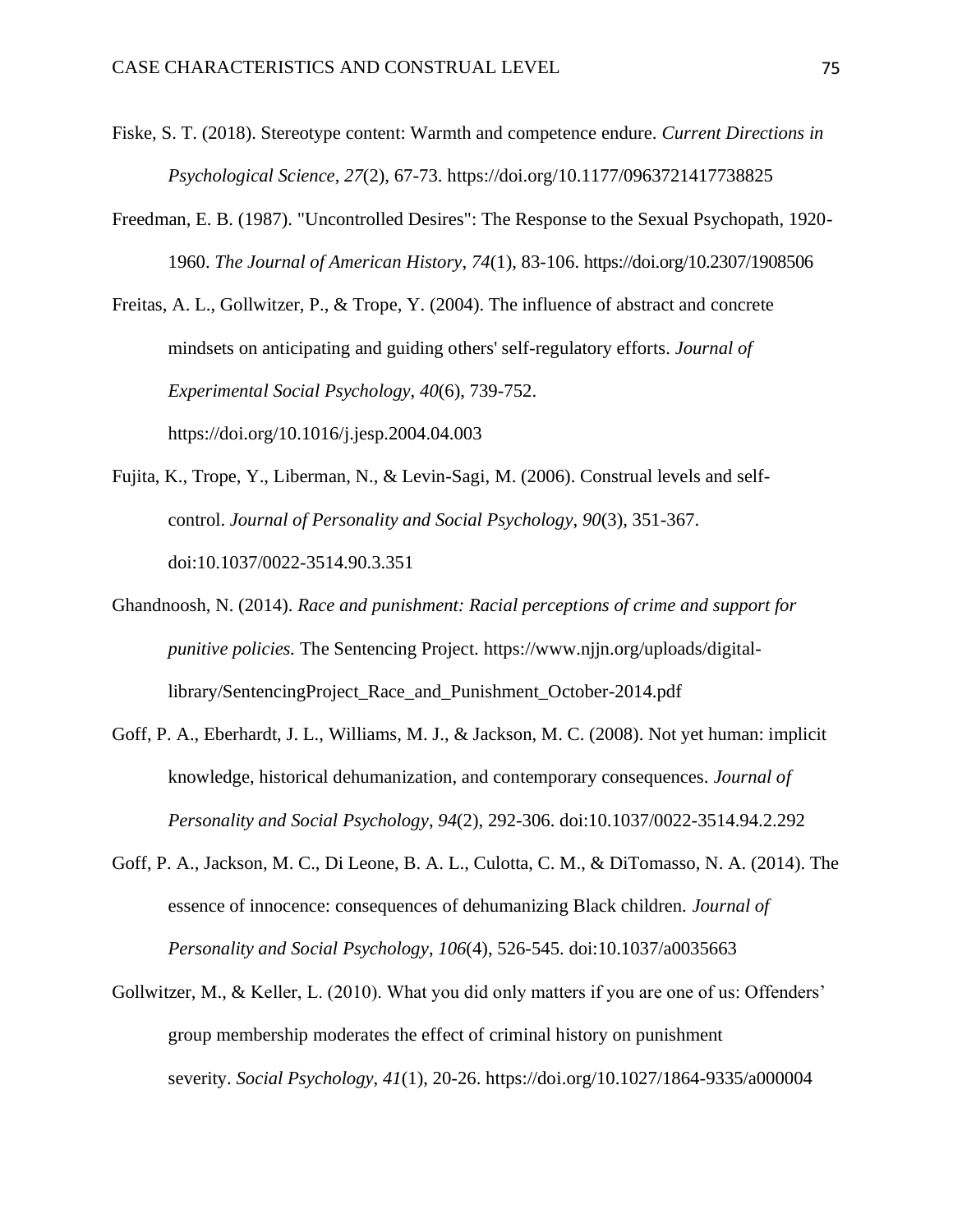Fiske, S. T. (2018). Stereotype content: Warmth and competence endure. *Current Directions in Psychological Science*, *27*(2), 67-73. https://doi.org/10.1177/0963721417738825

Freedman, E. B. (1987). "Uncontrolled Desires": The Response to the Sexual Psychopath, 1920-1960. *The Journal of American History*, *74*(1), 83-106. https://doi.org/10.2307/1908506

Freitas, A. L., Gollwitzer, P., & Trope, Y. (2004). The influence of abstract and concrete mindsets on anticipating and guiding others' self-regulatory efforts. *Journal of Experimental Social Psychology*, *40*(6), 739-752. https://doi.org/10.1016/j.jesp.2004.04.003

Fujita, K., Trope, Y., Liberman, N., & Levin-Sagi, M. (2006). Construal levels and self-control. *Journal of Personality and Social Psychology*, *90*(3), 351-367. doi:10.1037/0022-3514.90.3.351

Ghandnoosh, N. (2014). *Race and punishment: Racial perceptions of crime and support for punitive policies.* The Sentencing Project. https://www.njjn.org/uploads/digital-library/SentencingProject_Race_and_Punishment_October-2014.pdf

Goff, P. A., Eberhardt, J. L., Williams, M. J., & Jackson, M. C. (2008). Not yet human: implicit knowledge, historical dehumanization, and contemporary consequences. *Journal of Personality and Social Psychology*, *94*(2), 292-306. doi:10.1037/0022-3514.94.2.292

Goff, P. A., Jackson, M. C., Di Leone, B. A. L., Culotta, C. M., & DiTomasso, N. A. (2014). The essence of innocence: consequences of dehumanizing Black children. *Journal of Personality and Social Psychology*, *106*(4), 526-545. doi:10.1037/a0035663

Gollwitzer, M., & Keller, L. (2010). What you did only matters if you are one of us: Offenders' group membership moderates the effect of criminal history on punishment severity. *Social Psychology*, *41*(1), 20-26. https://doi.org/10.1027/1864-9335/a000004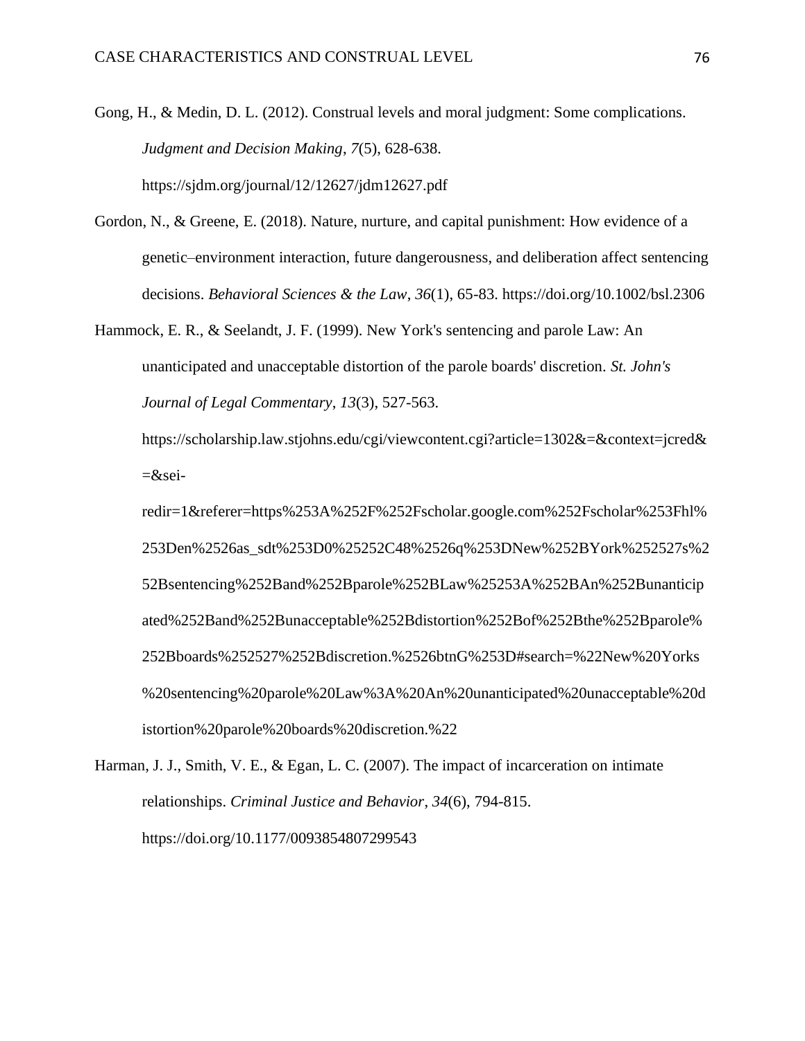Gong, H., & Medin, D. L. (2012). Construal levels and moral judgment: Some complications. *Judgment and Decision Making*, *7*(5), 628-638. https://sjdm.org/journal/12/12627/jdm12627.pdf

Gordon, N., & Greene, E. (2018). Nature, nurture, and capital punishment: How evidence of a genetic–environment interaction, future dangerousness, and deliberation affect sentencing decisions. *Behavioral Sciences & the Law*, *36*(1), 65-83. https://doi.org/10.1002/bsl.2306

Hammock, E. R., & Seelandt, J. F. (1999). New York's sentencing and parole Law: An unanticipated and unacceptable distortion of the parole boards' discretion. *St. John's Journal of Legal Commentary*, *13*(3), 527-563. https://scholarship.law.stjohns.edu/cgi/viewcontent.cgi?article=1302&=&context=jcred&=&sei-redir=1&referer=https%253A%252F%252Fscholar.google.com%252Fscholar%253Fhl%253Den%2526as_sdt%253D0%25252C48%2526q%253DNew%252BYork%252527s%252Bsentencing%252Band%252Bparole%252BLaw%25253A%252BAn%252Bunanticipated%252Band%252Bunacceptable%252Bdistortion%252Bof%252Bthe%252Bparole%252Bboards%252527%252Bdiscretion.%2526btnG%253D#search=%22New%20Yorks%20sentencing%20parole%20Law%3A%20An%20unanticipated%20unacceptable%20distortion%20parole%20boards%20discretion.%22

Harman, J. J., Smith, V. E., & Egan, L. C. (2007). The impact of incarceration on intimate relationships. *Criminal Justice and Behavior*, *34*(6), 794-815. https://doi.org/10.1177/0093854807299543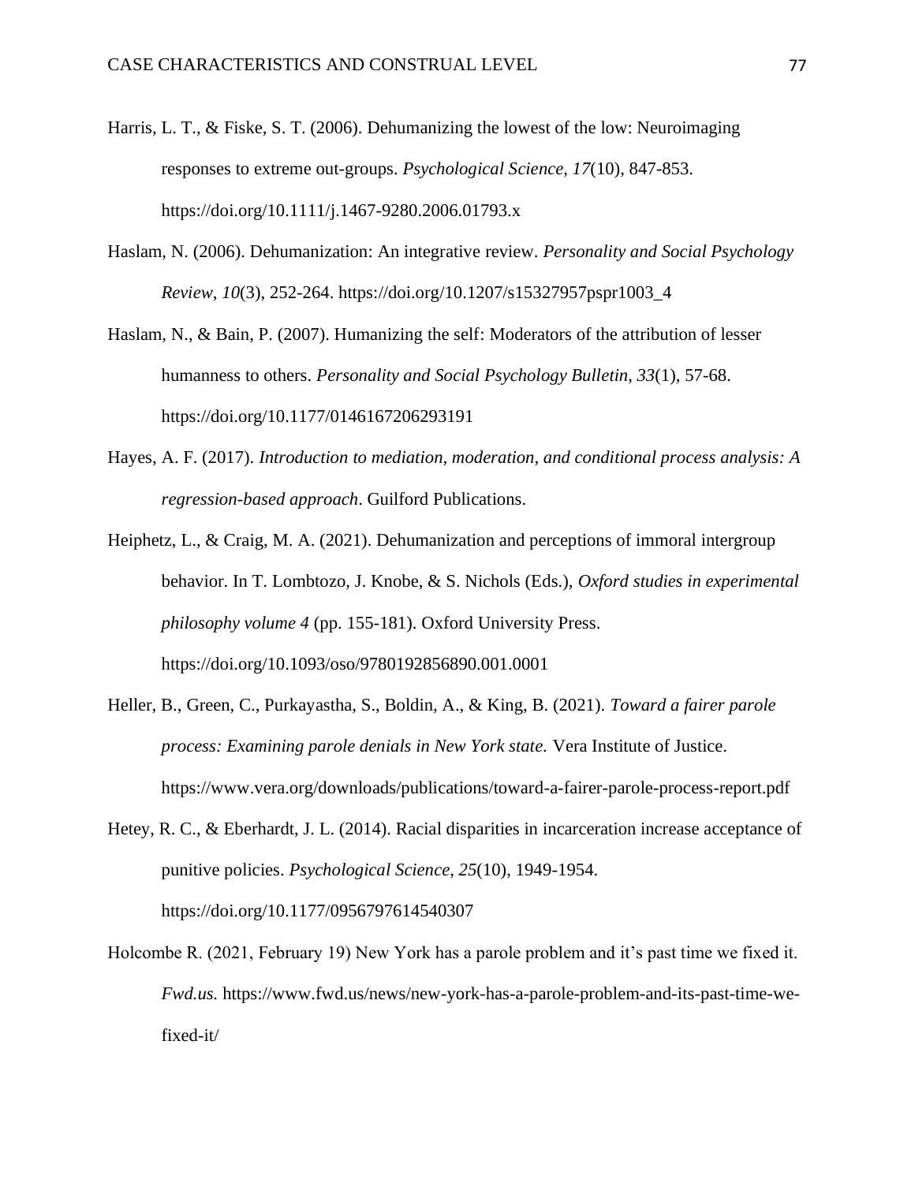Harris, L. T., & Fiske, S. T. (2006). Dehumanizing the lowest of the low: Neuroimaging responses to extreme out-groups. *Psychological Science*, *17*(10), 847-853. https://doi.org/10.1111/j.1467-9280.2006.01793.x

Haslam, N. (2006). Dehumanization: An integrative review. *Personality and Social Psychology Review*, *10*(3), 252-264. https://doi.org/10.1207/s15327957pspr1003_4

Haslam, N., & Bain, P. (2007). Humanizing the self: Moderators of the attribution of lesser humanness to others. *Personality and Social Psychology Bulletin*, *33*(1), 57-68. https://doi.org/10.1177/0146167206293191

Hayes, A. F. (2017). *Introduction to mediation, moderation, and conditional process analysis: A regression-based approach*. Guilford Publications.

Heiphetz, L., & Craig, M. A. (2021). Dehumanization and perceptions of immoral intergroup behavior. In T. Lombtozo, J. Knobe, & S. Nichols (Eds.), *Oxford studies in experimental philosophy volume 4* (pp. 155-181). Oxford University Press. https://doi.org/10.1093/oso/9780192856890.001.0001

Heller, B., Green, C., Purkayastha, S., Boldin, A., & King, B. (2021). *Toward a fairer parole process: Examining parole denials in New York state.* Vera Institute of Justice. https://www.vera.org/downloads/publications/toward-a-fairer-parole-process-report.pdf

Hetey, R. C., & Eberhardt, J. L. (2014). Racial disparities in incarceration increase acceptance of punitive policies. *Psychological Science*, *25*(10), 1949-1954. https://doi.org/10.1177/0956797614540307

Holcombe R. (2021, February 19) New York has a parole problem and it's past time we fixed it. *Fwd.us.* https://www.fwd.us/news/new-york-has-a-parole-problem-and-its-past-time-we-fixed-it/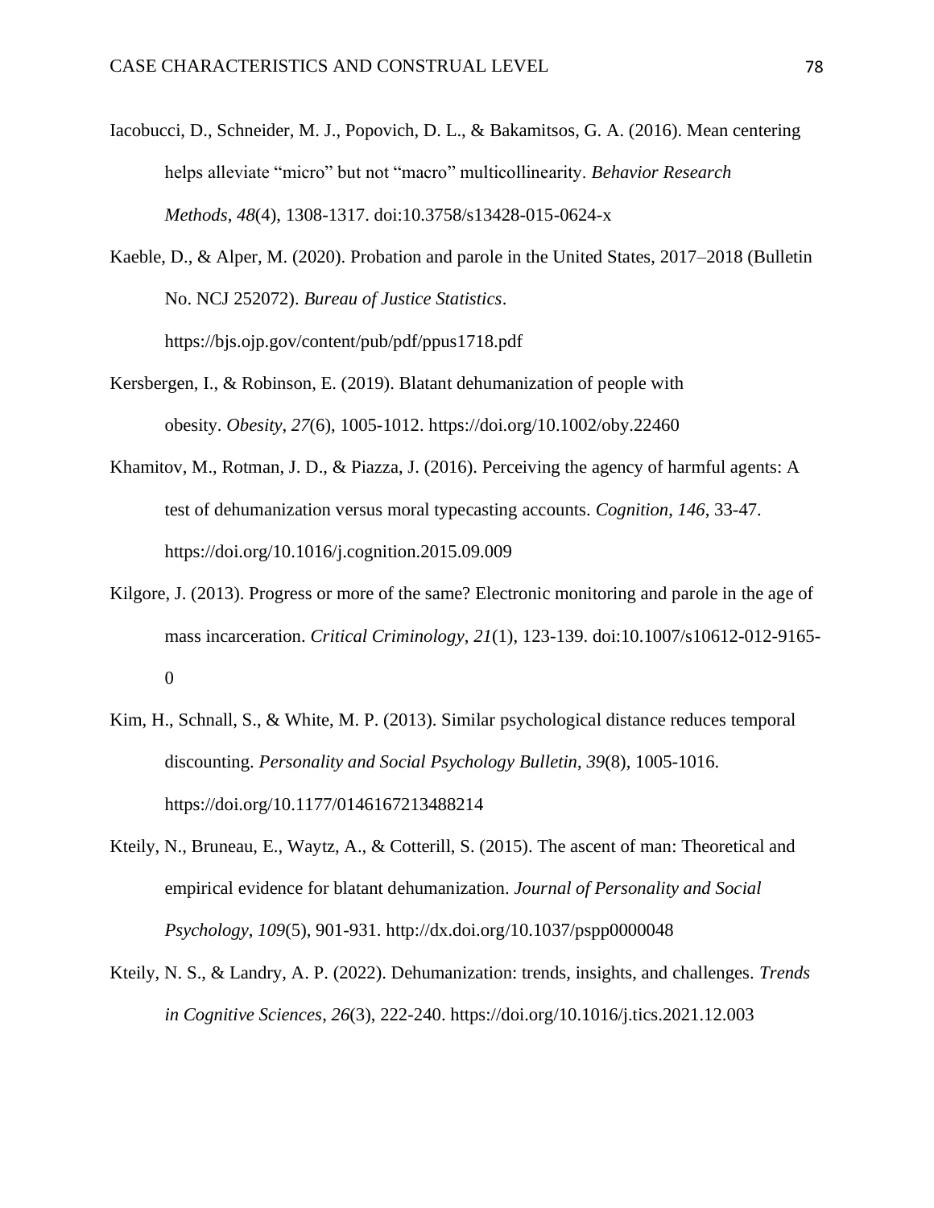Iacobucci, D., Schneider, M. J., Popovich, D. L., & Bakamitsos, G. A. (2016). Mean centering helps alleviate "micro" but not "macro" multicollinearity. *Behavior Research Methods*, *48*(4), 1308-1317. doi:10.3758/s13428-015-0624-x

Kaeble, D., & Alper, M. (2020). Probation and parole in the United States, 2017–2018 (Bulletin No. NCJ 252072). *Bureau of Justice Statistics*. https://bjs.ojp.gov/content/pub/pdf/ppus1718.pdf

Kersbergen, I., & Robinson, E. (2019). Blatant dehumanization of people with obesity. *Obesity*, *27*(6), 1005-1012. https://doi.org/10.1002/oby.22460

Khamitov, M., Rotman, J. D., & Piazza, J. (2016). Perceiving the agency of harmful agents: A test of dehumanization versus moral typecasting accounts. *Cognition*, *146*, 33-47. https://doi.org/10.1016/j.cognition.2015.09.009

Kilgore, J. (2013). Progress or more of the same? Electronic monitoring and parole in the age of mass incarceration. *Critical Criminology*, *21*(1), 123-139. doi:10.1007/s10612-012-9165-0

Kim, H., Schnall, S., & White, M. P. (2013). Similar psychological distance reduces temporal discounting. *Personality and Social Psychology Bulletin*, *39*(8), 1005-1016. https://doi.org/10.1177/0146167213488214

Kteily, N., Bruneau, E., Waytz, A., & Cotterill, S. (2015). The ascent of man: Theoretical and empirical evidence for blatant dehumanization. *Journal of Personality and Social Psychology*, *109*(5), 901-931. http://dx.doi.org/10.1037/pspp0000048

Kteily, N. S., & Landry, A. P. (2022). Dehumanization: trends, insights, and challenges. *Trends in Cognitive Sciences*, *26*(3), 222-240. https://doi.org/10.1016/j.tics.2021.12.003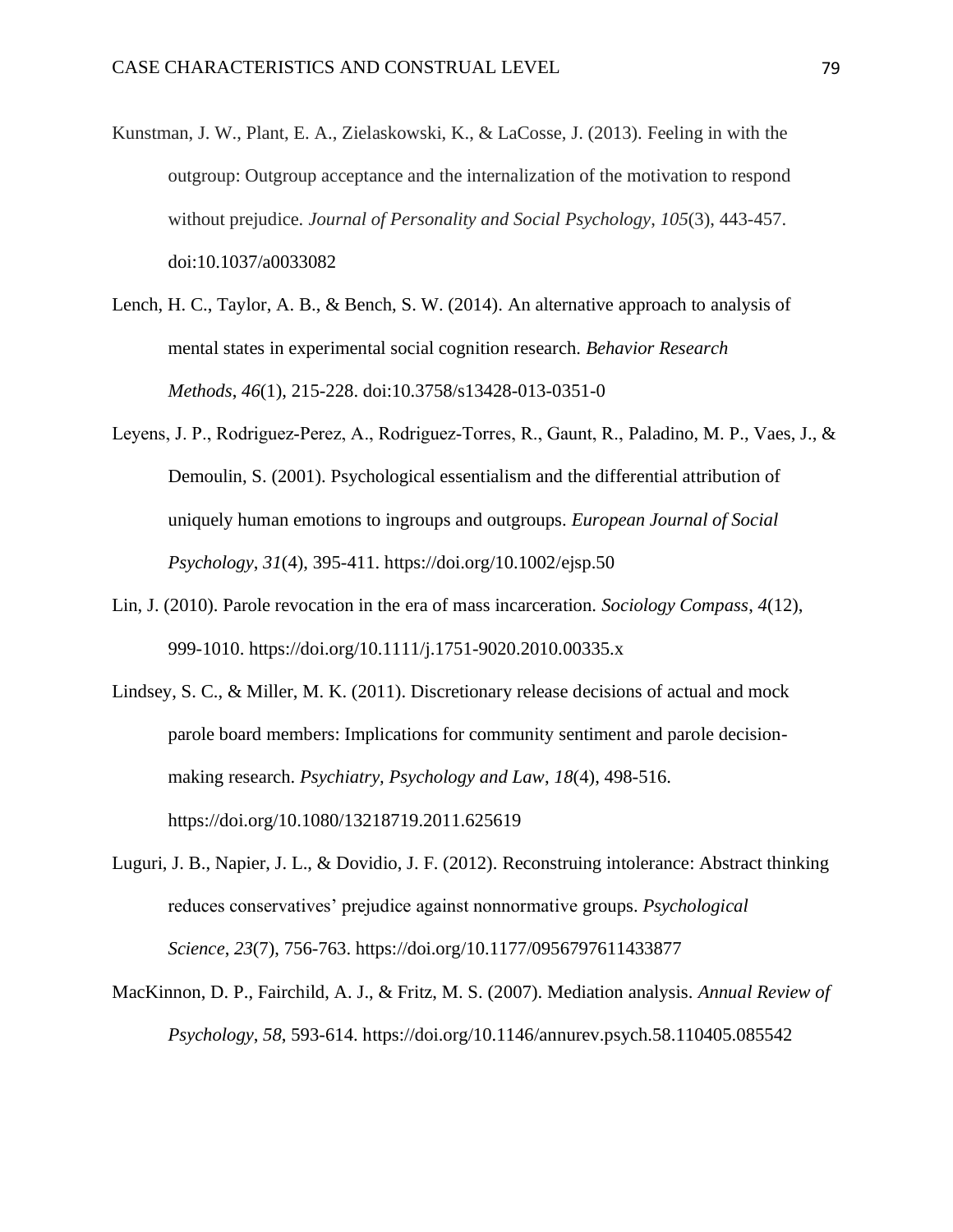Kunstman, J. W., Plant, E. A., Zielaskowski, K., & LaCosse, J. (2013). Feeling in with the outgroup: Outgroup acceptance and the internalization of the motivation to respond without prejudice. *Journal of Personality and Social Psychology*, *105*(3), 443-457. doi:10.1037/a0033082

Lench, H. C., Taylor, A. B., & Bench, S. W. (2014). An alternative approach to analysis of mental states in experimental social cognition research. *Behavior Research Methods*, *46*(1), 215-228. doi:10.3758/s13428-013-0351-0

Leyens, J. P., Rodriguez-Perez, A., Rodriguez-Torres, R., Gaunt, R., Paladino, M. P., Vaes, J., & Demoulin, S. (2001). Psychological essentialism and the differential attribution of uniquely human emotions to ingroups and outgroups. *European Journal of Social Psychology*, *31*(4), 395-411. https://doi.org/10.1002/ejsp.50

Lin, J. (2010). Parole revocation in the era of mass incarceration. *Sociology Compass*, *4*(12), 999-1010. https://doi.org/10.1111/j.1751-9020.2010.00335.x

Lindsey, S. C., & Miller, M. K. (2011). Discretionary release decisions of actual and mock parole board members: Implications for community sentiment and parole decision-making research. *Psychiatry, Psychology and Law*, *18*(4), 498-516. https://doi.org/10.1080/13218719.2011.625619

Luguri, J. B., Napier, J. L., & Dovidio, J. F. (2012). Reconstruing intolerance: Abstract thinking reduces conservatives' prejudice against nonnormative groups. *Psychological Science*, *23*(7), 756-763. https://doi.org/10.1177/0956797611433877

MacKinnon, D. P., Fairchild, A. J., & Fritz, M. S. (2007). Mediation analysis. *Annual Review of Psychology*, *58*, 593-614. https://doi.org/10.1146/annurev.psych.58.110405.085542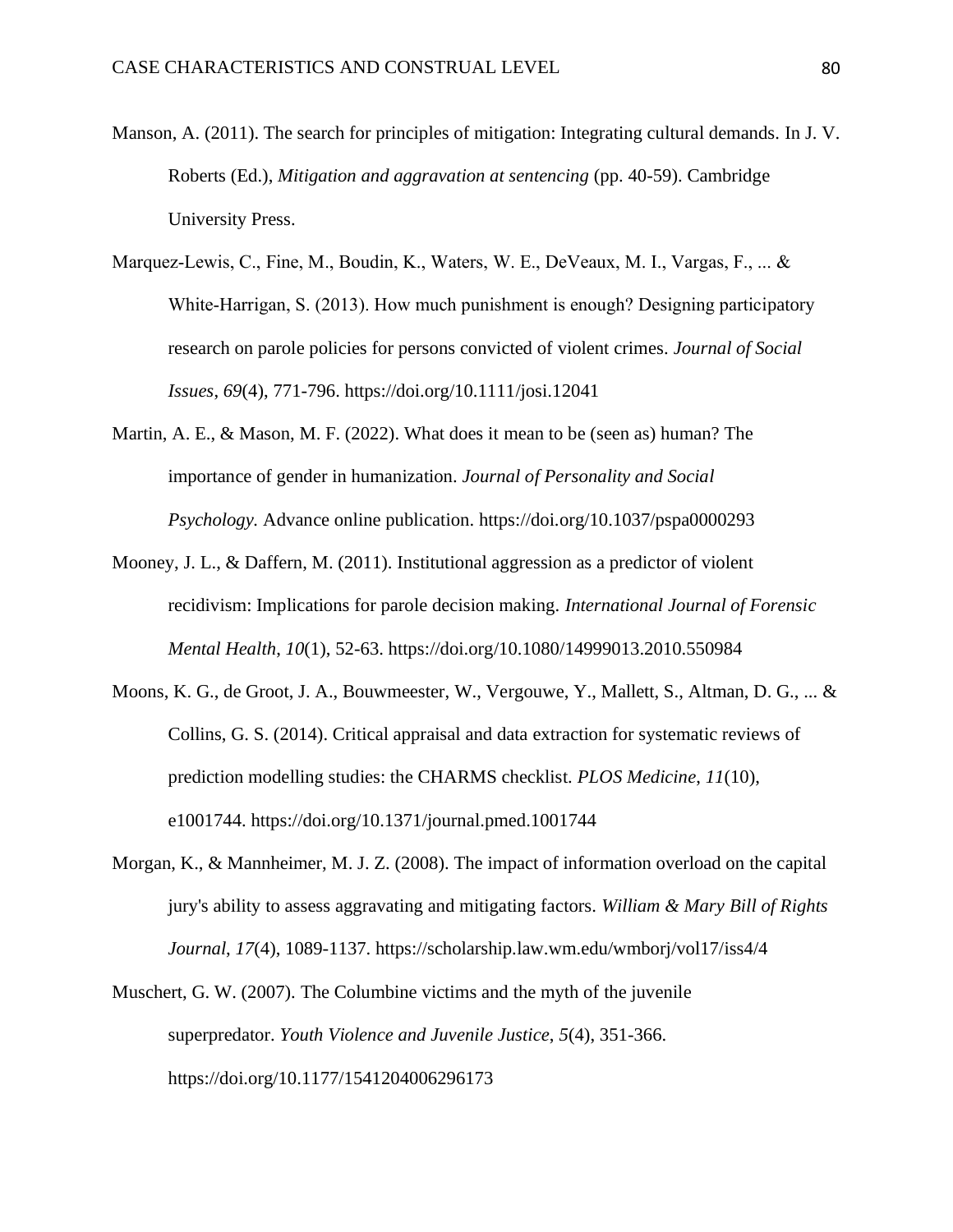Manson, A. (2011). The search for principles of mitigation: Integrating cultural demands. In J. V. Roberts (Ed.), *Mitigation and aggravation at sentencing* (pp. 40-59). Cambridge University Press.

Marquez-Lewis, C., Fine, M., Boudin, K., Waters, W. E., DeVeaux, M. I., Vargas, F., ... & White-Harrigan, S. (2013). How much punishment is enough? Designing participatory research on parole policies for persons convicted of violent crimes. *Journal of Social Issues*, *69*(4), 771-796. https://doi.org/10.1111/josi.12041

Martin, A. E., & Mason, M. F. (2022). What does it mean to be (seen as) human? The importance of gender in humanization. *Journal of Personality and Social Psychology.* Advance online publication. https://doi.org/10.1037/pspa0000293

Mooney, J. L., & Daffern, M. (2011). Institutional aggression as a predictor of violent recidivism: Implications for parole decision making. *International Journal of Forensic Mental Health*, *10*(1), 52-63. https://doi.org/10.1080/14999013.2010.550984

Moons, K. G., de Groot, J. A., Bouwmeester, W., Vergouwe, Y., Mallett, S., Altman, D. G., ... & Collins, G. S. (2014). Critical appraisal and data extraction for systematic reviews of prediction modelling studies: the CHARMS checklist. *PLOS Medicine*, *11*(10), e1001744. https://doi.org/10.1371/journal.pmed.1001744

Morgan, K., & Mannheimer, M. J. Z. (2008). The impact of information overload on the capital jury's ability to assess aggravating and mitigating factors. *William & Mary Bill of Rights Journal*, *17*(4), 1089-1137. https://scholarship.law.wm.edu/wmborj/vol17/iss4/4

Muschert, G. W. (2007). The Columbine victims and the myth of the juvenile superpredator. *Youth Violence and Juvenile Justice*, *5*(4), 351-366. https://doi.org/10.1177/1541204006296173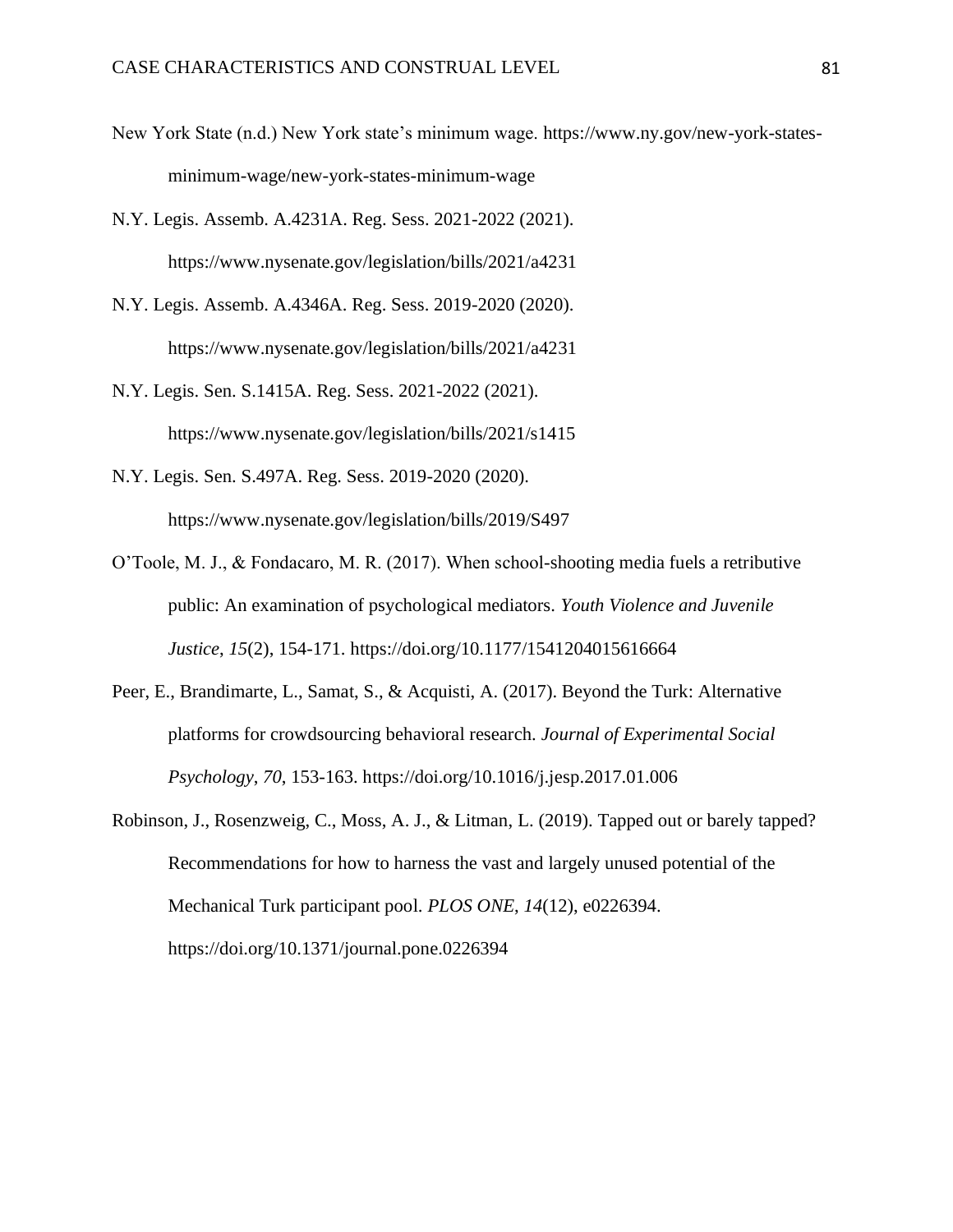New York State (n.d.) New York state's minimum wage. https://www.ny.gov/new-york-states-minimum-wage/new-york-states-minimum-wage

N.Y. Legis. Assemb. A.4231A. Reg. Sess. 2021-2022 (2021). https://www.nysenate.gov/legislation/bills/2021/a4231

N.Y. Legis. Assemb. A.4346A. Reg. Sess. 2019-2020 (2020). https://www.nysenate.gov/legislation/bills/2021/a4231

N.Y. Legis. Sen. S.1415A. Reg. Sess. 2021-2022 (2021). https://www.nysenate.gov/legislation/bills/2021/s1415

N.Y. Legis. Sen. S.497A. Reg. Sess. 2019-2020 (2020). https://www.nysenate.gov/legislation/bills/2019/S497

O'Toole, M. J., & Fondacaro, M. R. (2017). When school-shooting media fuels a retributive public: An examination of psychological mediators. *Youth Violence and Juvenile Justice*, *15*(2), 154-171. https://doi.org/10.1177/1541204015616664

Peer, E., Brandimarte, L., Samat, S., & Acquisti, A. (2017). Beyond the Turk: Alternative platforms for crowdsourcing behavioral research. *Journal of Experimental Social Psychology*, *70*, 153-163. https://doi.org/10.1016/j.jesp.2017.01.006

Robinson, J., Rosenzweig, C., Moss, A. J., & Litman, L. (2019). Tapped out or barely tapped? Recommendations for how to harness the vast and largely unused potential of the Mechanical Turk participant pool. *PLOS ONE*, *14*(12), e0226394. https://doi.org/10.1371/journal.pone.0226394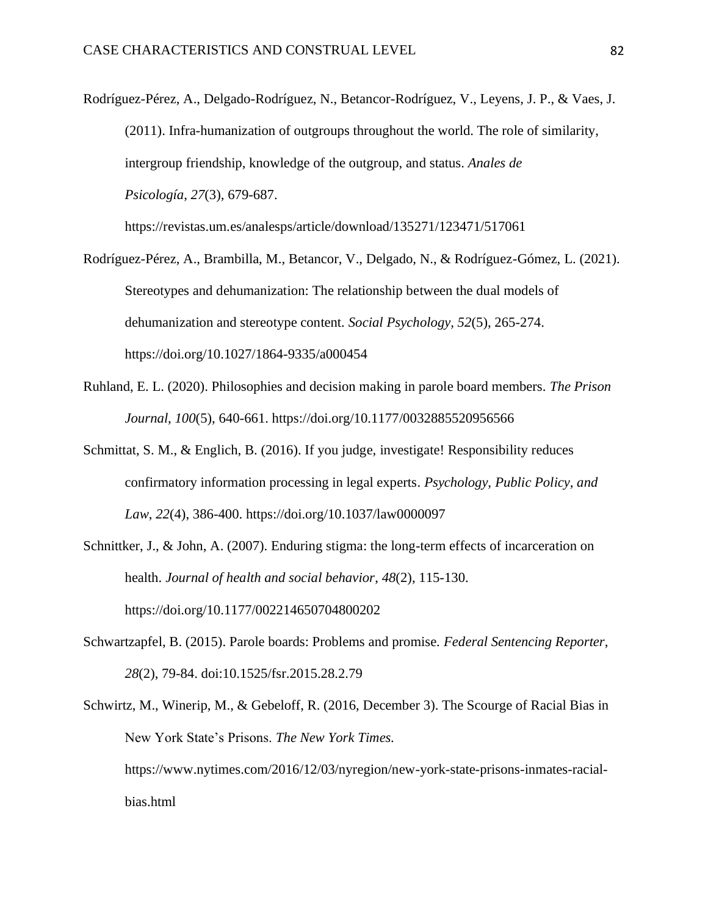Rodríguez-Pérez, A., Delgado-Rodríguez, N., Betancor-Rodríguez, V., Leyens, J. P., & Vaes, J. (2011). Infra-humanization of outgroups throughout the world. The role of similarity, intergroup friendship, knowledge of the outgroup, and status. *Anales de Psicología*, *27*(3), 679-687. https://revistas.um.es/analesps/article/download/135271/123471/517061

Rodríguez-Pérez, A., Brambilla, M., Betancor, V., Delgado, N., & Rodríguez-Gómez, L. (2021). Stereotypes and dehumanization: The relationship between the dual models of dehumanization and stereotype content. *Social Psychology, 52*(5), 265-274. https://doi.org/10.1027/1864-9335/a000454

Ruhland, E. L. (2020). Philosophies and decision making in parole board members. *The Prison Journal*, *100*(5), 640-661. https://doi.org/10.1177/0032885520956566

Schmittat, S. M., & Englich, B. (2016). If you judge, investigate! Responsibility reduces confirmatory information processing in legal experts. *Psychology, Public Policy, and Law*, *22*(4), 386-400. https://doi.org/10.1037/law0000097

Schnittker, J., & John, A. (2007). Enduring stigma: the long-term effects of incarceration on health. *Journal of health and social behavior*, *48*(2), 115-130. https://doi.org/10.1177/002214650704800202

Schwartzapfel, B. (2015). Parole boards: Problems and promise. *Federal Sentencing Reporter*, *28*(2), 79-84. doi:10.1525/fsr.2015.28.2.79

Schwirtz, M., Winerip, M., & Gebeloff, R. (2016, December 3). The Scourge of Racial Bias in New York State's Prisons. *The New York Times.* https://www.nytimes.com/2016/12/03/nyregion/new-york-state-prisons-inmates-racial-bias.html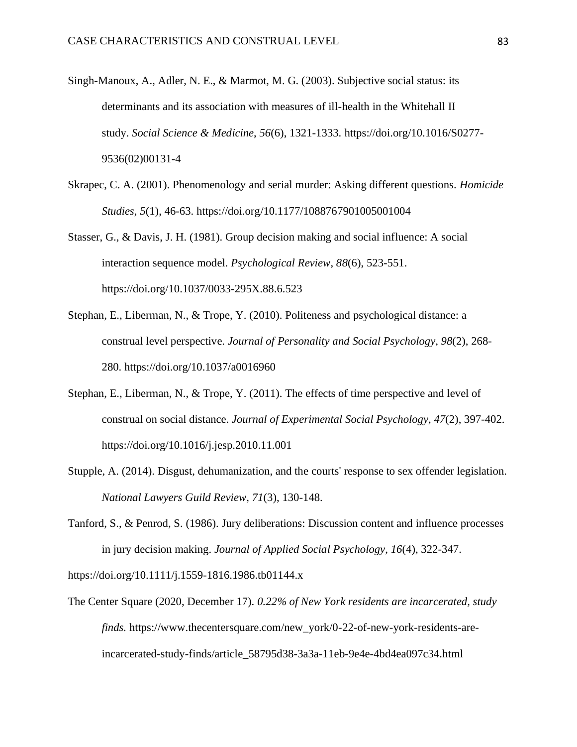Singh-Manoux, A., Adler, N. E., & Marmot, M. G. (2003). Subjective social status: its determinants and its association with measures of ill-health in the Whitehall II study. *Social Science & Medicine*, *56*(6), 1321-1333. https://doi.org/10.1016/S0277-9536(02)00131-4

Skrapec, C. A. (2001). Phenomenology and serial murder: Asking different questions. *Homicide Studies*, *5*(1), 46-63. https://doi.org/10.1177/1088767901005001004

Stasser, G., & Davis, J. H. (1981). Group decision making and social influence: A social interaction sequence model. *Psychological Review*, *88*(6), 523-551. https://doi.org/10.1037/0033-295X.88.6.523

Stephan, E., Liberman, N., & Trope, Y. (2010). Politeness and psychological distance: a construal level perspective. *Journal of Personality and Social Psychology*, *98*(2), 268-280. https://doi.org/10.1037/a0016960

Stephan, E., Liberman, N., & Trope, Y. (2011). The effects of time perspective and level of construal on social distance. *Journal of Experimental Social Psychology*, *47*(2), 397-402. https://doi.org/10.1016/j.jesp.2010.11.001

Stupple, A. (2014). Disgust, dehumanization, and the courts' response to sex offender legislation. *National Lawyers Guild Review*, *71*(3), 130-148.

Tanford, S., & Penrod, S. (1986). Jury deliberations: Discussion content and influence processes in jury decision making. *Journal of Applied Social Psychology*, *16*(4), 322-347. https://doi.org/10.1111/j.1559-1816.1986.tb01144.x

The Center Square (2020, December 17). *0.22% of New York residents are incarcerated, study finds.* https://www.thecentersquare.com/new_york/0-22-of-new-york-residents-are-incarcerated-study-finds/article_58795d38-3a3a-11eb-9e4e-4bd4ea097c34.html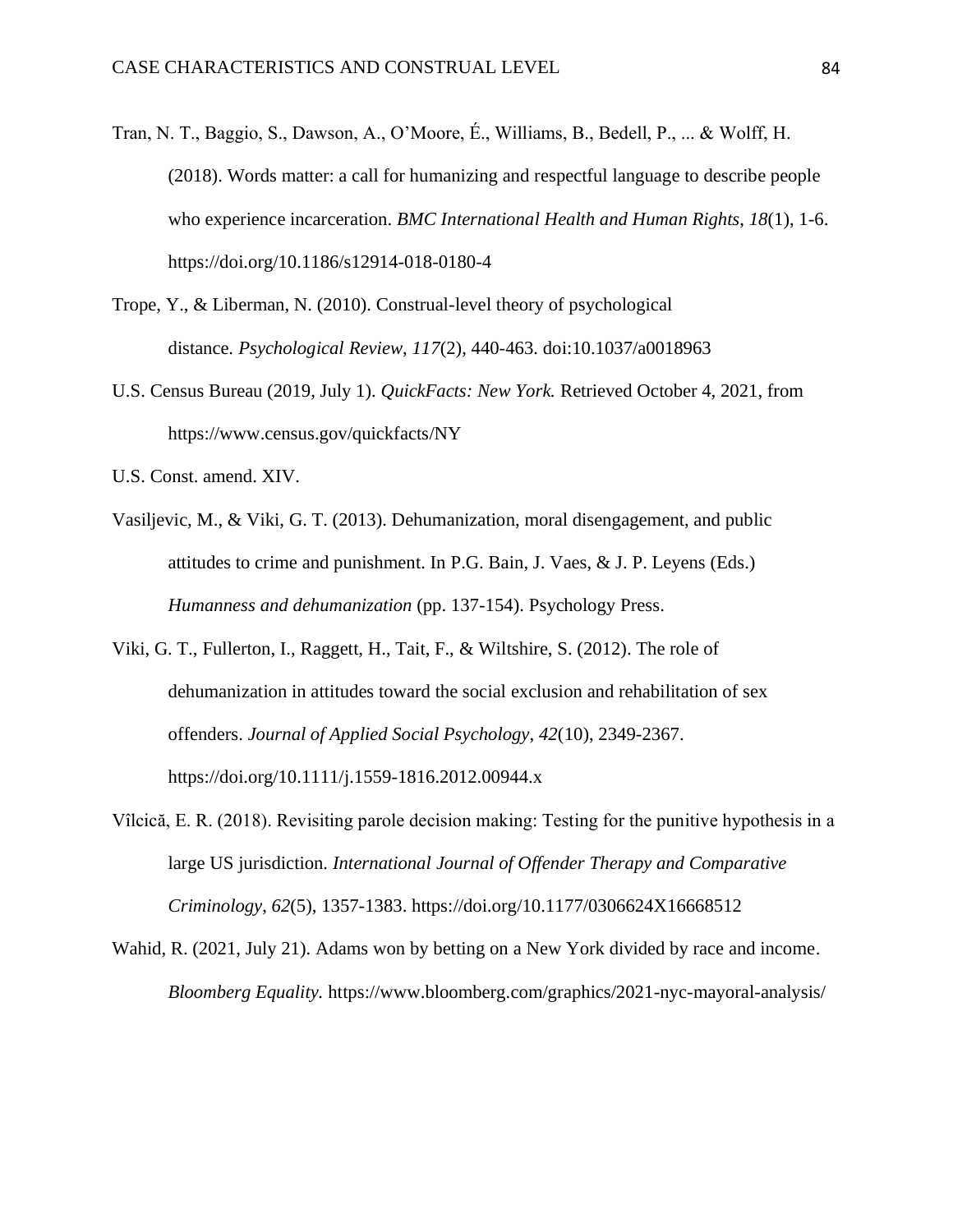Tran, N. T., Baggio, S., Dawson, A., O'Moore, É., Williams, B., Bedell, P., ... & Wolff, H. (2018). Words matter: a call for humanizing and respectful language to describe people who experience incarceration. *BMC International Health and Human Rights*, *18*(1), 1-6. https://doi.org/10.1186/s12914-018-0180-4

Trope, Y., & Liberman, N. (2010). Construal-level theory of psychological distance. *Psychological Review*, *117*(2), 440-463. doi:10.1037/a0018963

U.S. Census Bureau (2019, July 1). *QuickFacts: New York.* Retrieved October 4, 2021, from https://www.census.gov/quickfacts/NY

U.S. Const. amend. XIV.

Vasiljevic, M., & Viki, G. T. (2013). Dehumanization, moral disengagement, and public attitudes to crime and punishment. In P.G. Bain, J. Vaes, & J. P. Leyens (Eds.) *Humanness and dehumanization* (pp. 137-154). Psychology Press.

Viki, G. T., Fullerton, I., Raggett, H., Tait, F., & Wiltshire, S. (2012). The role of dehumanization in attitudes toward the social exclusion and rehabilitation of sex offenders. *Journal of Applied Social Psychology*, *42*(10), 2349-2367. https://doi.org/10.1111/j.1559-1816.2012.00944.x

Vîlcică, E. R. (2018). Revisiting parole decision making: Testing for the punitive hypothesis in a large US jurisdiction. *International Journal of Offender Therapy and Comparative Criminology*, *62*(5), 1357-1383. https://doi.org/10.1177/0306624X16668512

Wahid, R. (2021, July 21). Adams won by betting on a New York divided by race and income. *Bloomberg Equality.* https://www.bloomberg.com/graphics/2021-nyc-mayoral-analysis/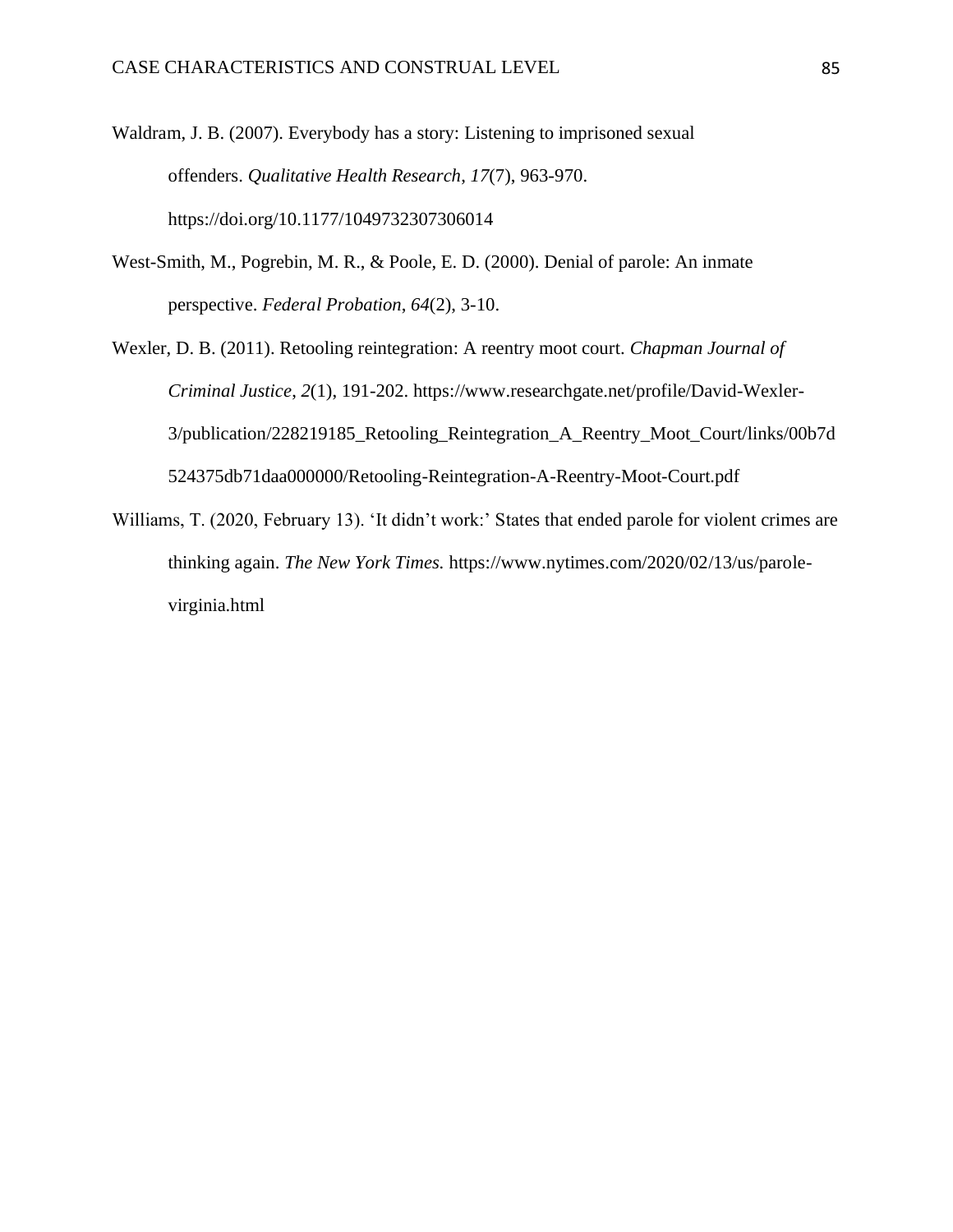Waldram, J. B. (2007). Everybody has a story: Listening to imprisoned sexual offenders. *Qualitative Health Research*, *17*(7), 963-970. https://doi.org/10.1177/1049732307306014

West-Smith, M., Pogrebin, M. R., & Poole, E. D. (2000). Denial of parole: An inmate perspective. *Federal Probation*, *64*(2), 3-10.

Wexler, D. B. (2011). Retooling reintegration: A reentry moot court. *Chapman Journal of Criminal Justice*, *2*(1), 191-202. https://www.researchgate.net/profile/David-Wexler-3/publication/228219185_Retooling_Reintegration_A_Reentry_Moot_Court/links/00b7d524375db71daa000000/Retooling-Reintegration-A-Reentry-Moot-Court.pdf

Williams, T. (2020, February 13). 'It didn't work:' States that ended parole for violent crimes are thinking again. *The New York Times.* https://www.nytimes.com/2020/02/13/us/parole-virginia.html